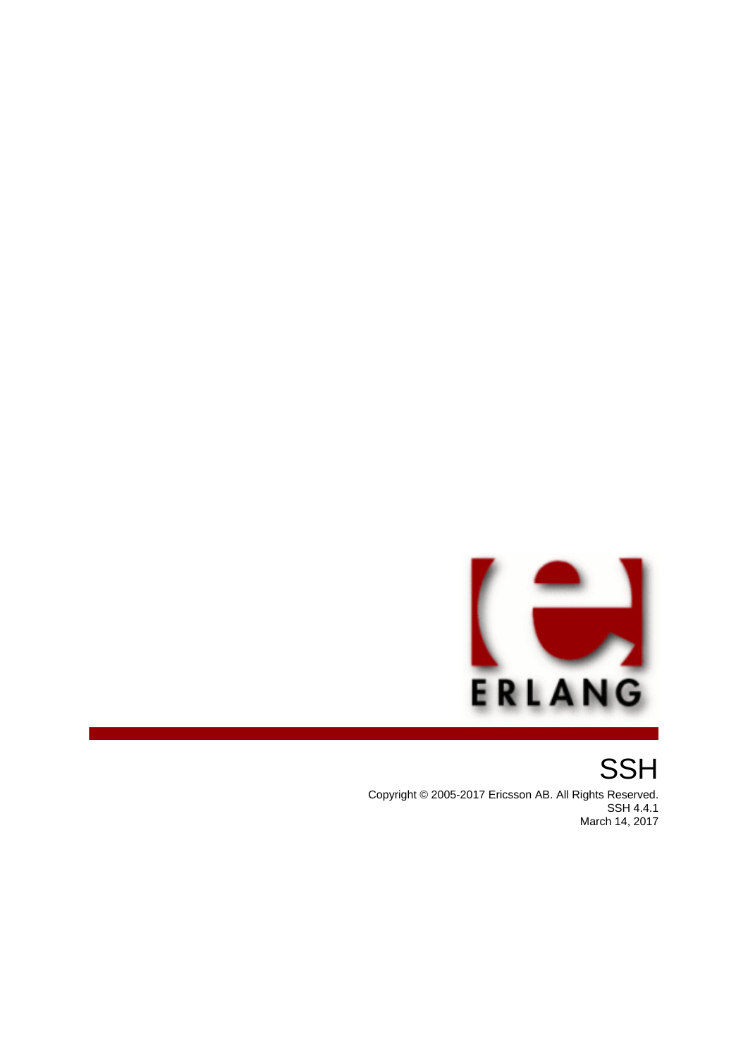# SSH

Copyright © 2005-2017 Ericsson AB. All Rights Reserved.
SSH 4.4.1
March 14, 2017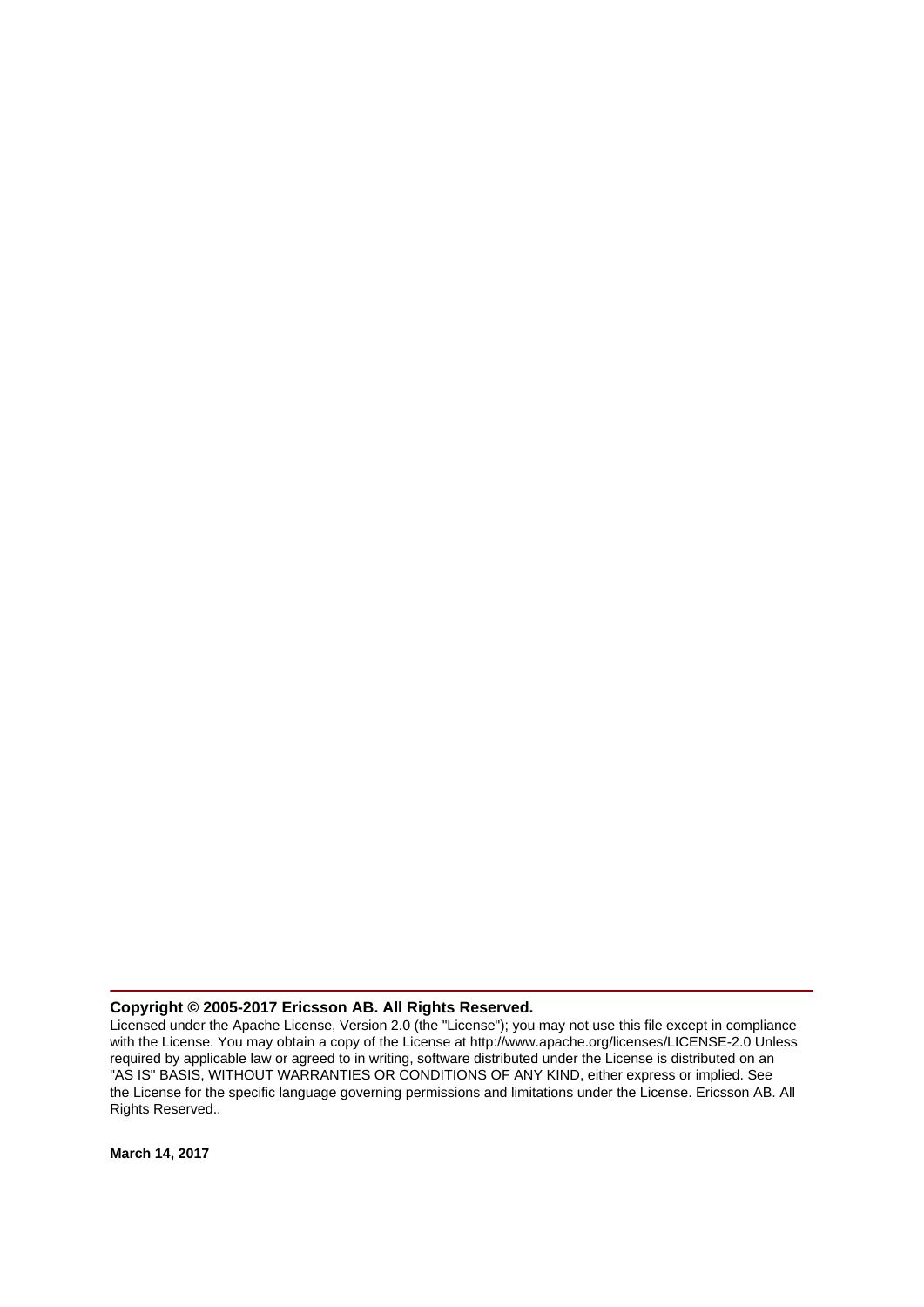**Copyright © 2005-2017 Ericsson AB. All Rights Reserved.**

Licensed under the Apache License, Version 2.0 (the "License"); you may not use this file except in compliance with the License. You may obtain a copy of the License at http://www.apache.org/licenses/LICENSE-2.0 Unless required by applicable law or agreed to in writing, software distributed under the License is distributed on an "AS IS" BASIS, WITHOUT WARRANTIES OR CONDITIONS OF ANY KIND, either express or implied. See the License for the specific language governing permissions and limitations under the License. Ericsson AB. All Rights Reserved..

**March 14, 2017**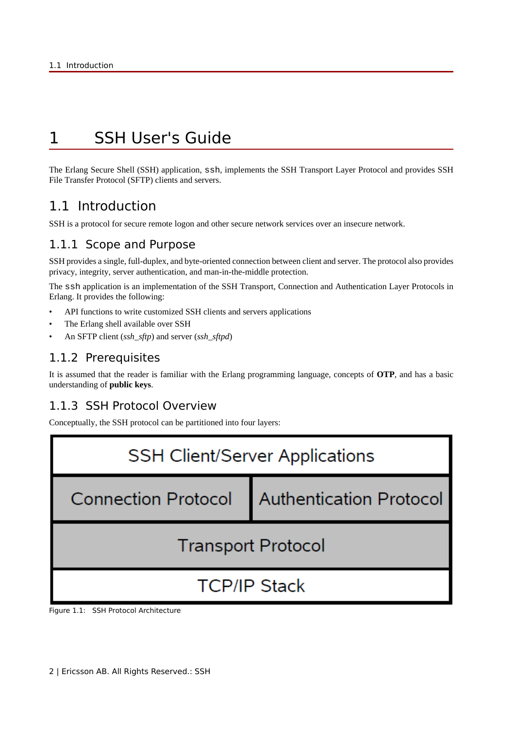# 1 SSH User's Guide

The Erlang Secure Shell (SSH) application, `ssh`, implements the SSH Transport Layer Protocol and provides SSH File Transfer Protocol (SFTP) clients and servers.

## 1.1 Introduction

SSH is a protocol for secure remote logon and other secure network services over an insecure network.

### 1.1.1 Scope and Purpose

SSH provides a single, full-duplex, and byte-oriented connection between client and server. The protocol also provides privacy, integrity, server authentication, and man-in-the-middle protection.

The `ssh` application is an implementation of the SSH Transport, Connection and Authentication Layer Protocols in Erlang. It provides the following:

- API functions to write customized SSH clients and servers applications
- The Erlang shell available over SSH
- An SFTP client (*ssh_sftp*) and server (*ssh_sftpd*)

### 1.1.2 Prerequisites

It is assumed that the reader is familiar with the Erlang programming language, concepts of **OTP**, and has a basic understanding of **public keys**.

### 1.1.3 SSH Protocol Overview

Conceptually, the SSH protocol can be partitioned into four layers:

| SSH Client/Server Applications | |
|---|---|
| Connection Protocol | Authentication Protocol |
| Transport Protocol | |
| TCP/IP Stack | |

Figure 1.1: SSH Protocol Architecture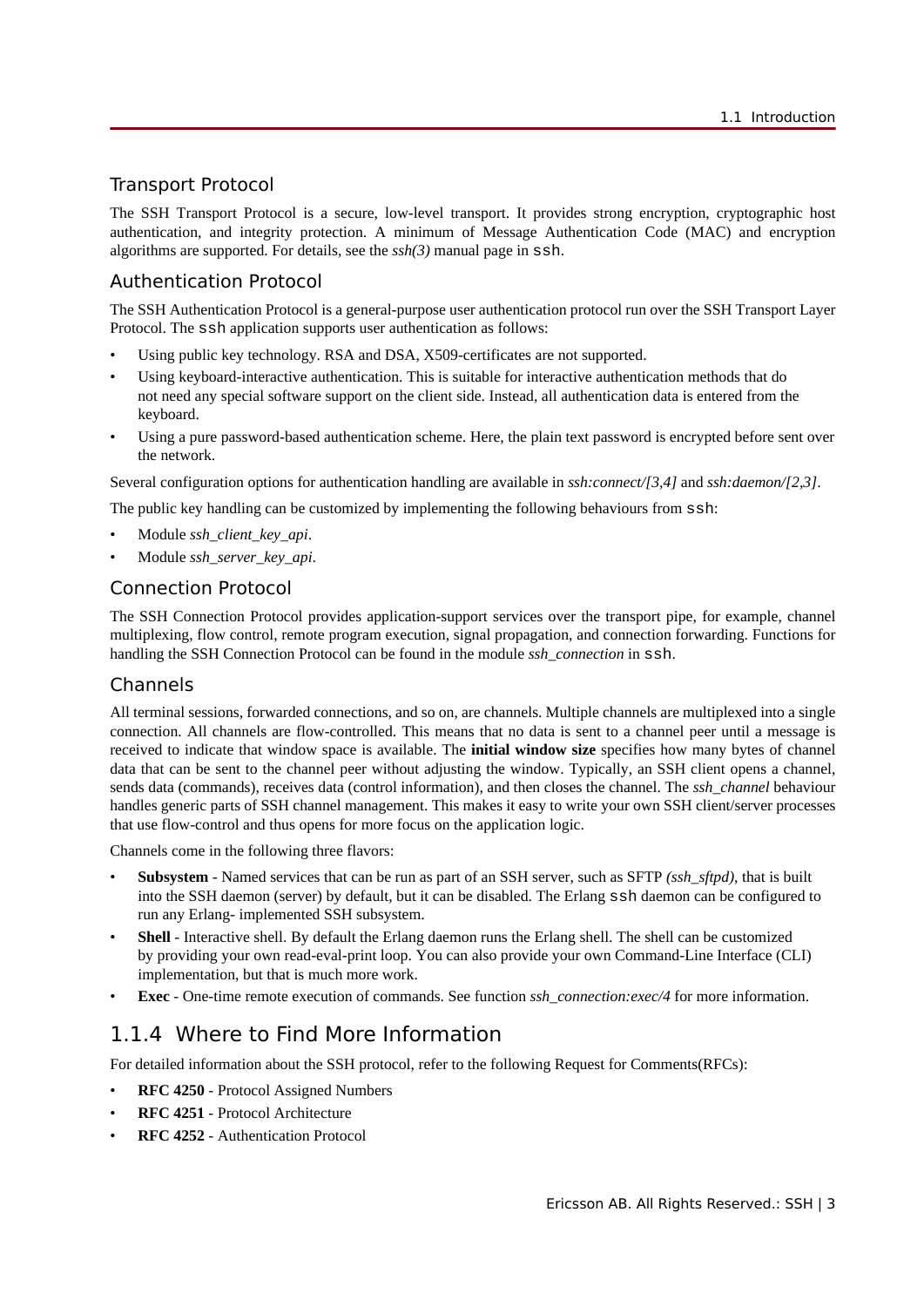### Transport Protocol

The SSH Transport Protocol is a secure, low-level transport. It provides strong encryption, cryptographic host authentication, and integrity protection. A minimum of Message Authentication Code (MAC) and encryption algorithms are supported. For details, see the *ssh(3)* manual page in `ssh`.

### Authentication Protocol

The SSH Authentication Protocol is a general-purpose user authentication protocol run over the SSH Transport Layer Protocol. The `ssh` application supports user authentication as follows:

- Using public key technology. RSA and DSA, X509-certificates are not supported.
- Using keyboard-interactive authentication. This is suitable for interactive authentication methods that do not need any special software support on the client side. Instead, all authentication data is entered from the keyboard.
- Using a pure password-based authentication scheme. Here, the plain text password is encrypted before sent over the network.

Several configuration options for authentication handling are available in *ssh:connect/[3,4]* and *ssh:daemon/[2,3]*.

The public key handling can be customized by implementing the following behaviours from `ssh`:

- Module *ssh_client_key_api*.
- Module *ssh_server_key_api*.

### Connection Protocol

The SSH Connection Protocol provides application-support services over the transport pipe, for example, channel multiplexing, flow control, remote program execution, signal propagation, and connection forwarding. Functions for handling the SSH Connection Protocol can be found in the module *ssh_connection* in `ssh`.

### Channels

All terminal sessions, forwarded connections, and so on, are channels. Multiple channels are multiplexed into a single connection. All channels are flow-controlled. This means that no data is sent to a channel peer until a message is received to indicate that window space is available. The **initial window size** specifies how many bytes of channel data that can be sent to the channel peer without adjusting the window. Typically, an SSH client opens a channel, sends data (commands), receives data (control information), and then closes the channel. The *ssh_channel* behaviour handles generic parts of SSH channel management. This makes it easy to write your own SSH client/server processes that use flow-control and thus opens for more focus on the application logic.

Channels come in the following three flavors:

- **Subsystem** - Named services that can be run as part of an SSH server, such as SFTP *(ssh_sftpd)*, that is built into the SSH daemon (server) by default, but it can be disabled. The Erlang `ssh` daemon can be configured to run any Erlang- implemented SSH subsystem.
- **Shell** - Interactive shell. By default the Erlang daemon runs the Erlang shell. The shell can be customized by providing your own read-eval-print loop. You can also provide your own Command-Line Interface (CLI) implementation, but that is much more work.
- **Exec** - One-time remote execution of commands. See function *ssh_connection:exec/4* for more information.

## 1.1.4 Where to Find More Information

For detailed information about the SSH protocol, refer to the following Request for Comments(RFCs):

- **RFC 4250** - Protocol Assigned Numbers
- **RFC 4251** - Protocol Architecture
- **RFC 4252** - Authentication Protocol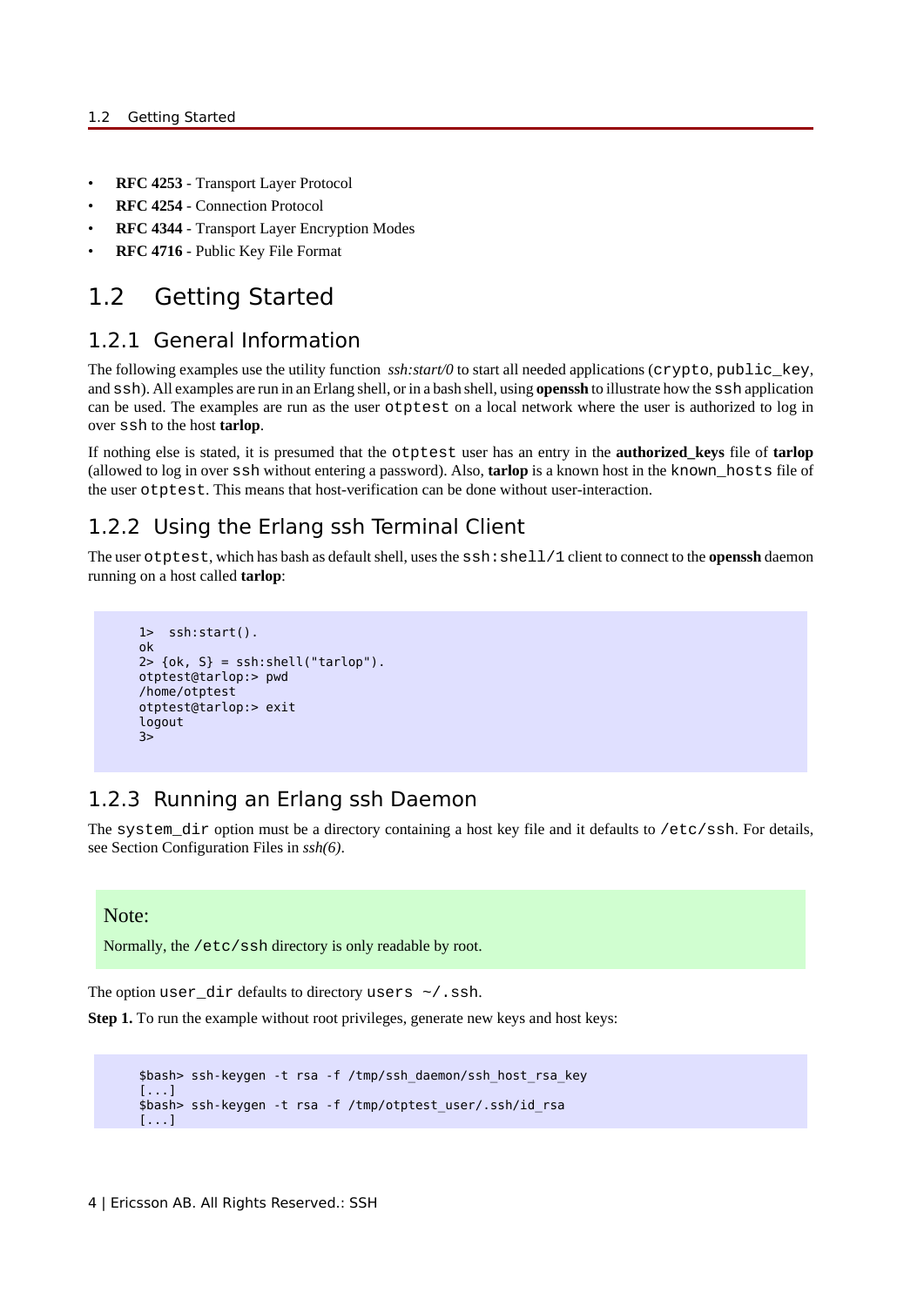- **RFC 4253** - Transport Layer Protocol
- **RFC 4254** - Connection Protocol
- **RFC 4344** - Transport Layer Encryption Modes
- **RFC 4716** - Public Key File Format

## 1.2 Getting Started

### 1.2.1 General Information

The following examples use the utility function *ssh:start/0* to start all needed applications (`crypto`, `public_key`, and `ssh`). All examples are run in an Erlang shell, or in a bash shell, using **openssh** to illustrate how the `ssh` application can be used. The examples are run as the user `otptest` on a local network where the user is authorized to log in over `ssh` to the host **tarlop**.

If nothing else is stated, it is presumed that the `otptest` user has an entry in the **authorized_keys** file of **tarlop** (allowed to log in over `ssh` without entering a password). Also, **tarlop** is a known host in the `known_hosts` file of the user `otptest`. This means that host-verification can be done without user-interaction.

### 1.2.2 Using the Erlang ssh Terminal Client

The user `otptest`, which has bash as default shell, uses the `ssh:shell/1` client to connect to the **openssh** daemon running on a host called **tarlop**:

```
1>  ssh:start().
ok
2> {ok, S} = ssh:shell("tarlop").
otptest@tarlop:> pwd
/home/otptest
otptest@tarlop:> exit
logout
3>
```

### 1.2.3 Running an Erlang ssh Daemon

The `system_dir` option must be a directory containing a host key file and it defaults to `/etc/ssh`. For details, see Section Configuration Files in *ssh(6)*.

> **Note:**
>
> Normally, the `/etc/ssh` directory is only readable by root.

The option `user_dir` defaults to directory `users ~/.ssh`.

**Step 1.** To run the example without root privileges, generate new keys and host keys:

```
$bash> ssh-keygen -t rsa -f /tmp/ssh_daemon/ssh_host_rsa_key
[...]
$bash> ssh-keygen -t rsa -f /tmp/otptest_user/.ssh/id_rsa
[...]
```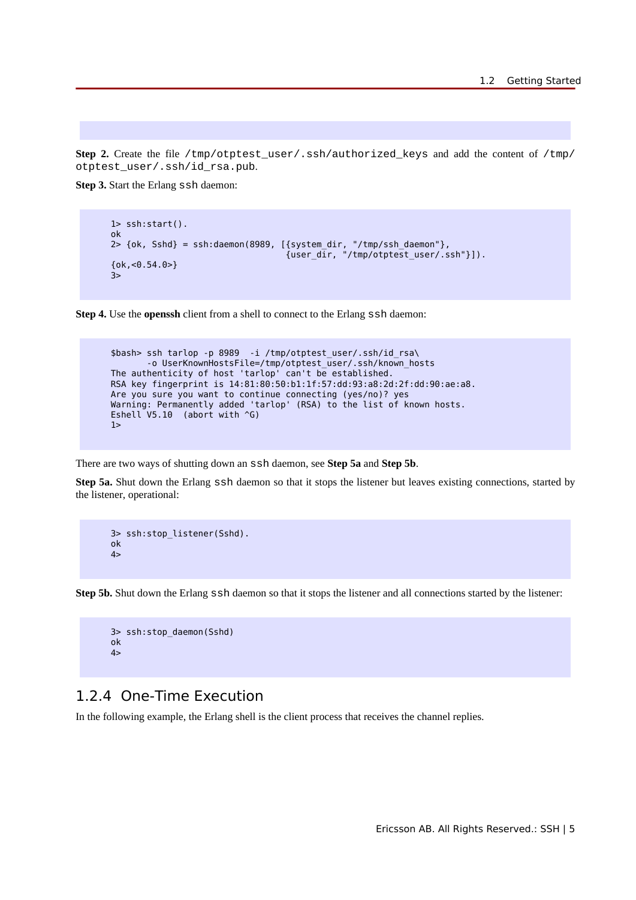**Step 2.** Create the file `/tmp/otptest_user/.ssh/authorized_keys` and add the content of `/tmp/otptest_user/.ssh/id_rsa.pub`.

**Step 3.** Start the Erlang `ssh` daemon:

```
1> ssh:start().
ok
2> {ok, Sshd} = ssh:daemon(8989, [{system_dir, "/tmp/ssh_daemon"},
                                   {user_dir, "/tmp/otptest_user/.ssh"}]).
{ok,<0.54.0>}
3>
```

**Step 4.** Use the **openssh** client from a shell to connect to the Erlang `ssh` daemon:

```
$bash> ssh tarlop -p 8989  -i /tmp/otptest_user/.ssh/id_rsa\
       -o UserKnownHostsFile=/tmp/otptest_user/.ssh/known_hosts
The authenticity of host 'tarlop' can't be established.
RSA key fingerprint is 14:81:80:50:b1:1f:57:dd:93:a8:2d:2f:dd:90:ae:a8.
Are you sure you want to continue connecting (yes/no)? yes
Warning: Permanently added 'tarlop' (RSA) to the list of known hosts.
Eshell V5.10  (abort with ^G)
1>
```

There are two ways of shutting down an `ssh` daemon, see **Step 5a** and **Step 5b**.

**Step 5a.** Shut down the Erlang `ssh` daemon so that it stops the listener but leaves existing connections, started by the listener, operational:

```
3> ssh:stop_listener(Sshd).
ok
4>
```

**Step 5b.** Shut down the Erlang `ssh` daemon so that it stops the listener and all connections started by the listener:

```
3> ssh:stop_daemon(Sshd)
ok
4>
```

### 1.2.4 One-Time Execution

In the following example, the Erlang shell is the client process that receives the channel replies.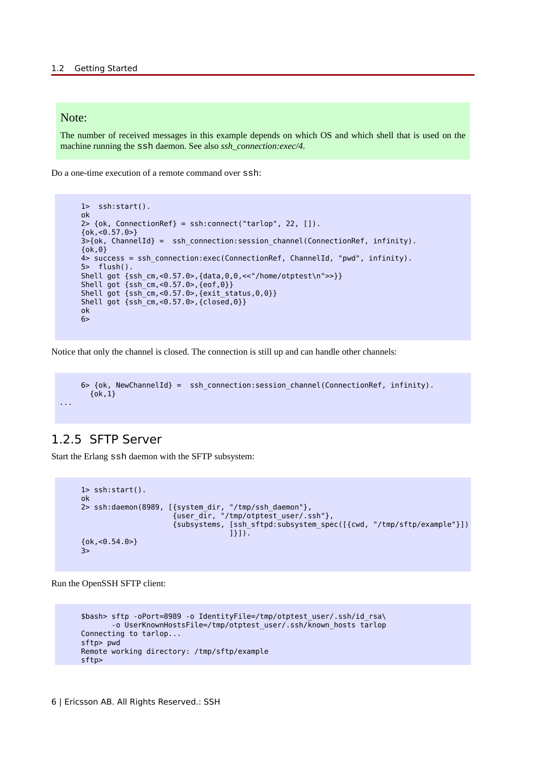**Note:**

The number of received messages in this example depends on which OS and which shell that is used on the machine running the ssh daemon. See also *ssh_connection:exec/4*.

Do a one-time execution of a remote command over ssh:

```
1>  ssh:start().
ok
2> {ok, ConnectionRef} = ssh:connect("tarlop", 22, []).
{ok,<0.57.0>}
3>{ok, ChannelId} =  ssh_connection:session_channel(ConnectionRef, infinity).
{ok,0}
4> success = ssh_connection:exec(ConnectionRef, ChannelId, "pwd", infinity).
5>  flush().
Shell got {ssh_cm,<0.57.0>,{data,0,0,<<"/home/otptest\n">>}}
Shell got {ssh_cm,<0.57.0>,{eof,0}}
Shell got {ssh_cm,<0.57.0>,{exit_status,0,0}}
Shell got {ssh_cm,<0.57.0>,{closed,0}}
ok
6>
```

Notice that only the channel is closed. The connection is still up and can handle other channels:

```
6> {ok, NewChannelId} =  ssh_connection:session_channel(ConnectionRef, infinity).
  {ok,1}
...
```

### 1.2.5 SFTP Server

Start the Erlang ssh daemon with the SFTP subsystem:

```
1> ssh:start().
ok
2> ssh:daemon(8989, [{system_dir, "/tmp/ssh_daemon"},
                     {user_dir, "/tmp/otptest_user/.ssh"},
                     {subsystems, [ssh_sftpd:subsystem_spec([{cwd, "/tmp/sftp/example"}])
                                  ]}]).
{ok,<0.54.0>}
3>
```

Run the OpenSSH SFTP client:

```
$bash> sftp -oPort=8989 -o IdentityFile=/tmp/otptest_user/.ssh/id_rsa\
       -o UserKnownHostsFile=/tmp/otptest_user/.ssh/known_hosts tarlop
Connecting to tarlop...
sftp> pwd
Remote working directory: /tmp/sftp/example
sftp>
```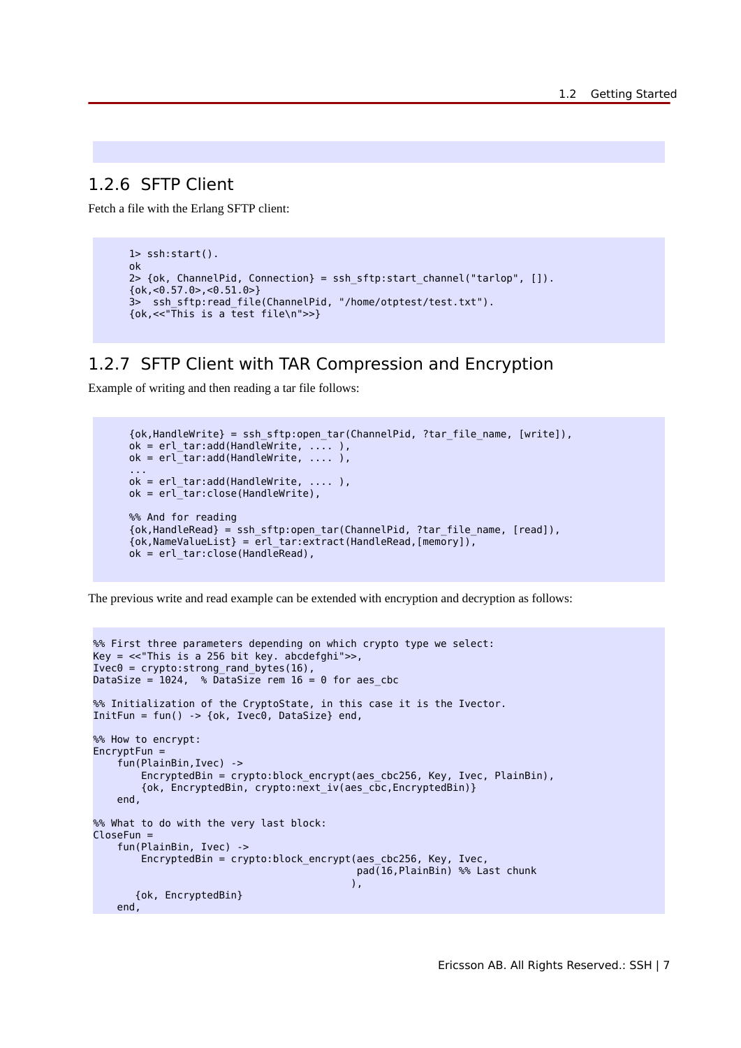### 1.2.6 SFTP Client

Fetch a file with the Erlang SFTP client:

```
1> ssh:start().
ok
2> {ok, ChannelPid, Connection} = ssh_sftp:start_channel("tarlop", []).
{ok,<0.57.0>,<0.51.0>}
3>  ssh_sftp:read_file(ChannelPid, "/home/otptest/test.txt").
{ok,<<"This is a test file\n">>}
```

### 1.2.7 SFTP Client with TAR Compression and Encryption

Example of writing and then reading a tar file follows:

```
{ok,HandleWrite} = ssh_sftp:open_tar(ChannelPid, ?tar_file_name, [write]),
ok = erl_tar:add(HandleWrite, .... ),
ok = erl_tar:add(HandleWrite, .... ),
...
ok = erl_tar:add(HandleWrite, .... ),
ok = erl_tar:close(HandleWrite),

%% And for reading
{ok,HandleRead} = ssh_sftp:open_tar(ChannelPid, ?tar_file_name, [read]),
{ok,NameValueList} = erl_tar:extract(HandleRead,[memory]),
ok = erl_tar:close(HandleRead),
```

The previous write and read example can be extended with encryption and decryption as follows:

```
%% First three parameters depending on which crypto type we select:
Key = <<"This is a 256 bit key. abcdefghi">>,
Ivec0 = crypto:strong_rand_bytes(16),
DataSize = 1024,  % DataSize rem 16 = 0 for aes_cbc

%% Initialization of the CryptoState, in this case it is the Ivector.
InitFun = fun() -> {ok, Ivec0, DataSize} end,

%% How to encrypt:
EncryptFun =
    fun(PlainBin,Ivec) ->
        EncryptedBin = crypto:block_encrypt(aes_cbc256, Key, Ivec, PlainBin),
        {ok, EncryptedBin, crypto:next_iv(aes_cbc,EncryptedBin)}
    end,

%% What to do with the very last block:
CloseFun =
    fun(PlainBin, Ivec) ->
        EncryptedBin = crypto:block_encrypt(aes_cbc256, Key, Ivec,
                                            pad(16,PlainBin) %% Last chunk
                                           ),
       {ok, EncryptedBin}
    end,
```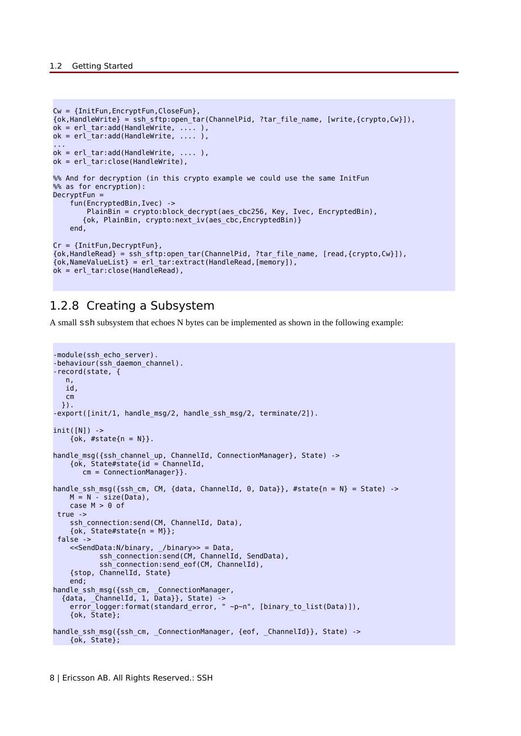```
Cw = {InitFun,EncryptFun,CloseFun},
{ok,HandleWrite} = ssh_sftp:open_tar(ChannelPid, ?tar_file_name, [write,{crypto,Cw}]),
ok = erl_tar:add(HandleWrite, .... ),
ok = erl_tar:add(HandleWrite, .... ),
...
ok = erl_tar:add(HandleWrite, .... ),
ok = erl_tar:close(HandleWrite),

%% And for decryption (in this crypto example we could use the same InitFun
%% as for encryption):
DecryptFun =
    fun(EncryptedBin,Ivec) ->
        PlainBin = crypto:block_decrypt(aes_cbc256, Key, Ivec, EncryptedBin),
       {ok, PlainBin, crypto:next_iv(aes_cbc,EncryptedBin)}
    end,

Cr = {InitFun,DecryptFun},
{ok,HandleRead} = ssh_sftp:open_tar(ChannelPid, ?tar_file_name, [read,{crypto,Cw}]),
{ok,NameValueList} = erl_tar:extract(HandleRead,[memory]),
ok = erl_tar:close(HandleRead),
```

### 1.2.8 Creating a Subsystem

A small ssh subsystem that echoes N bytes can be implemented as shown in the following example:

```
-module(ssh_echo_server).
-behaviour(ssh_daemon_channel).
-record(state, {
   n,
   id,
   cm
  }).
-export([init/1, handle_msg/2, handle_ssh_msg/2, terminate/2]).

init([N]) ->
    {ok, #state{n = N}}.

handle_msg({ssh_channel_up, ChannelId, ConnectionManager}, State) ->
    {ok, State#state{id = ChannelId,
       cm = ConnectionManager}}.

handle_ssh_msg({ssh_cm, CM, {data, ChannelId, 0, Data}}, #state{n = N} = State) ->
    M = N - size(Data),
    case M > 0 of
 true ->
    ssh_connection:send(CM, ChannelId, Data),
    {ok, State#state{n = M}};
 false ->
    <<SendData:N/binary, _/binary>> = Data,
           ssh_connection:send(CM, ChannelId, SendData),
           ssh_connection:send_eof(CM, ChannelId),
    {stop, ChannelId, State}
    end;
handle_ssh_msg({ssh_cm, _ConnectionManager,
  {data, _ChannelId, 1, Data}}, State) ->
    error_logger:format(standard_error, " ~p~n", [binary_to_list(Data)]),
    {ok, State};

handle_ssh_msg({ssh_cm, _ConnectionManager, {eof, _ChannelId}}, State) ->
    {ok, State};
```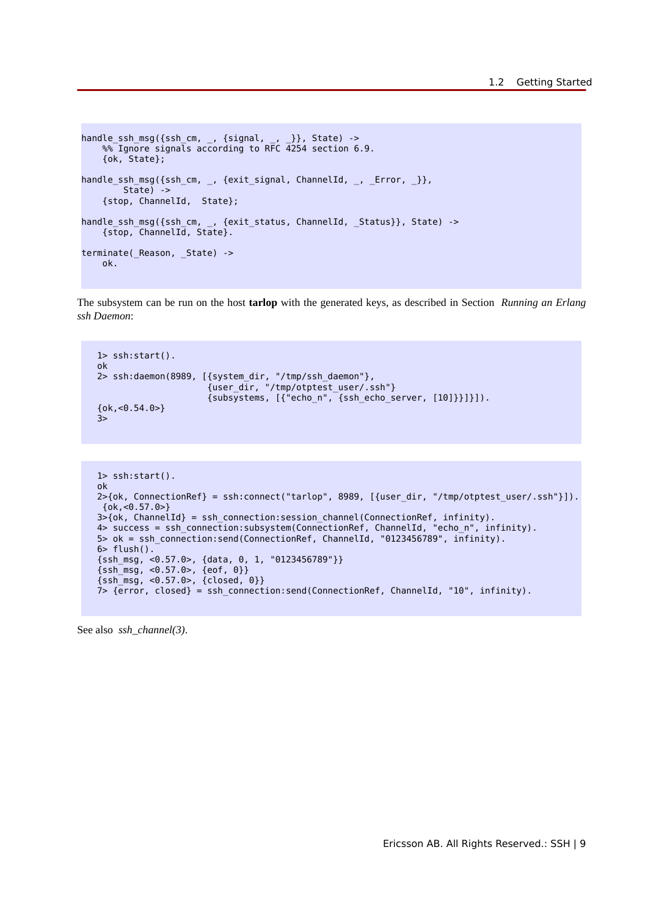```
handle_ssh_msg({ssh_cm, _, {signal, _, _}}, State) ->
    %% Ignore signals according to RFC 4254 section 6.9.
    {ok, State};

handle_ssh_msg({ssh_cm, _, {exit_signal, ChannelId, _, _Error, _}},
        State) ->
    {stop, ChannelId,  State};

handle_ssh_msg({ssh_cm, _, {exit_status, ChannelId, _Status}}, State) ->
    {stop, ChannelId, State}.

terminate(_Reason, _State) ->
    ok.
```

The subsystem can be run on the host **tarlop** with the generated keys, as described in Section *Running an Erlang ssh Daemon*:

```
1> ssh:start().
ok
2> ssh:daemon(8989, [{system_dir, "/tmp/ssh_daemon"},
                     {user_dir, "/tmp/otptest_user/.ssh"}
                     {subsystems, [{"echo_n", {ssh_echo_server, [10]}}]}]).
{ok,<0.54.0>}
3>
```

```
1> ssh:start().
ok
2>{ok, ConnectionRef} = ssh:connect("tarlop", 8989, [{user_dir, "/tmp/otptest_user/.ssh"}]).
 {ok,<0.57.0>}
3>{ok, ChannelId} = ssh_connection:session_channel(ConnectionRef, infinity).
4> success = ssh_connection:subsystem(ConnectionRef, ChannelId, "echo_n", infinity).
5> ok = ssh_connection:send(ConnectionRef, ChannelId, "0123456789", infinity).
6> flush().
{ssh_msg, <0.57.0>, {data, 0, 1, "0123456789"}}
{ssh_msg, <0.57.0>, {eof, 0}}
{ssh_msg, <0.57.0>, {closed, 0}}
7> {error, closed} = ssh_connection:send(ConnectionRef, ChannelId, "10", infinity).
```

See also *ssh_channel(3)*.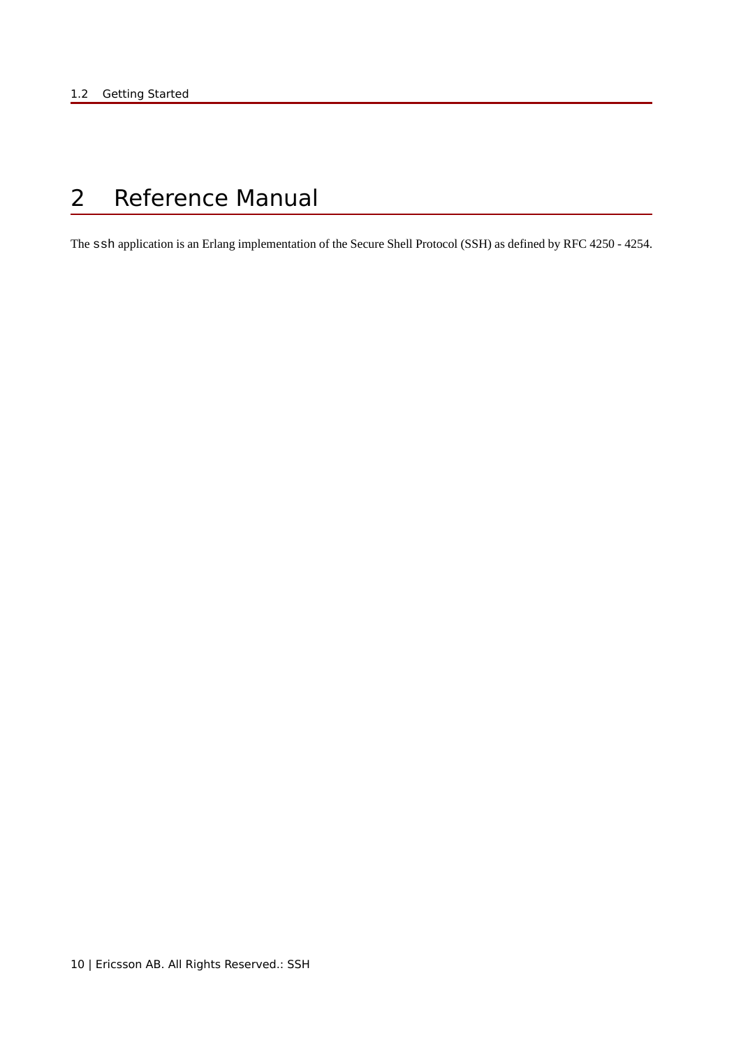# 2 Reference Manual

The `ssh` application is an Erlang implementation of the Secure Shell Protocol (SSH) as defined by RFC 4250 - 4254.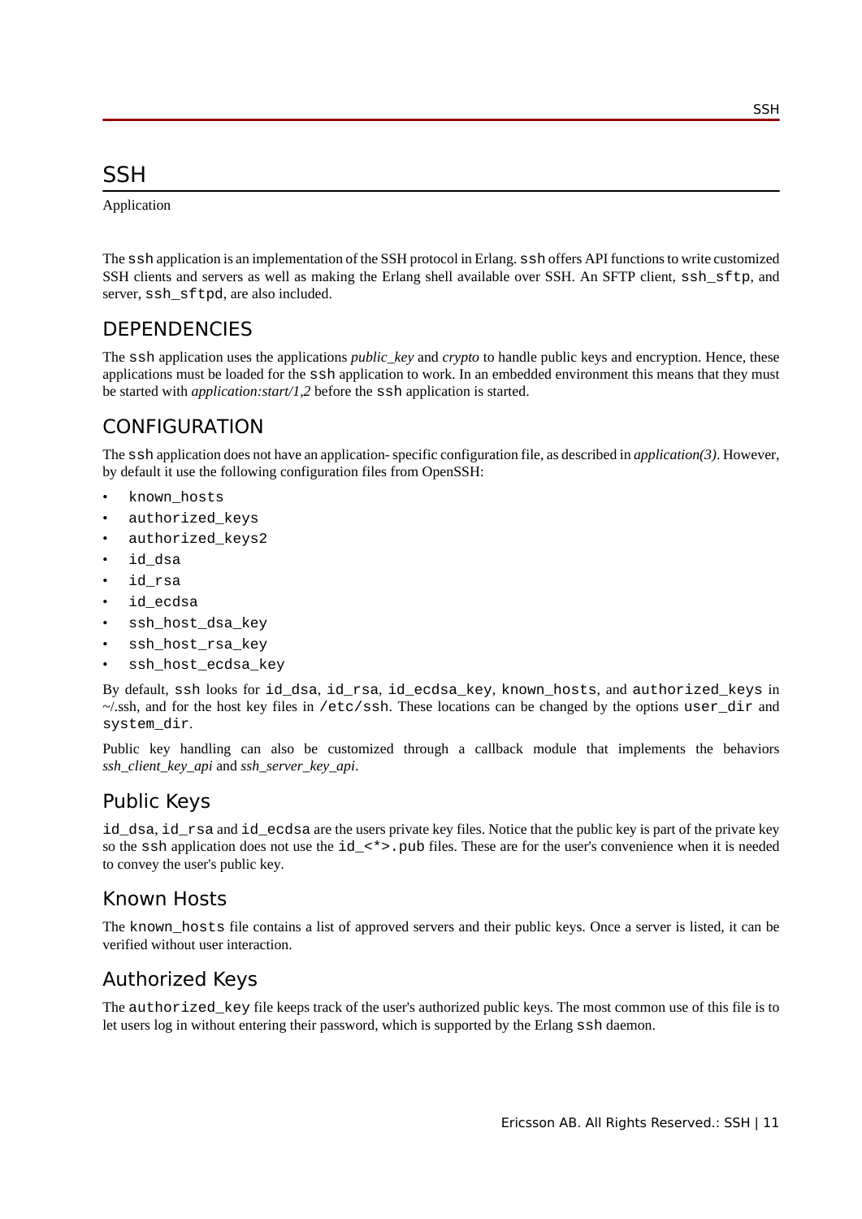// SSH

Application

The ssh application is an implementation of the SSH protocol in Erlang. ssh offers API functions to write customized SSH clients and servers as well as making the Erlang shell available over SSH. An SFTP client, ssh_sftp, and server, ssh_sftpd, are also included.

## DEPENDENCIES

The ssh application uses the applications *public_key* and *crypto* to handle public keys and encryption. Hence, these applications must be loaded for the ssh application to work. In an embedded environment this means that they must be started with *application:start/1,2* before the ssh application is started.

## CONFIGURATION

The ssh application does not have an application- specific configuration file, as described in *application(3)*. However, by default it use the following configuration files from OpenSSH:

- known_hosts
- authorized_keys
- authorized_keys2
- id_dsa
- id_rsa
- id_ecdsa
- ssh_host_dsa_key
- ssh_host_rsa_key
- ssh_host_ecdsa_key

By default, ssh looks for id_dsa, id_rsa, id_ecdsa_key, known_hosts, and authorized_keys in ~/.ssh, and for the host key files in /etc/ssh. These locations can be changed by the options user_dir and system_dir.

Public key handling can also be customized through a callback module that implements the behaviors *ssh_client_key_api* and *ssh_server_key_api*.

### Public Keys

id_dsa, id_rsa and id_ecdsa are the users private key files. Notice that the public key is part of the private key so the ssh application does not use the id_<*>.pub files. These are for the user's convenience when it is needed to convey the user's public key.

### Known Hosts

The known_hosts file contains a list of approved servers and their public keys. Once a server is listed, it can be verified without user interaction.

### Authorized Keys

The authorized_key file keeps track of the user's authorized public keys. The most common use of this file is to let users log in without entering their password, which is supported by the Erlang ssh daemon.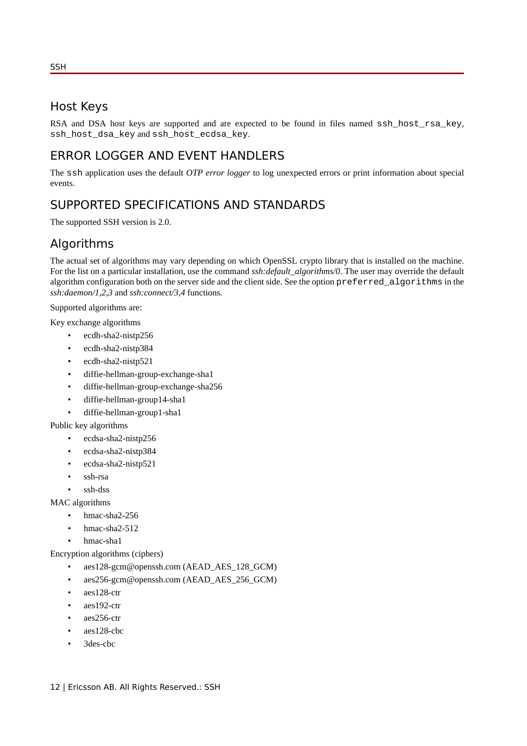## Host Keys

RSA and DSA host keys are supported and are expected to be found in files named `ssh_host_rsa_key`, `ssh_host_dsa_key` and `ssh_host_ecdsa_key`.

## ERROR LOGGER AND EVENT HANDLERS

The `ssh` application uses the default *OTP error logger* to log unexpected errors or print information about special events.

## SUPPORTED SPECIFICATIONS AND STANDARDS

The supported SSH version is 2.0.

## Algorithms

The actual set of algorithms may vary depending on which OpenSSL crypto library that is installed on the machine. For the list on a particular installation, use the command *ssh:default_algorithms/0*. The user may override the default algorithm configuration both on the server side and the client side. See the option `preferred_algorithms` in the *ssh:daemon/1,2,3* and *ssh:connect/3,4* functions.

Supported algorithms are:

Key exchange algorithms

- ecdh-sha2-nistp256
- ecdh-sha2-nistp384
- ecdh-sha2-nistp521
- diffie-hellman-group-exchange-sha1
- diffie-hellman-group-exchange-sha256
- diffie-hellman-group14-sha1
- diffie-hellman-group1-sha1

Public key algorithms

- ecdsa-sha2-nistp256
- ecdsa-sha2-nistp384
- ecdsa-sha2-nistp521
- ssh-rsa
- ssh-dss

MAC algorithms

- hmac-sha2-256
- hmac-sha2-512
- hmac-sha1

Encryption algorithms (ciphers)

- aes128-gcm@openssh.com (AEAD_AES_128_GCM)
- aes256-gcm@openssh.com (AEAD_AES_256_GCM)
- aes128-ctr
- aes192-ctr
- aes256-ctr
- aes128-cbc
- 3des-cbc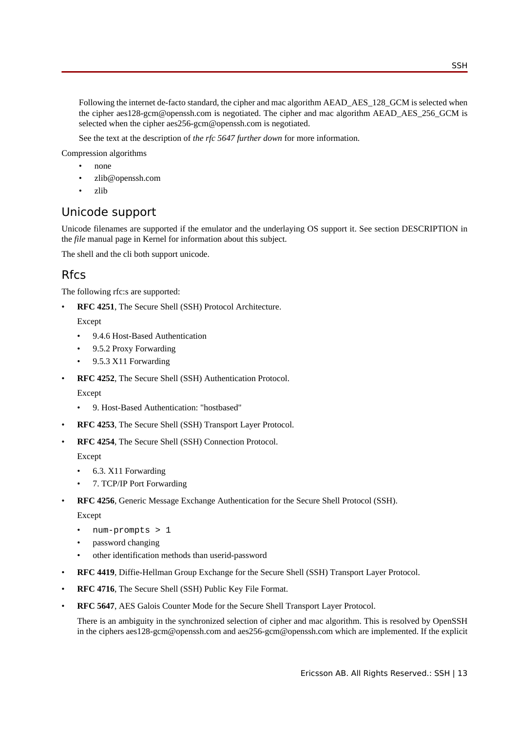Following the internet de-facto standard, the cipher and mac algorithm AEAD_AES_128_GCM is selected when the cipher aes128-gcm@openssh.com is negotiated. The cipher and mac algorithm AEAD_AES_256_GCM is selected when the cipher aes256-gcm@openssh.com is negotiated.

See the text at the description of *the rfc 5647 further down* for more information.

Compression algorithms

- none
- zlib@openssh.com
- zlib

## Unicode support

Unicode filenames are supported if the emulator and the underlaying OS support it. See section DESCRIPTION in the *file* manual page in Kernel for information about this subject.

The shell and the cli both support unicode.

## Rfcs

The following rfc:s are supported:

- **RFC 4251**, The Secure Shell (SSH) Protocol Architecture.

  Except

  - 9.4.6 Host-Based Authentication
  - 9.5.2 Proxy Forwarding
  - 9.5.3 X11 Forwarding
- **RFC 4252**, The Secure Shell (SSH) Authentication Protocol.

  Except

  - 9. Host-Based Authentication: "hostbased"
- **RFC 4253**, The Secure Shell (SSH) Transport Layer Protocol.
- **RFC 4254**, The Secure Shell (SSH) Connection Protocol.

  Except

  - 6.3. X11 Forwarding
  - 7. TCP/IP Port Forwarding
- **RFC 4256**, Generic Message Exchange Authentication for the Secure Shell Protocol (SSH).

  Except

  - `num-prompts > 1`
  - password changing
  - other identification methods than userid-password
- **RFC 4419**, Diffie-Hellman Group Exchange for the Secure Shell (SSH) Transport Layer Protocol.
- **RFC 4716**, The Secure Shell (SSH) Public Key File Format.
- **RFC 5647**, AES Galois Counter Mode for the Secure Shell Transport Layer Protocol.

  There is an ambiguity in the synchronized selection of cipher and mac algorithm. This is resolved by OpenSSH in the ciphers aes128-gcm@openssh.com and aes256-gcm@openssh.com which are implemented. If the explicit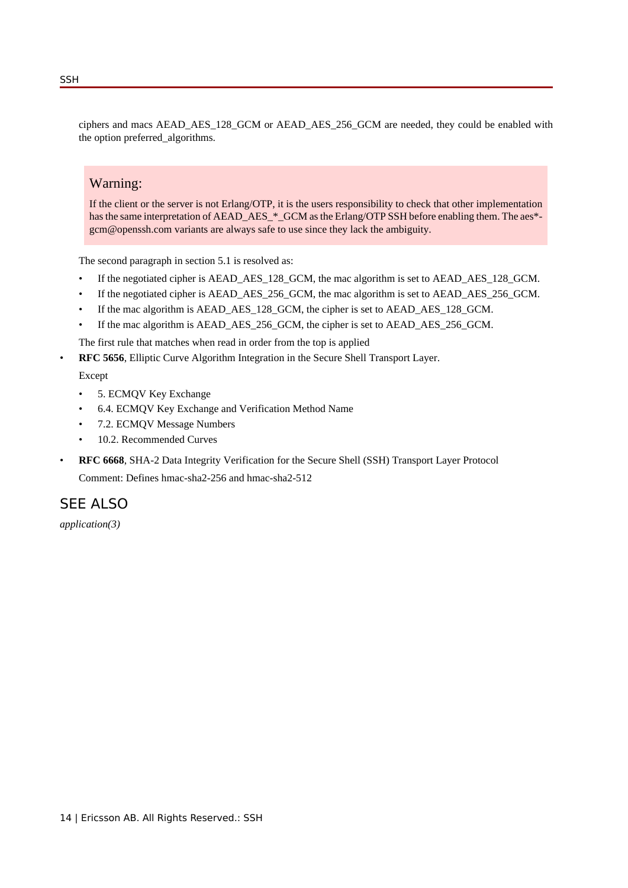ciphers and macs AEAD_AES_128_GCM or AEAD_AES_256_GCM are needed, they could be enabled with the option preferred_algorithms.

> **Warning:**
>
> If the client or the server is not Erlang/OTP, it is the users responsibility to check that other implementation has the same interpretation of AEAD_AES_*_GCM as the Erlang/OTP SSH before enabling them. The aes*-gcm@openssh.com variants are always safe to use since they lack the ambiguity.

The second paragraph in section 5.1 is resolved as:

- If the negotiated cipher is AEAD_AES_128_GCM, the mac algorithm is set to AEAD_AES_128_GCM.
- If the negotiated cipher is AEAD_AES_256_GCM, the mac algorithm is set to AEAD_AES_256_GCM.
- If the mac algorithm is AEAD_AES_128_GCM, the cipher is set to AEAD_AES_128_GCM.
- If the mac algorithm is AEAD_AES_256_GCM, the cipher is set to AEAD_AES_256_GCM.

The first rule that matches when read in order from the top is applied

- **RFC 5656**, Elliptic Curve Algorithm Integration in the Secure Shell Transport Layer.

  Except

  - 5. ECMQV Key Exchange
  - 6.4. ECMQV Key Exchange and Verification Method Name
  - 7.2. ECMQV Message Numbers
  - 10.2. Recommended Curves

- **RFC 6668**, SHA-2 Data Integrity Verification for the Secure Shell (SSH) Transport Layer Protocol

  Comment: Defines hmac-sha2-256 and hmac-sha2-512

## SEE ALSO

*application(3)*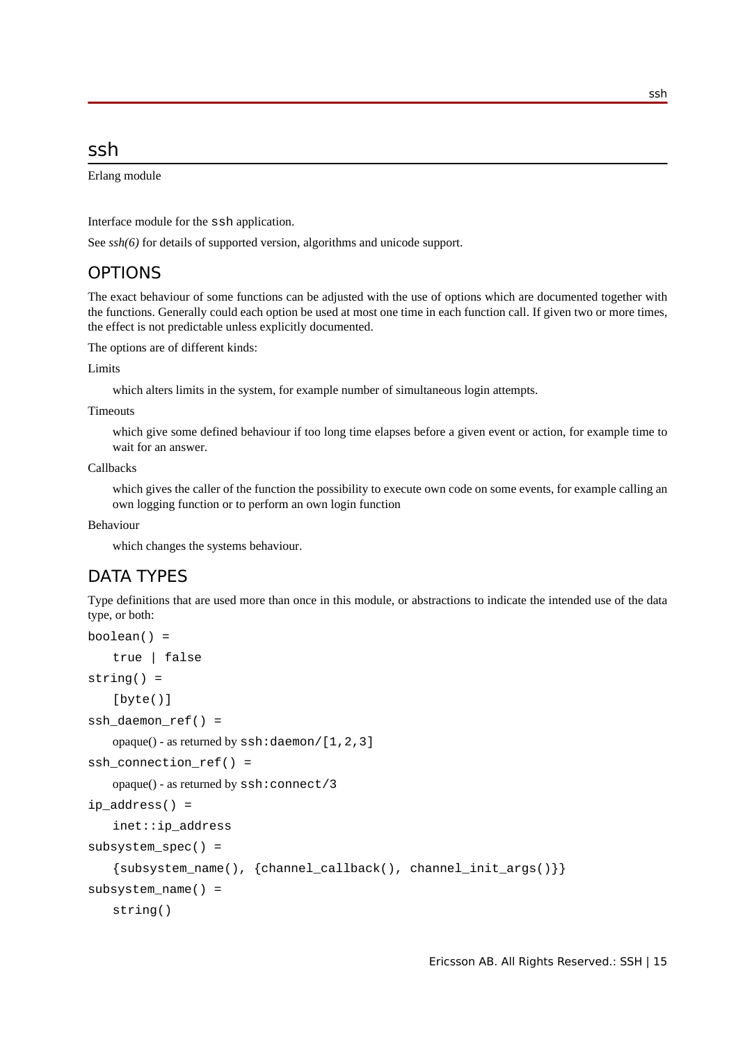# ssh

Erlang module

Interface module for the `ssh` application.

See *ssh(6)* for details of supported version, algorithms and unicode support.

## OPTIONS

The exact behaviour of some functions can be adjusted with the use of options which are documented together with the functions. Generally could each option be used at most one time in each function call. If given two or more times, the effect is not predictable unless explicitly documented.

The options are of different kinds:

Limits

: which alters limits in the system, for example number of simultaneous login attempts.

Timeouts

: which give some defined behaviour if too long time elapses before a given event or action, for example time to wait for an answer.

Callbacks

: which gives the caller of the function the possibility to execute own code on some events, for example calling an own logging function or to perform an own login function

Behaviour

: which changes the systems behaviour.

## DATA TYPES

Type definitions that are used more than once in this module, or abstractions to indicate the intended use of the data type, or both:

`boolean() =`

: `true | false`

`string() =`

: `[byte()]`

`ssh_daemon_ref() =`

: opaque() - as returned by `ssh:daemon/[1,2,3]`

`ssh_connection_ref() =`

: opaque() - as returned by `ssh:connect/3`

`ip_address() =`

: `inet::ip_address`

`subsystem_spec() =`

: `{subsystem_name(), {channel_callback(), channel_init_args()}}`

`subsystem_name() =`

: `string()`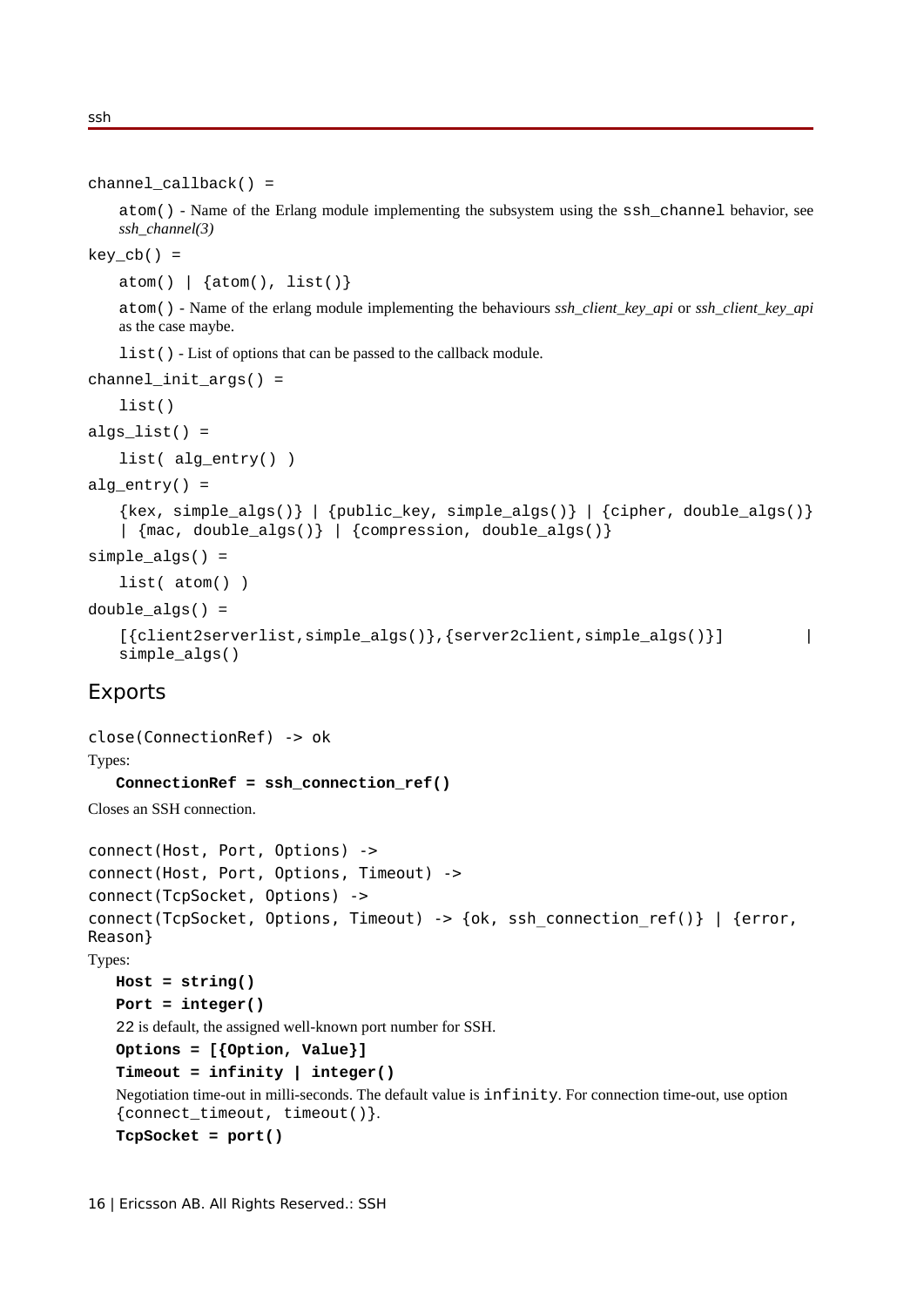`channel_callback() =`

`atom()` - Name of the Erlang module implementing the subsystem using the `ssh_channel` behavior, see *ssh_channel(3)*

`key_cb() =`

`atom() | {atom(), list()}`

`atom()` - Name of the erlang module implementing the behaviours *ssh_client_key_api* or *ssh_client_key_api* as the case maybe.

`list()` - List of options that can be passed to the callback module.

`channel_init_args() =`

`list()`

`algs_list() =`

`list( alg_entry() )`

`alg_entry() =`

`{kex, simple_algs()} | {public_key, simple_algs()} | {cipher, double_algs()} | {mac, double_algs()} | {compression, double_algs()}`

`simple_algs() =`

`list( atom() )`

`double_algs() =`

`[{client2serverlist,simple_algs()},{server2client,simple_algs()}] | simple_algs()`

## Exports

```
close(ConnectionRef) -> ok
```

Types:

**`ConnectionRef = ssh_connection_ref()`**

Closes an SSH connection.

```
connect(Host, Port, Options) ->
connect(Host, Port, Options, Timeout) ->
connect(TcpSocket, Options) ->
connect(TcpSocket, Options, Timeout) -> {ok, ssh_connection_ref()} | {error, Reason}
```

Types:

**`Host = string()`**

**`Port = integer()`**

`22` is default, the assigned well-known port number for SSH.

**`Options = [{Option, Value}]`**

**`Timeout = infinity | integer()`**

Negotiation time-out in milli-seconds. The default value is `infinity`. For connection time-out, use option `{connect_timeout, timeout()}`.

**`TcpSocket = port()`**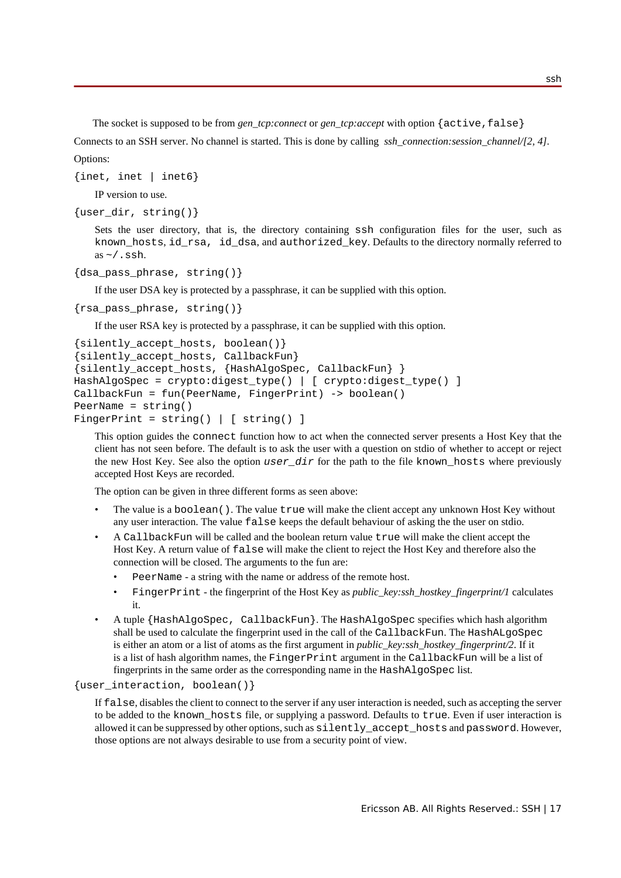The socket is supposed to be from *gen_tcp:connect* or *gen_tcp:accept* with option `{active,false}`

Connects to an SSH server. No channel is started. This is done by calling *ssh_connection:session_channel/[2, 4]*.

Options:

`{inet, inet | inet6}`

IP version to use.

`{user_dir, string()}`

Sets the user directory, that is, the directory containing `ssh` configuration files for the user, such as `known_hosts`, `id_rsa`, `id_dsa`, and `authorized_key`. Defaults to the directory normally referred to as `~/.ssh`.

`{dsa_pass_phrase, string()}`

If the user DSA key is protected by a passphrase, it can be supplied with this option.

`{rsa_pass_phrase, string()}`

If the user RSA key is protected by a passphrase, it can be supplied with this option.

```
{silently_accept_hosts, boolean()}
{silently_accept_hosts, CallbackFun}
{silently_accept_hosts, {HashAlgoSpec, CallbackFun} }
HashAlgoSpec = crypto:digest_type() | [ crypto:digest_type() ]
CallbackFun = fun(PeerName, FingerPrint) -> boolean()
PeerName = string()
FingerPrint = string() | [ string() ]
```

This option guides the `connect` function how to act when the connected server presents a Host Key that the client has not seen before. The default is to ask the user with a question on stdio of whether to accept or reject the new Host Key. See also the option *`user_dir`* for the path to the file `known_hosts` where previously accepted Host Keys are recorded.

The option can be given in three different forms as seen above:

- The value is a `boolean()`. The value `true` will make the client accept any unknown Host Key without any user interaction. The value `false` keeps the default behaviour of asking the the user on stdio.
- A `CallbackFun` will be called and the boolean return value `true` will make the client accept the Host Key. A return value of `false` will make the client to reject the Host Key and therefore also the connection will be closed. The arguments to the fun are:
  - `PeerName` - a string with the name or address of the remote host.
  - `FingerPrint` - the fingerprint of the Host Key as *public_key:ssh_hostkey_fingerprint/1* calculates it.
- A tuple `{HashAlgoSpec, CallbackFun}`. The `HashAlgoSpec` specifies which hash algorithm shall be used to calculate the fingerprint used in the call of the `CallbackFun`. The `HashALgoSpec` is either an atom or a list of atoms as the first argument in *public_key:ssh_hostkey_fingerprint/2*. If it is a list of hash algorithm names, the `FingerPrint` argument in the `CallbackFun` will be a list of fingerprints in the same order as the corresponding name in the `HashAlgoSpec` list.

`{user_interaction, boolean()}`

If `false`, disables the client to connect to the server if any user interaction is needed, such as accepting the server to be added to the `known_hosts` file, or supplying a password. Defaults to `true`. Even if user interaction is allowed it can be suppressed by other options, such as `silently_accept_hosts` and `password`. However, those options are not always desirable to use from a security point of view.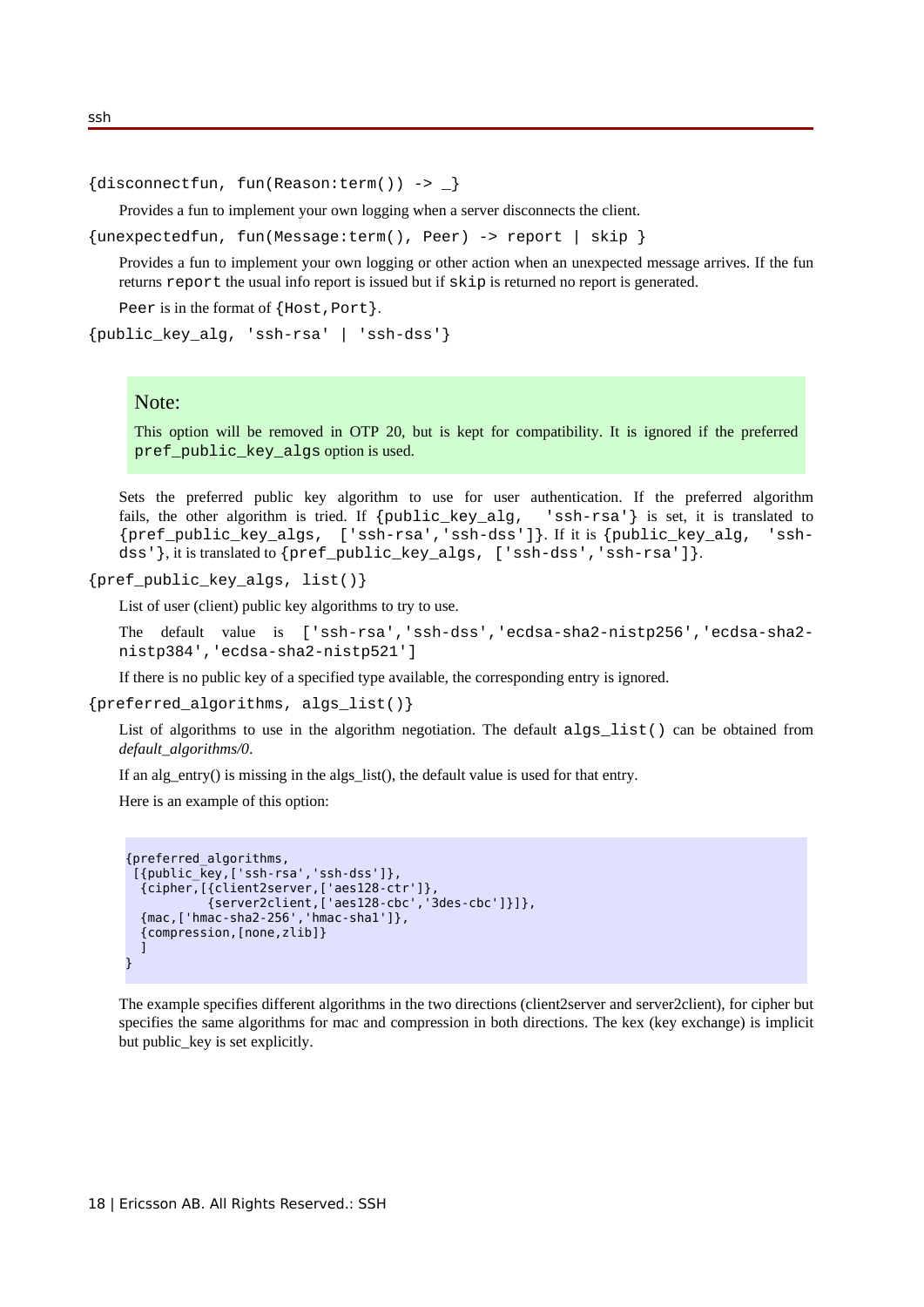`{disconnectfun, fun(Reason:term()) -> _}`

Provides a fun to implement your own logging when a server disconnects the client.

`{unexpectedfun, fun(Message:term(), Peer) -> report | skip }`

Provides a fun to implement your own logging or other action when an unexpected message arrives. If the fun returns `report` the usual info report is issued but if `skip` is returned no report is generated.

`Peer` is in the format of `{Host,Port}`.

`{public_key_alg, 'ssh-rsa' | 'ssh-dss'}`

> **Note:**
>
> This option will be removed in OTP 20, but is kept for compatibility. It is ignored if the preferred `pref_public_key_algs` option is used.

Sets the preferred public key algorithm to use for user authentication. If the preferred algorithm fails, the other algorithm is tried. If `{public_key_alg, 'ssh-rsa'}` is set, it is translated to `{pref_public_key_algs, ['ssh-rsa','ssh-dss']}`. If it is `{public_key_alg, 'ssh-dss'}`, it is translated to `{pref_public_key_algs, ['ssh-dss','ssh-rsa']}`.

`{pref_public_key_algs, list()}`

List of user (client) public key algorithms to try to use.

The default value is `['ssh-rsa','ssh-dss','ecdsa-sha2-nistp256','ecdsa-sha2-nistp384','ecdsa-sha2-nistp521']`

If there is no public key of a specified type available, the corresponding entry is ignored.

`{preferred_algorithms, algs_list()}`

List of algorithms to use in the algorithm negotiation. The default `algs_list()` can be obtained from *default_algorithms/0*.

If an alg_entry() is missing in the algs_list(), the default value is used for that entry.

Here is an example of this option:

```
{preferred_algorithms,
 [{public_key,['ssh-rsa','ssh-dss']},
  {cipher,[{client2server,['aes128-ctr']},
           {server2client,['aes128-cbc','3des-cbc']}]},
  {mac,['hmac-sha2-256','hmac-sha1']},
  {compression,[none,zlib]}
  ]
}
```

The example specifies different algorithms in the two directions (client2server and server2client), for cipher but specifies the same algorithms for mac and compression in both directions. The kex (key exchange) is implicit but public_key is set explicitly.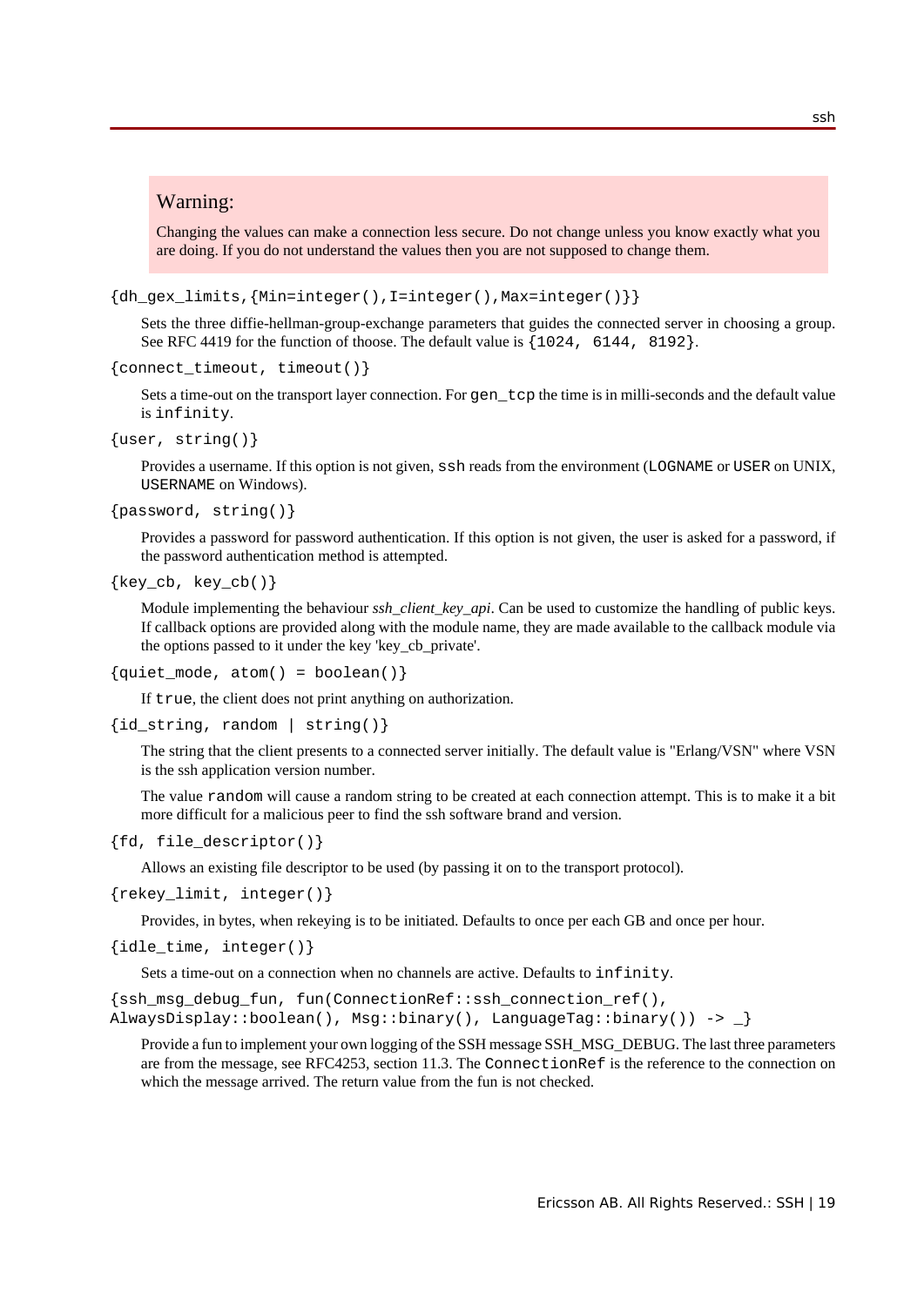> **Warning:**
>
> Changing the values can make a connection less secure. Do not change unless you know exactly what you are doing. If you do not understand the values then you are not supposed to change them.

`{dh_gex_limits,{Min=integer(),I=integer(),Max=integer()}}`

Sets the three diffie-hellman-group-exchange parameters that guides the connected server in choosing a group. See RFC 4419 for the function of thoose. The default value is `{1024, 6144, 8192}`.

`{connect_timeout, timeout()}`

Sets a time-out on the transport layer connection. For `gen_tcp` the time is in milli-seconds and the default value is `infinity`.

`{user, string()}`

Provides a username. If this option is not given, `ssh` reads from the environment (`LOGNAME` or `USER` on UNIX, `USERNAME` on Windows).

`{password, string()}`

Provides a password for password authentication. If this option is not given, the user is asked for a password, if the password authentication method is attempted.

`{key_cb, key_cb()}`

Module implementing the behaviour *ssh_client_key_api*. Can be used to customize the handling of public keys. If callback options are provided along with the module name, they are made available to the callback module via the options passed to it under the key 'key_cb_private'.

`{quiet_mode, atom() = boolean()}`

If `true`, the client does not print anything on authorization.

`{id_string, random | string()}`

The string that the client presents to a connected server initially. The default value is "Erlang/VSN" where VSN is the ssh application version number.

The value `random` will cause a random string to be created at each connection attempt. This is to make it a bit more difficult for a malicious peer to find the ssh software brand and version.

`{fd, file_descriptor()}`

Allows an existing file descriptor to be used (by passing it on to the transport protocol).

`{rekey_limit, integer()}`

Provides, in bytes, when rekeying is to be initiated. Defaults to once per each GB and once per hour.

`{idle_time, integer()}`

Sets a time-out on a connection when no channels are active. Defaults to `infinity`.

`{ssh_msg_debug_fun, fun(ConnectionRef::ssh_connection_ref(), AlwaysDisplay::boolean(), Msg::binary(), LanguageTag::binary()) -> _}`

Provide a fun to implement your own logging of the SSH message SSH_MSG_DEBUG. The last three parameters are from the message, see RFC4253, section 11.3. The `ConnectionRef` is the reference to the connection on which the message arrived. The return value from the fun is not checked.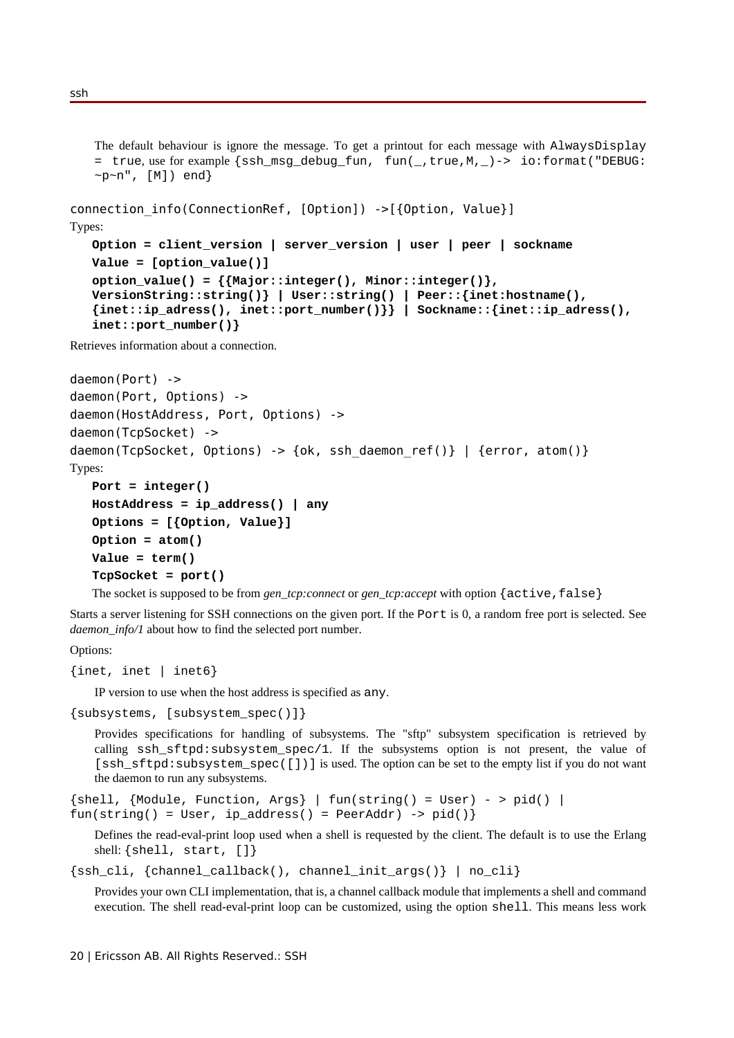The default behaviour is ignore the message. To get a printout for each message with `AlwaysDisplay = true`, use for example `{ssh_msg_debug_fun, fun(_,true,M,_)-> io:format("DEBUG: ~p~n", [M]) end}`

```
connection_info(ConnectionRef, [Option]) ->[{Option, Value}]
```

Types:

**`Option = client_version | server_version | user | peer | sockname`**

**`Value = [option_value()]`**

**`option_value() = {{Major::integer(), Minor::integer()}, VersionString::string()} | User::string() | Peer::{inet:hostname(), {inet::ip_adress(), inet::port_number()}} | Sockname::{inet::ip_adress(), inet::port_number()}`**

Retrieves information about a connection.

```
daemon(Port) ->
daemon(Port, Options) ->
daemon(HostAddress, Port, Options) ->
daemon(TcpSocket) ->
daemon(TcpSocket, Options) -> {ok, ssh_daemon_ref()} | {error, atom()}
```

Types:

**`Port = integer()`**

**`HostAddress = ip_address() | any`**

**`Options = [{Option, Value}]`**

**`Option = atom()`**

**`Value = term()`**

**`TcpSocket = port()`**

The socket is supposed to be from *gen_tcp:connect* or *gen_tcp:accept* with option `{active,false}`

Starts a server listening for SSH connections on the given port. If the `Port` is 0, a random free port is selected. See *daemon_info/1* about how to find the selected port number.

Options:

`{inet, inet | inet6}`

IP version to use when the host address is specified as `any`.

`{subsystems, [subsystem_spec()]}`

Provides specifications for handling of subsystems. The "sftp" subsystem specification is retrieved by calling `ssh_sftpd:subsystem_spec/1`. If the subsystems option is not present, the value of `[ssh_sftpd:subsystem_spec([])]` is used. The option can be set to the empty list if you do not want the daemon to run any subsystems.

`{shell, {Module, Function, Args} | fun(string() = User) - > pid() | fun(string() = User, ip_address() = PeerAddr) -> pid()}`

Defines the read-eval-print loop used when a shell is requested by the client. The default is to use the Erlang shell: `{shell, start, []}`

`{ssh_cli, {channel_callback(), channel_init_args()} | no_cli}`

Provides your own CLI implementation, that is, a channel callback module that implements a shell and command execution. The shell read-eval-print loop can be customized, using the option `shell`. This means less work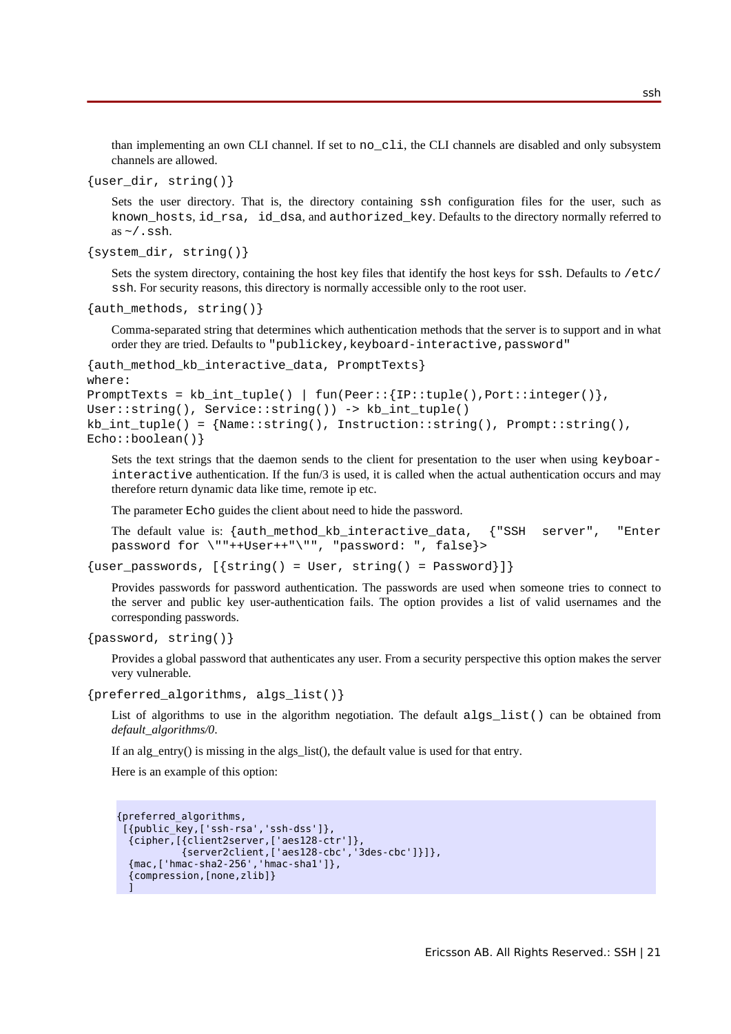than implementing an own CLI channel. If set to `no_cli`, the CLI channels are disabled and only subsystem channels are allowed.

`{user_dir, string()}`

Sets the user directory. That is, the directory containing `ssh` configuration files for the user, such as `known_hosts`, `id_rsa`, `id_dsa`, and `authorized_key`. Defaults to the directory normally referred to as `~/.ssh`.

`{system_dir, string()}`

Sets the system directory, containing the host key files that identify the host keys for `ssh`. Defaults to `/etc/ssh`. For security reasons, this directory is normally accessible only to the root user.

`{auth_methods, string()}`

Comma-separated string that determines which authentication methods that the server is to support and in what order they are tried. Defaults to `"publickey,keyboard-interactive,password"`

```
{auth_method_kb_interactive_data, PromptTexts}
where:
PromptTexts = kb_int_tuple() | fun(Peer::{IP::tuple(),Port::integer()},
User::string(), Service::string()) -> kb_int_tuple()
kb_int_tuple() = {Name::string(), Instruction::string(), Prompt::string(),
Echo::boolean()}
```

Sets the text strings that the daemon sends to the client for presentation to the user when using `keyboar-interactive` authentication. If the fun/3 is used, it is called when the actual authentication occurs and may therefore return dynamic data like time, remote ip etc.

The parameter `Echo` guides the client about need to hide the password.

The default value is: `{auth_method_kb_interactive_data, {"SSH server", "Enter password for \""++User++"\"", "password: ", false}>`

`{user_passwords, [{string() = User, string() = Password}]}`

Provides passwords for password authentication. The passwords are used when someone tries to connect to the server and public key user-authentication fails. The option provides a list of valid usernames and the corresponding passwords.

`{password, string()}`

Provides a global password that authenticates any user. From a security perspective this option makes the server very vulnerable.

`{preferred_algorithms, algs_list()}`

List of algorithms to use in the algorithm negotiation. The default `algs_list()` can be obtained from *default_algorithms/0*.

If an alg_entry() is missing in the algs_list(), the default value is used for that entry.

Here is an example of this option:

```
{preferred_algorithms,
 [{public_key,['ssh-rsa','ssh-dss']},
  {cipher,[{client2server,['aes128-ctr']},
           {server2client,['aes128-cbc','3des-cbc']}]},
  {mac,['hmac-sha2-256','hmac-sha1']},
  {compression,[none,zlib]}
  ]
```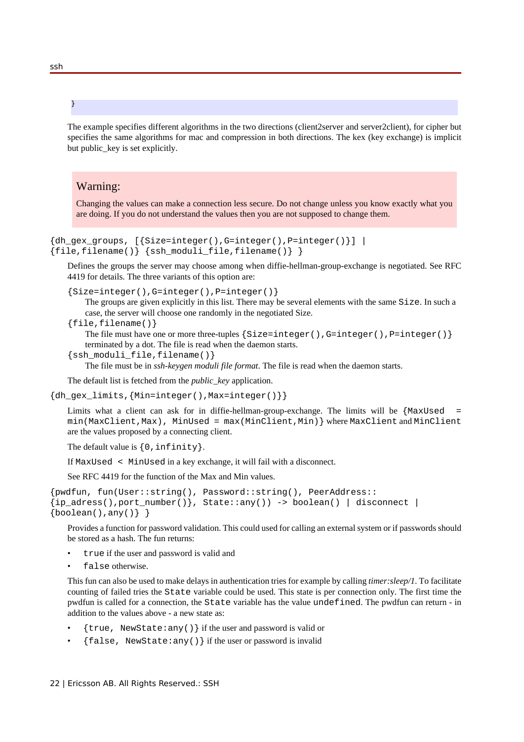```
}
```

The example specifies different algorithms in the two directions (client2server and server2client), for cipher but specifies the same algorithms for mac and compression in both directions. The kex (key exchange) is implicit but public_key is set explicitly.

> **Warning:**
>
> Changing the values can make a connection less secure. Do not change unless you know exactly what you are doing. If you do not understand the values then you are not supposed to change them.

`{dh_gex_groups, [{Size=integer(),G=integer(),P=integer()}] | {file,filename()} {ssh_moduli_file,filename()} }`

Defines the groups the server may choose among when diffie-hellman-group-exchange is negotiated. See RFC 4419 for details. The three variants of this option are:

`{Size=integer(),G=integer(),P=integer()}`
: The groups are given explicitly in this list. There may be several elements with the same `Size`. In such a case, the server will choose one randomly in the negotiated Size.

`{file,filename()}`
: The file must have one or more three-tuples `{Size=integer(),G=integer(),P=integer()}` terminated by a dot. The file is read when the daemon starts.

`{ssh_moduli_file,filename()}`
: The file must be in *ssh-keygen moduli file format*. The file is read when the daemon starts.

The default list is fetched from the *public_key* application.

`{dh_gex_limits,{Min=integer(),Max=integer()}}`

Limits what a client can ask for in diffie-hellman-group-exchange. The limits will be `{MaxUsed = min(MaxClient,Max), MinUsed = max(MinClient,Min)}` where `MaxClient` and `MinClient` are the values proposed by a connecting client.

The default value is `{0,infinity}`.

If `MaxUsed < MinUsed` in a key exchange, it will fail with a disconnect.

See RFC 4419 for the function of the Max and Min values.

`{pwdfun, fun(User::string(), Password::string(), PeerAddress::{ip_adress(),port_number()}, State::any()) -> boolean() | disconnect | {boolean(),any()} }`

Provides a function for password validation. This could used for calling an external system or if passwords should be stored as a hash. The fun returns:

- `true` if the user and password is valid and
- `false` otherwise.

This fun can also be used to make delays in authentication tries for example by calling *timer:sleep/1*. To facilitate counting of failed tries the `State` variable could be used. This state is per connection only. The first time the pwdfun is called for a connection, the `State` variable has the value `undefined`. The pwdfun can return - in addition to the values above - a new state as:

- `{true, NewState:any()}` if the user and password is valid or
- `{false, NewState:any()}` if the user or password is invalid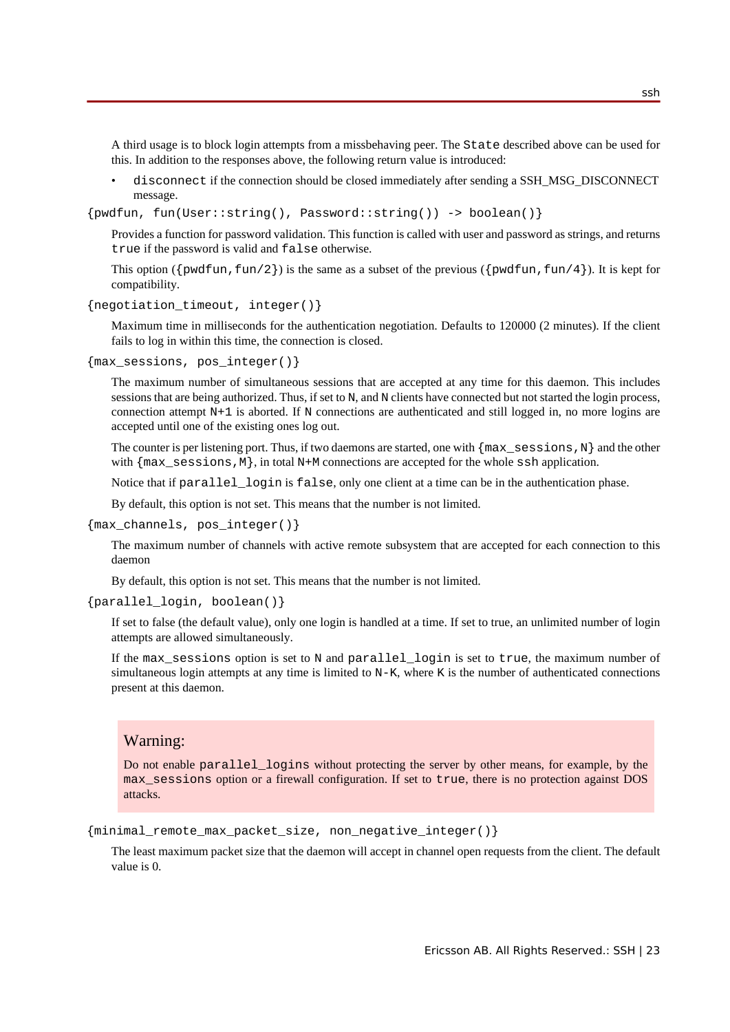A third usage is to block login attempts from a missbehaving peer. The `State` described above can be used for this. In addition to the responses above, the following return value is introduced:

- `disconnect` if the connection should be closed immediately after sending a SSH_MSG_DISCONNECT message.

`{pwdfun, fun(User::string(), Password::string()) -> boolean()}`

Provides a function for password validation. This function is called with user and password as strings, and returns `true` if the password is valid and `false` otherwise.

This option (`{pwdfun,fun/2}`) is the same as a subset of the previous (`{pwdfun,fun/4}`). It is kept for compatibility.

`{negotiation_timeout, integer()}`

Maximum time in milliseconds for the authentication negotiation. Defaults to 120000 (2 minutes). If the client fails to log in within this time, the connection is closed.

`{max_sessions, pos_integer()}`

The maximum number of simultaneous sessions that are accepted at any time for this daemon. This includes sessions that are being authorized. Thus, if set to `N`, and `N` clients have connected but not started the login process, connection attempt `N+1` is aborted. If `N` connections are authenticated and still logged in, no more logins are accepted until one of the existing ones log out.

The counter is per listening port. Thus, if two daemons are started, one with `{max_sessions,N}` and the other with `{max_sessions,M}`, in total `N+M` connections are accepted for the whole `ssh` application.

Notice that if `parallel_login` is `false`, only one client at a time can be in the authentication phase.

By default, this option is not set. This means that the number is not limited.

`{max_channels, pos_integer()}`

The maximum number of channels with active remote subsystem that are accepted for each connection to this daemon

By default, this option is not set. This means that the number is not limited.

`{parallel_login, boolean()}`

If set to false (the default value), only one login is handled at a time. If set to true, an unlimited number of login attempts are allowed simultaneously.

If the `max_sessions` option is set to `N` and `parallel_login` is set to `true`, the maximum number of simultaneous login attempts at any time is limited to `N-K`, where `K` is the number of authenticated connections present at this daemon.

> **Warning:**
>
> Do not enable `parallel_logins` without protecting the server by other means, for example, by the `max_sessions` option or a firewall configuration. If set to `true`, there is no protection against DOS attacks.

`{minimal_remote_max_packet_size, non_negative_integer()}`

The least maximum packet size that the daemon will accept in channel open requests from the client. The default value is 0.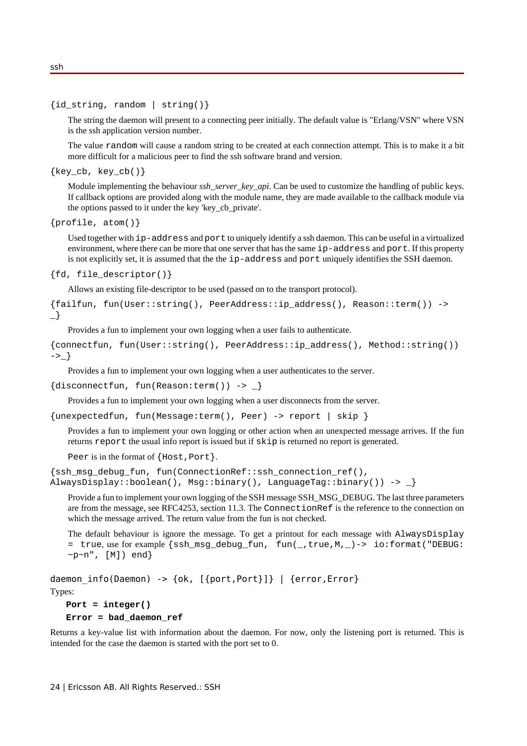```
{id_string, random | string()}
```

The string the daemon will present to a connecting peer initially. The default value is "Erlang/VSN" where VSN is the ssh application version number.

The value `random` will cause a random string to be created at each connection attempt. This is to make it a bit more difficult for a malicious peer to find the ssh software brand and version.

```
{key_cb, key_cb()}
```

Module implementing the behaviour *ssh_server_key_api*. Can be used to customize the handling of public keys. If callback options are provided along with the module name, they are made available to the callback module via the options passed to it under the key 'key_cb_private'.

```
{profile, atom()}
```

Used together with `ip-address` and `port` to uniquely identify a ssh daemon. This can be useful in a virtualized environment, where there can be more that one server that has the same `ip-address` and `port`. If this property is not explicitly set, it is assumed that the the `ip-address` and `port` uniquely identifies the SSH daemon.

```
{fd, file_descriptor()}
```

Allows an existing file-descriptor to be used (passed on to the transport protocol).

```
{failfun, fun(User::string(), PeerAddress::ip_address(), Reason::term()) ->
_}
```

Provides a fun to implement your own logging when a user fails to authenticate.

```
{connectfun, fun(User::string(), PeerAddress::ip_address(), Method::string())
->_}
```

Provides a fun to implement your own logging when a user authenticates to the server.

```
{disconnectfun, fun(Reason:term()) -> _}
```

Provides a fun to implement your own logging when a user disconnects from the server.

```
{unexpectedfun, fun(Message:term(), Peer) -> report | skip }
```

Provides a fun to implement your own logging or other action when an unexpected message arrives. If the fun returns `report` the usual info report is issued but if `skip` is returned no report is generated.

`Peer` is in the format of `{Host,Port}`.

```
{ssh_msg_debug_fun, fun(ConnectionRef::ssh_connection_ref(),
AlwaysDisplay::boolean(), Msg::binary(), LanguageTag::binary()) -> _}
```

Provide a fun to implement your own logging of the SSH message SSH_MSG_DEBUG. The last three parameters are from the message, see RFC4253, section 11.3. The `ConnectionRef` is the reference to the connection on which the message arrived. The return value from the fun is not checked.

The default behaviour is ignore the message. To get a printout for each message with `AlwaysDisplay = true`, use for example `{ssh_msg_debug_fun, fun(_,true,M,_)-> io:format("DEBUG: ~p~n", [M]) end}`

```
daemon_info(Daemon) -> {ok, [{port,Port}]} | {error,Error}
```

Types:

**Port = integer()**

**Error = bad_daemon_ref**

Returns a key-value list with information about the daemon. For now, only the listening port is returned. This is intended for the case the daemon is started with the port set to 0.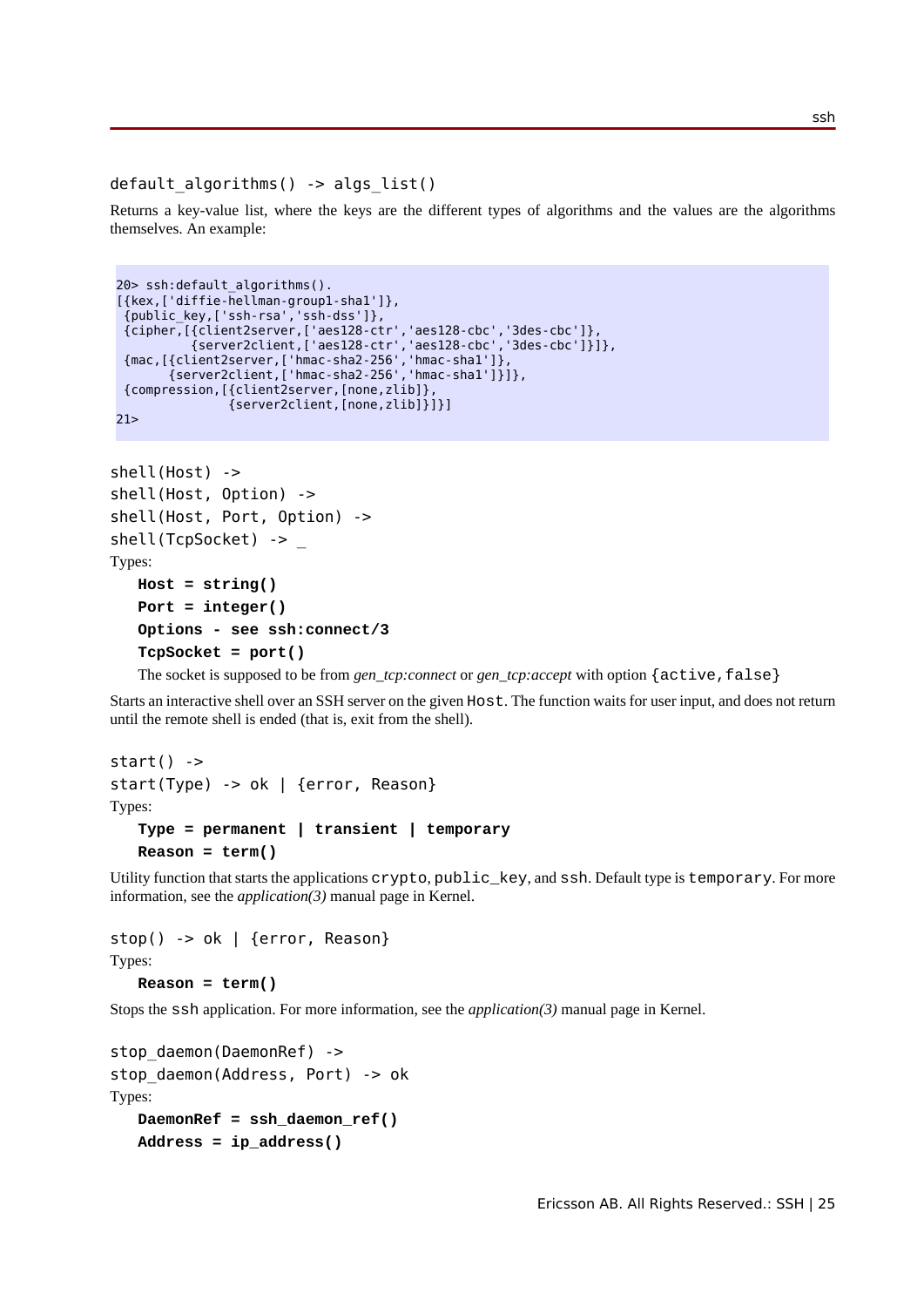```
default_algorithms() -> algs_list()
```

Returns a key-value list, where the keys are the different types of algorithms and the values are the algorithms themselves. An example:

```
20> ssh:default_algorithms().
[{kex,['diffie-hellman-group1-sha1']},
 {public_key,['ssh-rsa','ssh-dss']},
 {cipher,[{client2server,['aes128-ctr','aes128-cbc','3des-cbc']},
          {server2client,['aes128-ctr','aes128-cbc','3des-cbc']}]},
 {mac,[{client2server,['hmac-sha2-256','hmac-sha1']},
       {server2client,['hmac-sha2-256','hmac-sha1']}]},
 {compression,[{client2server,[none,zlib]},
               {server2client,[none,zlib]}]}]
21>
```

```
shell(Host) ->
shell(Host, Option) ->
shell(Host, Port, Option) ->
shell(TcpSocket) -> _
```

Types:

**Host = string()**

**Port = integer()**

**Options - see ssh:connect/3**

**TcpSocket = port()**

The socket is supposed to be from *gen_tcp:connect* or *gen_tcp:accept* with option `{active,false}`

Starts an interactive shell over an SSH server on the given `Host`. The function waits for user input, and does not return until the remote shell is ended (that is, exit from the shell).

```
start() ->
start(Type) -> ok | {error, Reason}
```

Types:

**Type = permanent | transient | temporary**

**Reason = term()**

Utility function that starts the applications `crypto`, `public_key`, and `ssh`. Default type is `temporary`. For more information, see the *application(3)* manual page in Kernel.

```
stop() -> ok | {error, Reason}
```

Types:

**Reason = term()**

Stops the `ssh` application. For more information, see the *application(3)* manual page in Kernel.

```
stop_daemon(DaemonRef) ->
stop_daemon(Address, Port) -> ok
```

Types:

**DaemonRef = ssh_daemon_ref()**

**Address = ip_address()**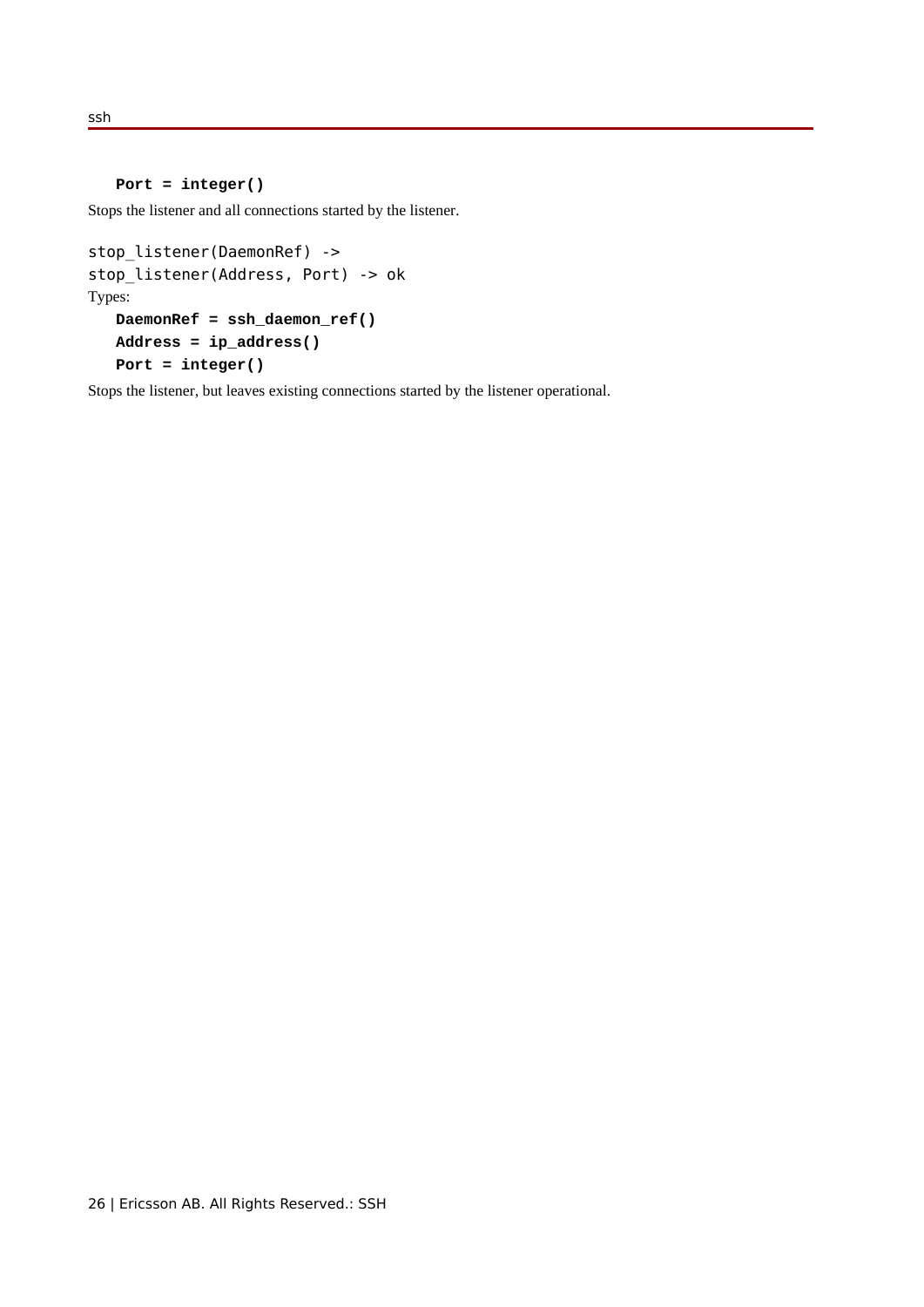**Port = integer()**

Stops the listener and all connections started by the listener.

```
stop_listener(DaemonRef) ->
stop_listener(Address, Port) -> ok
```

Types:

**DaemonRef = ssh_daemon_ref()**
**Address = ip_address()**
**Port = integer()**

Stops the listener, but leaves existing connections started by the listener operational.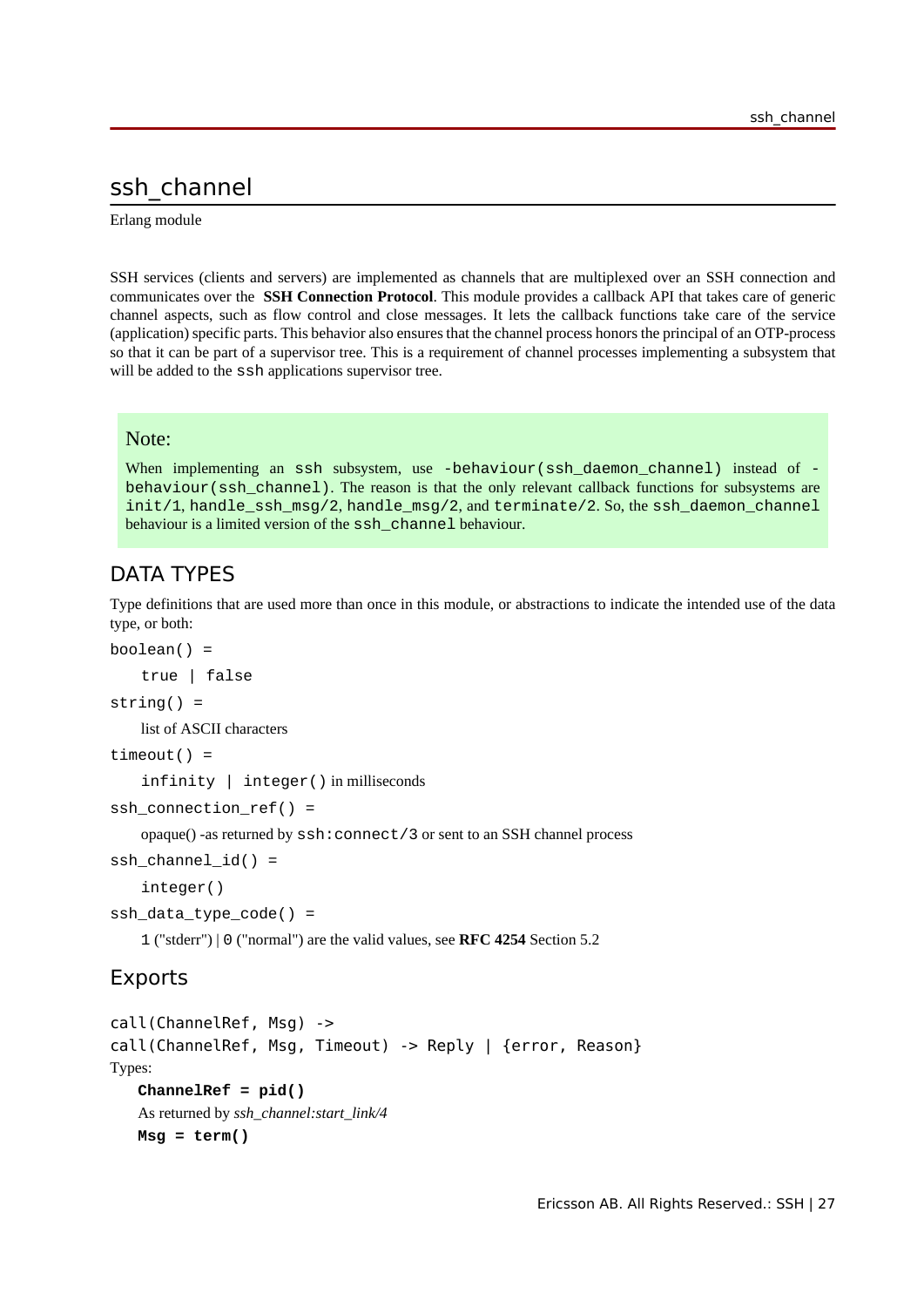# ssh_channel

Erlang module

SSH services (clients and servers) are implemented as channels that are multiplexed over an SSH connection and communicates over the **SSH Connection Protocol**. This module provides a callback API that takes care of generic channel aspects, such as flow control and close messages. It lets the callback functions take care of the service (application) specific parts. This behavior also ensures that the channel process honors the principal of an OTP-process so that it can be part of a supervisor tree. This is a requirement of channel processes implementing a subsystem that will be added to the `ssh` applications supervisor tree.

> **Note:**
>
> When implementing an `ssh` subsystem, use `-behaviour(ssh_daemon_channel)` instead of `-behaviour(ssh_channel)`. The reason is that the only relevant callback functions for subsystems are `init/1`, `handle_ssh_msg/2`, `handle_msg/2`, and `terminate/2`. So, the `ssh_daemon_channel` behaviour is a limited version of the `ssh_channel` behaviour.

## DATA TYPES

Type definitions that are used more than once in this module, or abstractions to indicate the intended use of the data type, or both:

`boolean() =`

`true | false`

`string() =`

list of ASCII characters

`timeout() =`

`infinity | integer()` in milliseconds

`ssh_connection_ref() =`

opaque() -as returned by `ssh:connect/3` or sent to an SSH channel process

`ssh_channel_id() =`

`integer()`

`ssh_data_type_code() =`

`1` ("stderr") | `0` ("normal") are the valid values, see **RFC 4254** Section 5.2

## Exports

```
call(ChannelRef, Msg) ->
call(ChannelRef, Msg, Timeout) -> Reply | {error, Reason}
```

Types:

**`ChannelRef = pid()`**

As returned by *ssh_channel:start_link/4*

**`Msg = term()`**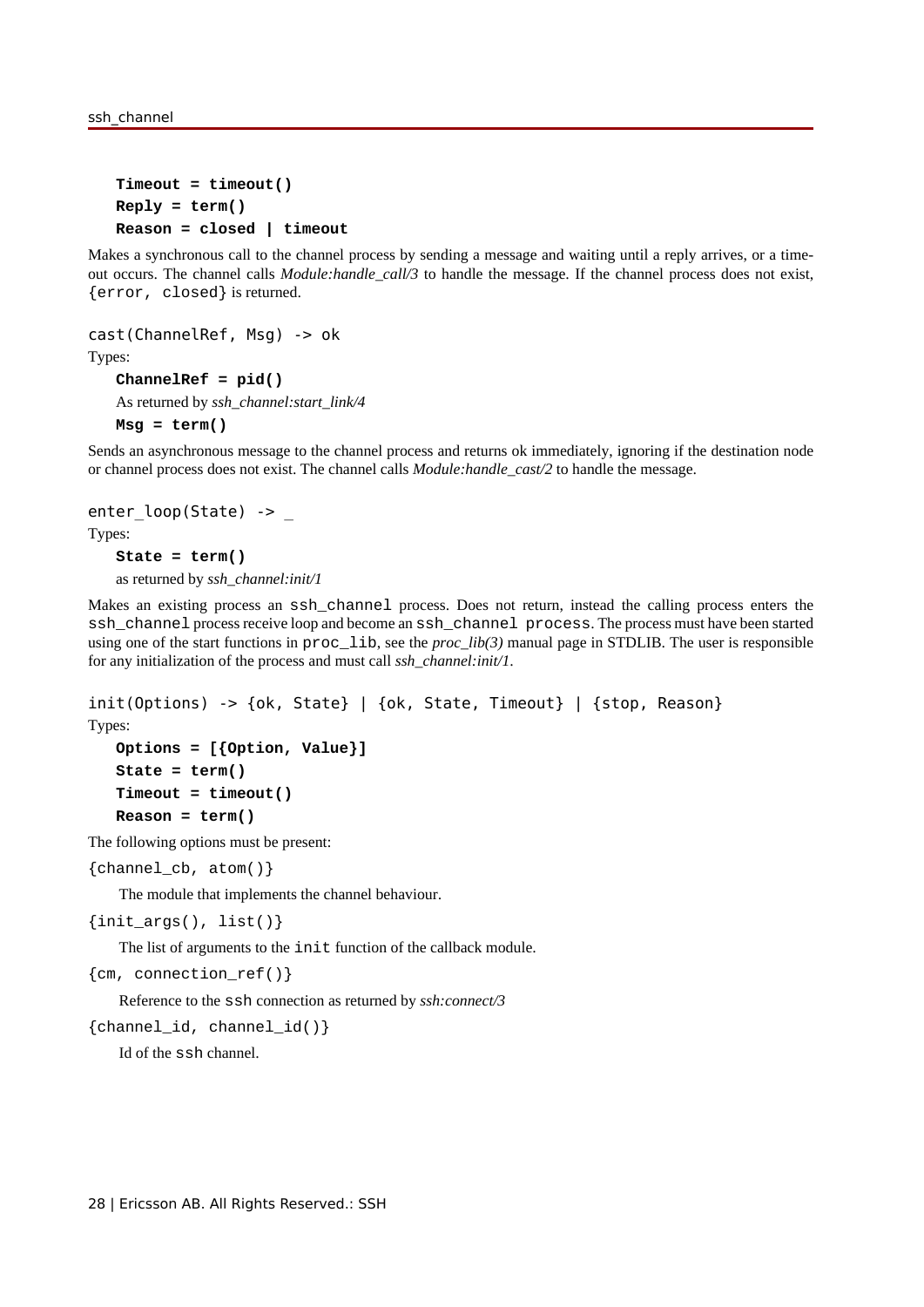**Timeout = timeout()**
**Reply = term()**
**Reason = closed | timeout**

Makes a synchronous call to the channel process by sending a message and waiting until a reply arrives, or a timeout occurs. The channel calls *Module:handle_call/3* to handle the message. If the channel process does not exist, `{error, closed}` is returned.

```
cast(ChannelRef, Msg) -> ok
```

Types:

**ChannelRef = pid()**

As returned by *ssh_channel:start_link/4*

**Msg = term()**

Sends an asynchronous message to the channel process and returns ok immediately, ignoring if the destination node or channel process does not exist. The channel calls *Module:handle_cast/2* to handle the message.

```
enter_loop(State) -> _
```

Types:

**State = term()**

as returned by *ssh_channel:init/1*

Makes an existing process an `ssh_channel` process. Does not return, instead the calling process enters the `ssh_channel` process receive loop and become an `ssh_channel process`. The process must have been started using one of the start functions in `proc_lib`, see the *proc_lib(3)* manual page in STDLIB. The user is responsible for any initialization of the process and must call *ssh_channel:init/1*.

```
init(Options) -> {ok, State} | {ok, State, Timeout} | {stop, Reason}
```

Types:

**Options = [{Option, Value}]**
**State = term()**
**Timeout = timeout()**
**Reason = term()**

The following options must be present:

`{channel_cb, atom()}`

The module that implements the channel behaviour.

`{init_args(), list()}`

The list of arguments to the `init` function of the callback module.

`{cm, connection_ref()}`

Reference to the `ssh` connection as returned by *ssh:connect/3*

`{channel_id, channel_id()}`

Id of the `ssh` channel.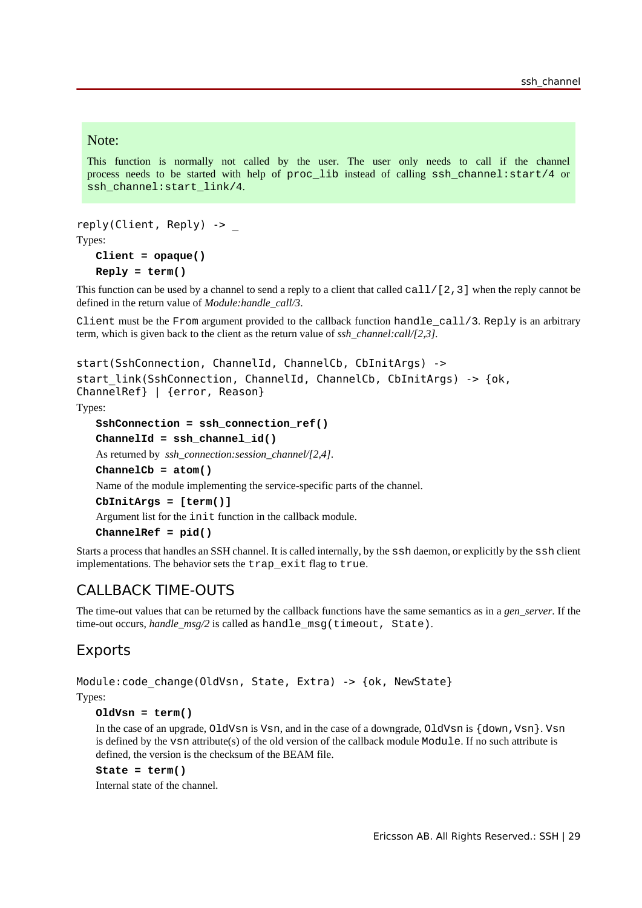> **Note:**
>
> This function is normally not called by the user. The user only needs to call if the channel process needs to be started with help of `proc_lib` instead of calling `ssh_channel:start/4` or `ssh_channel:start_link/4`.

```
reply(Client, Reply) -> _
```

Types:

**`Client = opaque()`**

**`Reply = term()`**

This function can be used by a channel to send a reply to a client that called `call/[2,3]` when the reply cannot be defined in the return value of *Module:handle_call/3*.

`Client` must be the `From` argument provided to the callback function `handle_call/3`. `Reply` is an arbitrary term, which is given back to the client as the return value of *ssh_channel:call/[2,3].*

```
start(SshConnection, ChannelId, ChannelCb, CbInitArgs) ->
start_link(SshConnection, ChannelId, ChannelCb, CbInitArgs) -> {ok, ChannelRef} | {error, Reason}
```

Types:

**`SshConnection = ssh_connection_ref()`**

**`ChannelId = ssh_channel_id()`**

As returned by *ssh_connection:session_channel/[2,4]*.

**`ChannelCb = atom()`**

Name of the module implementing the service-specific parts of the channel.

**`CbInitArgs = [term()]`**

Argument list for the `init` function in the callback module.

**`ChannelRef = pid()`**

Starts a process that handles an SSH channel. It is called internally, by the `ssh` daemon, or explicitly by the `ssh` client implementations. The behavior sets the `trap_exit` flag to `true`.

## CALLBACK TIME-OUTS

The time-out values that can be returned by the callback functions have the same semantics as in a *gen_server*. If the time-out occurs, *handle_msg/2* is called as `handle_msg(timeout, State)`.

## Exports

```
Module:code_change(OldVsn, State, Extra) -> {ok, NewState}
```

Types:

**`OldVsn = term()`**

In the case of an upgrade, `OldVsn` is `Vsn`, and in the case of a downgrade, `OldVsn` is `{down,Vsn}`. `Vsn` is defined by the `vsn` attribute(s) of the old version of the callback module `Module`. If no such attribute is defined, the version is the checksum of the BEAM file.

**`State = term()`**

Internal state of the channel.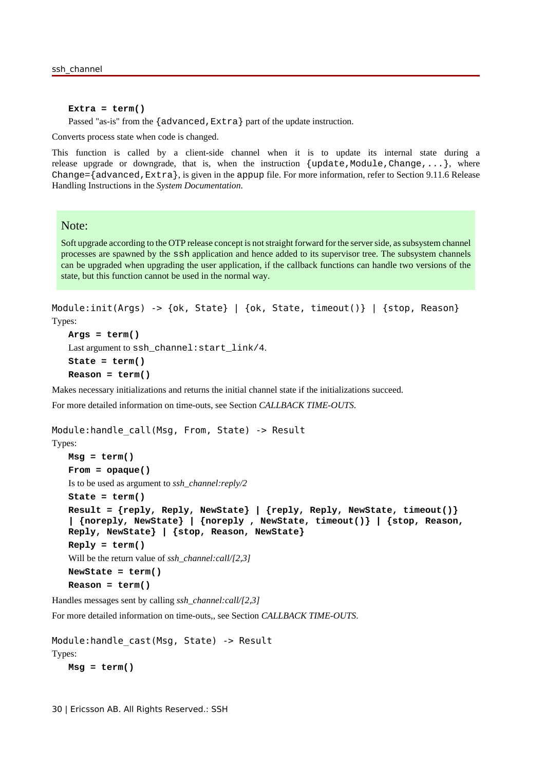**Extra = term()**

Passed "as-is" from the `{advanced,Extra}` part of the update instruction.

Converts process state when code is changed.

This function is called by a client-side channel when it is to update its internal state during a release upgrade or downgrade, that is, when the instruction `{update,Module,Change,...}`, where `Change={advanced,Extra}`, is given in the `appup` file. For more information, refer to Section 9.11.6 Release Handling Instructions in the *System Documentation*.

> **Note:**
>
> Soft upgrade according to the OTP release concept is not straight forward for the server side, as subsystem channel processes are spawned by the `ssh` application and hence added to its supervisor tree. The subsystem channels can be upgraded when upgrading the user application, if the callback functions can handle two versions of the state, but this function cannot be used in the normal way.

```
Module:init(Args) -> {ok, State} | {ok, State, timeout()} | {stop, Reason}
```

Types:

**Args = term()**

Last argument to `ssh_channel:start_link/4`.

**State = term()**

**Reason = term()**

Makes necessary initializations and returns the initial channel state if the initializations succeed.

For more detailed information on time-outs, see Section *CALLBACK TIME-OUTS*.

```
Module:handle_call(Msg, From, State) -> Result
```

Types:

**Msg = term()**

**From = opaque()**

Is to be used as argument to *ssh_channel:reply/2*

**State = term()**

**Result = {reply, Reply, NewState} | {reply, Reply, NewState, timeout()} | {noreply, NewState} | {noreply , NewState, timeout()} | {stop, Reason, Reply, NewState} | {stop, Reason, NewState}**

**Reply = term()**

Will be the return value of *ssh_channel:call/[2,3]*

**NewState = term()**

**Reason = term()**

Handles messages sent by calling *ssh_channel:call/[2,3]*

For more detailed information on time-outs,, see Section *CALLBACK TIME-OUTS*.

```
Module:handle_cast(Msg, State) -> Result
```

Types:

**Msg = term()**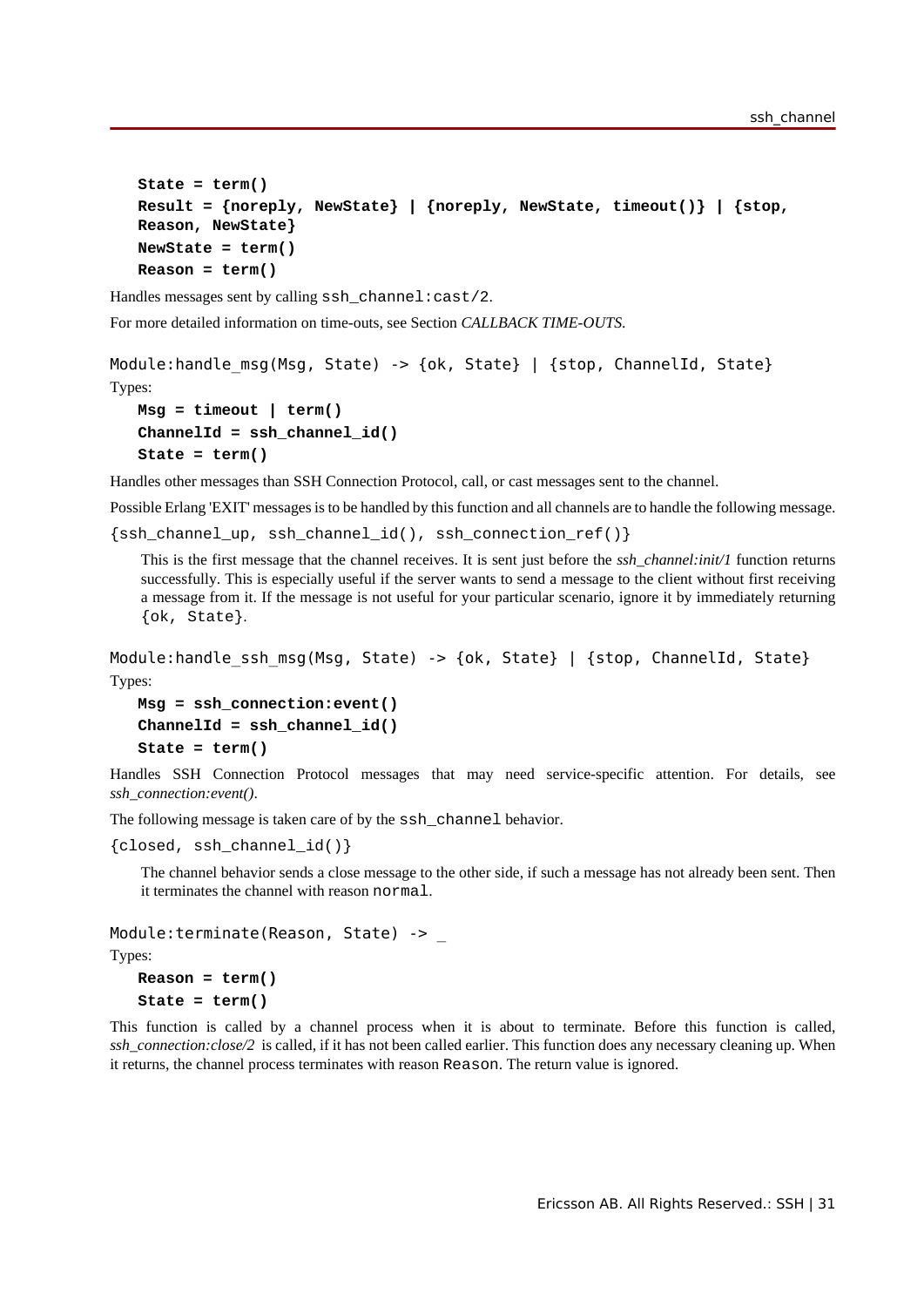**State = term()**
**Result = {noreply, NewState} | {noreply, NewState, timeout()} | {stop, Reason, NewState}**
**NewState = term()**
**Reason = term()**

Handles messages sent by calling `ssh_channel:cast/2`.

For more detailed information on time-outs, see Section *CALLBACK TIME-OUTS*.

```
Module:handle_msg(Msg, State) -> {ok, State} | {stop, ChannelId, State}
```

Types:

**Msg = timeout | term()**
**ChannelId = ssh_channel_id()**
**State = term()**

Handles other messages than SSH Connection Protocol, call, or cast messages sent to the channel.

Possible Erlang 'EXIT' messages is to be handled by this function and all channels are to handle the following message.

`{ssh_channel_up, ssh_channel_id(), ssh_connection_ref()}`

This is the first message that the channel receives. It is sent just before the *ssh_channel:init/1* function returns successfully. This is especially useful if the server wants to send a message to the client without first receiving a message from it. If the message is not useful for your particular scenario, ignore it by immediately returning `{ok, State}`.

```
Module:handle_ssh_msg(Msg, State) -> {ok, State} | {stop, ChannelId, State}
```

Types:

**Msg = ssh_connection:event()**
**ChannelId = ssh_channel_id()**
**State = term()**

Handles SSH Connection Protocol messages that may need service-specific attention. For details, see *ssh_connection:event()*.

The following message is taken care of by the `ssh_channel` behavior.

`{closed, ssh_channel_id()}`

The channel behavior sends a close message to the other side, if such a message has not already been sent. Then it terminates the channel with reason `normal`.

```
Module:terminate(Reason, State) -> _
```

Types:

**Reason = term()**
**State = term()**

This function is called by a channel process when it is about to terminate. Before this function is called, *ssh_connection:close/2* is called, if it has not been called earlier. This function does any necessary cleaning up. When it returns, the channel process terminates with reason `Reason`. The return value is ignored.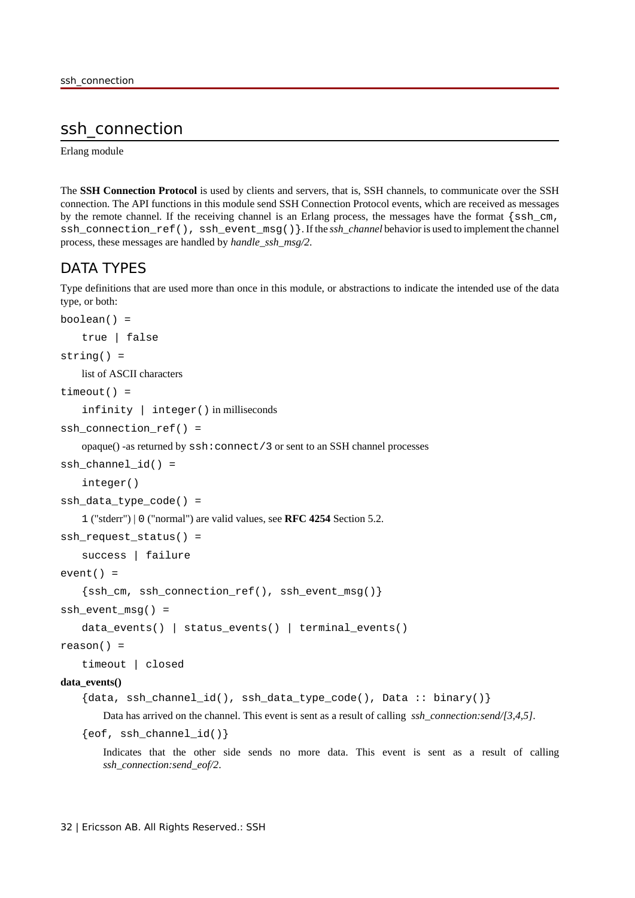# ssh_connection

Erlang module

The **SSH Connection Protocol** is used by clients and servers, that is, SSH channels, to communicate over the SSH connection. The API functions in this module send SSH Connection Protocol events, which are received as messages by the remote channel. If the receiving channel is an Erlang process, the messages have the format `{ssh_cm, ssh_connection_ref(), ssh_event_msg()}`. If the *ssh_channel* behavior is used to implement the channel process, these messages are handled by *handle_ssh_msg/2*.

## DATA TYPES

Type definitions that are used more than once in this module, or abstractions to indicate the intended use of the data type, or both:

`boolean() =`

`true | false`

`string() =`

list of ASCII characters

`timeout() =`

`infinity | integer()` in milliseconds

`ssh_connection_ref() =`

opaque() -as returned by `ssh:connect/3` or sent to an SSH channel processes

`ssh_channel_id() =`

`integer()`

`ssh_data_type_code() =`

`1` ("stderr") | `0` ("normal") are valid values, see **RFC 4254** Section 5.2.

`ssh_request_status() =`

`success | failure`

`event() =`

`{ssh_cm, ssh_connection_ref(), ssh_event_msg()}`

`ssh_event_msg() =`

`data_events() | status_events() | terminal_events()`

`reason() =`

`timeout | closed`

**data_events()**

`{data, ssh_channel_id(), ssh_data_type_code(), Data :: binary()}`

Data has arrived on the channel. This event is sent as a result of calling *ssh_connection:send/[3,4,5]*.

`{eof, ssh_channel_id()}`

Indicates that the other side sends no more data. This event is sent as a result of calling *ssh_connection:send_eof/2*.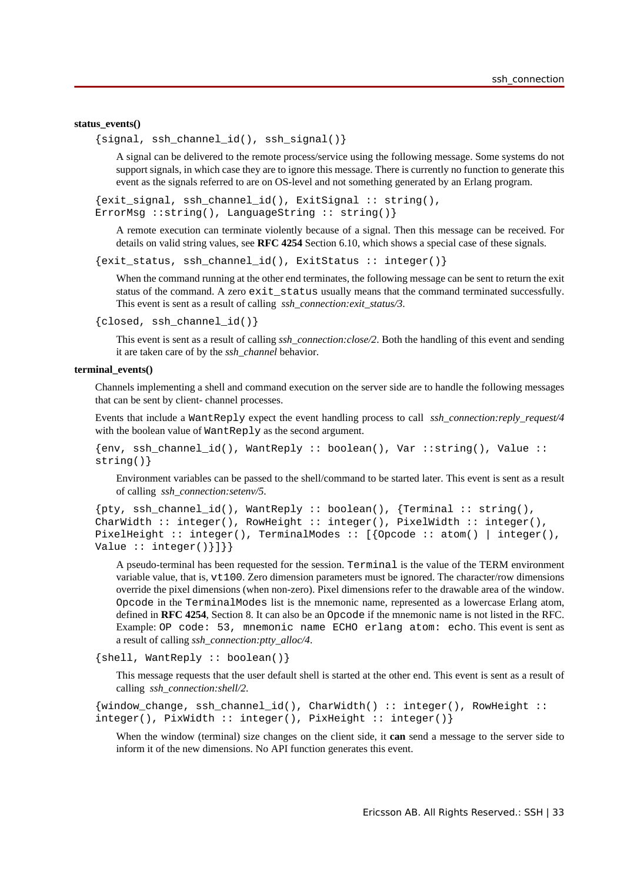**status_events()**

```
{signal, ssh_channel_id(), ssh_signal()}
```

A signal can be delivered to the remote process/service using the following message. Some systems do not support signals, in which case they are to ignore this message. There is currently no function to generate this event as the signals referred to are on OS-level and not something generated by an Erlang program.

```
{exit_signal, ssh_channel_id(), ExitSignal :: string(),
ErrorMsg ::string(), LanguageString :: string()}
```

A remote execution can terminate violently because of a signal. Then this message can be received. For details on valid string values, see **RFC 4254** Section 6.10, which shows a special case of these signals.

```
{exit_status, ssh_channel_id(), ExitStatus :: integer()}
```

When the command running at the other end terminates, the following message can be sent to return the exit status of the command. A zero `exit_status` usually means that the command terminated successfully. This event is sent as a result of calling *ssh_connection:exit_status/3*.

```
{closed, ssh_channel_id()}
```

This event is sent as a result of calling *ssh_connection:close/2*. Both the handling of this event and sending it are taken care of by the *ssh_channel* behavior.

**terminal_events()**

Channels implementing a shell and command execution on the server side are to handle the following messages that can be sent by client- channel processes.

Events that include a `WantReply` expect the event handling process to call *ssh_connection:reply_request/4* with the boolean value of `WantReply` as the second argument.

```
{env, ssh_channel_id(), WantReply :: boolean(), Var ::string(), Value ::
string()}
```

Environment variables can be passed to the shell/command to be started later. This event is sent as a result of calling *ssh_connection:setenv/5*.

```
{pty, ssh_channel_id(), WantReply :: boolean(), {Terminal :: string(),
CharWidth :: integer(), RowHeight :: integer(), PixelWidth :: integer(),
PixelHeight :: integer(), TerminalModes :: [{Opcode :: atom() | integer(),
Value :: integer()}]}}
```

A pseudo-terminal has been requested for the session. `Terminal` is the value of the TERM environment variable value, that is, `vt100`. Zero dimension parameters must be ignored. The character/row dimensions override the pixel dimensions (when non-zero). Pixel dimensions refer to the drawable area of the window. `Opcode` in the `TerminalModes` list is the mnemonic name, represented as a lowercase Erlang atom, defined in **RFC 4254**, Section 8. It can also be an `Opcode` if the mnemonic name is not listed in the RFC. Example: `OP code: 53, mnemonic name ECHO erlang atom: echo`. This event is sent as a result of calling *ssh_connection:ptty_alloc/4*.

```
{shell, WantReply :: boolean()}
```

This message requests that the user default shell is started at the other end. This event is sent as a result of calling *ssh_connection:shell/2*.

```
{window_change, ssh_channel_id(), CharWidth() :: integer(), RowHeight ::
integer(), PixWidth :: integer(), PixHeight :: integer()}
```

When the window (terminal) size changes on the client side, it **can** send a message to the server side to inform it of the new dimensions. No API function generates this event.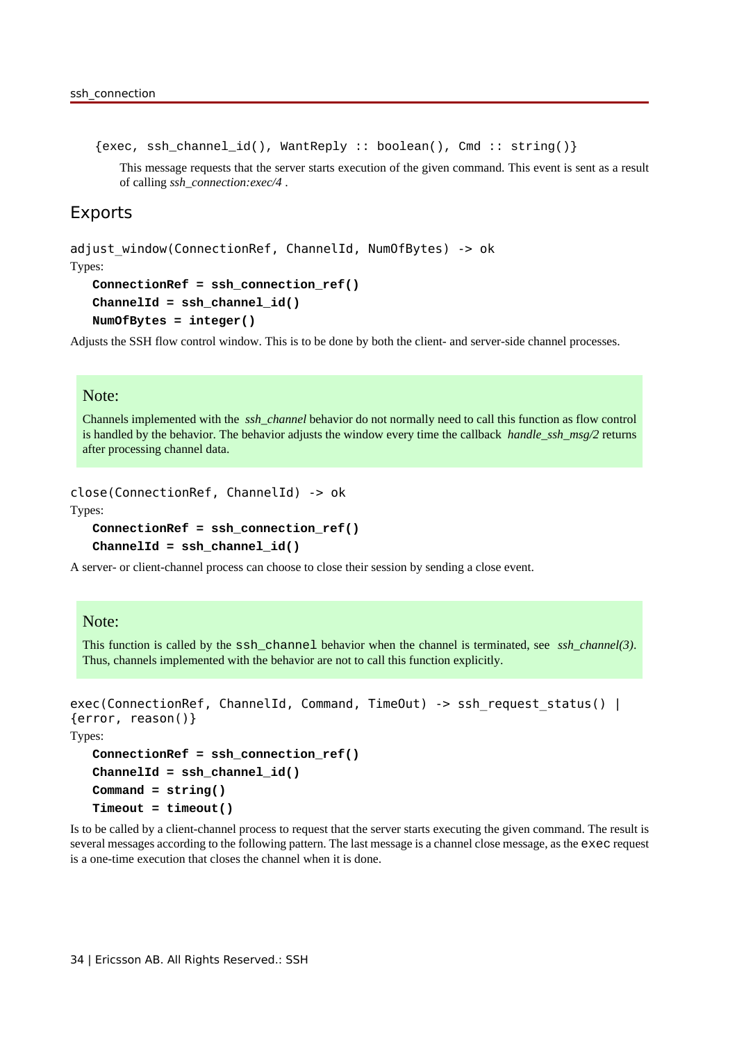`{exec, ssh_channel_id(), WantReply :: boolean(), Cmd :: string()}`

This message requests that the server starts execution of the given command. This event is sent as a result of calling *ssh_connection:exec/4* .

## Exports

```
adjust_window(ConnectionRef, ChannelId, NumOfBytes) -> ok
```

Types:

**ConnectionRef = ssh_connection_ref()**
**ChannelId = ssh_channel_id()**
**NumOfBytes = integer()**

Adjusts the SSH flow control window. This is to be done by both the client- and server-side channel processes.

> **Note:**
>
> Channels implemented with the *ssh_channel* behavior do not normally need to call this function as flow control is handled by the behavior. The behavior adjusts the window every time the callback *handle_ssh_msg/2* returns after processing channel data.

```
close(ConnectionRef, ChannelId) -> ok
```

Types:

**ConnectionRef = ssh_connection_ref()**
**ChannelId = ssh_channel_id()**

A server- or client-channel process can choose to close their session by sending a close event.

> **Note:**
>
> This function is called by the `ssh_channel` behavior when the channel is terminated, see *ssh_channel(3)*. Thus, channels implemented with the behavior are not to call this function explicitly.

```
exec(ConnectionRef, ChannelId, Command, TimeOut) -> ssh_request_status() | {error, reason()}
```

Types:

**ConnectionRef = ssh_connection_ref()**
**ChannelId = ssh_channel_id()**
**Command = string()**
**Timeout = timeout()**

Is to be called by a client-channel process to request that the server starts executing the given command. The result is several messages according to the following pattern. The last message is a channel close message, as the `exec` request is a one-time execution that closes the channel when it is done.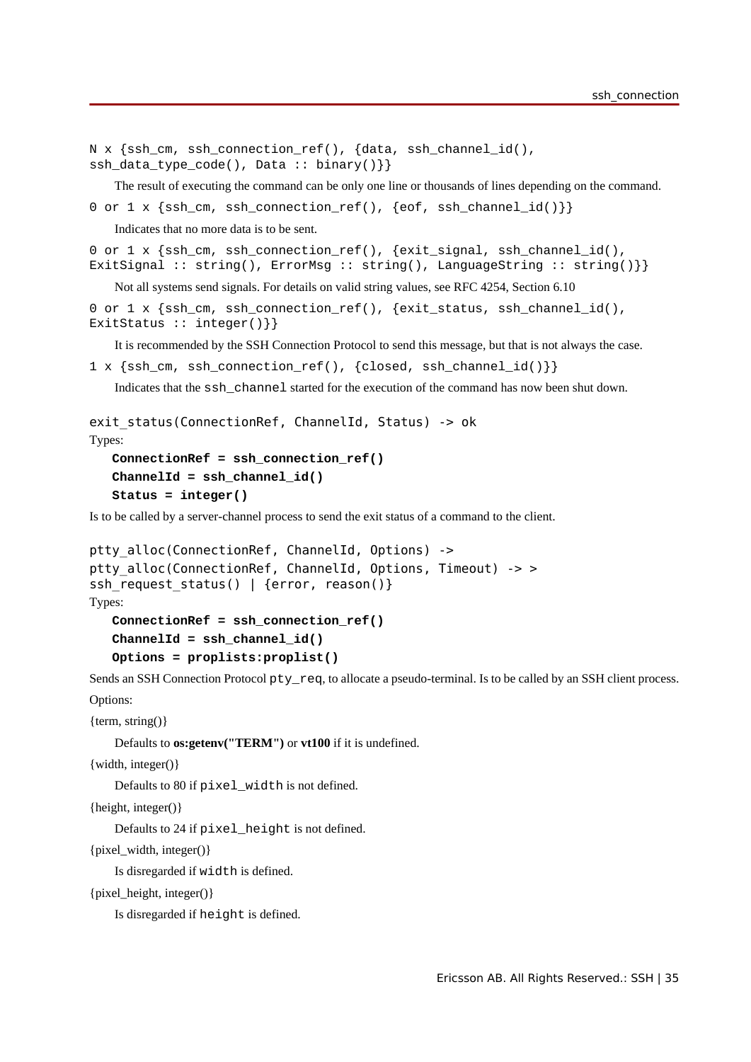```
N x {ssh_cm, ssh_connection_ref(), {data, ssh_channel_id(),
ssh_data_type_code(), Data :: binary()}}
```

The result of executing the command can be only one line or thousands of lines depending on the command.

```
0 or 1 x {ssh_cm, ssh_connection_ref(), {eof, ssh_channel_id()}}
```

Indicates that no more data is to be sent.

```
0 or 1 x {ssh_cm, ssh_connection_ref(), {exit_signal, ssh_channel_id(),
ExitSignal :: string(), ErrorMsg :: string(), LanguageString :: string()}}
```

Not all systems send signals. For details on valid string values, see RFC 4254, Section 6.10

```
0 or 1 x {ssh_cm, ssh_connection_ref(), {exit_status, ssh_channel_id(),
ExitStatus :: integer()}}
```

It is recommended by the SSH Connection Protocol to send this message, but that is not always the case.

```
1 x {ssh_cm, ssh_connection_ref(), {closed, ssh_channel_id()}}
```

Indicates that the `ssh_channel` started for the execution of the command has now been shut down.

```
exit_status(ConnectionRef, ChannelId, Status) -> ok
```

Types:

**ConnectionRef = ssh_connection_ref()**
**ChannelId = ssh_channel_id()**
**Status = integer()**

Is to be called by a server-channel process to send the exit status of a command to the client.

```
ptty_alloc(ConnectionRef, ChannelId, Options) ->
ptty_alloc(ConnectionRef, ChannelId, Options, Timeout) -> >
ssh_request_status() | {error, reason()}
```

Types:

**ConnectionRef = ssh_connection_ref()**
**ChannelId = ssh_channel_id()**
**Options = proplists:proplist()**

Sends an SSH Connection Protocol `pty_req`, to allocate a pseudo-terminal. Is to be called by an SSH client process.

Options:

{term, string()}

Defaults to **os:getenv("TERM")** or **vt100** if it is undefined.

{width, integer()}

Defaults to 80 if `pixel_width` is not defined.

{height, integer()}

Defaults to 24 if `pixel_height` is not defined.

{pixel_width, integer()}

Is disregarded if `width` is defined.

{pixel_height, integer()}

Is disregarded if `height` is defined.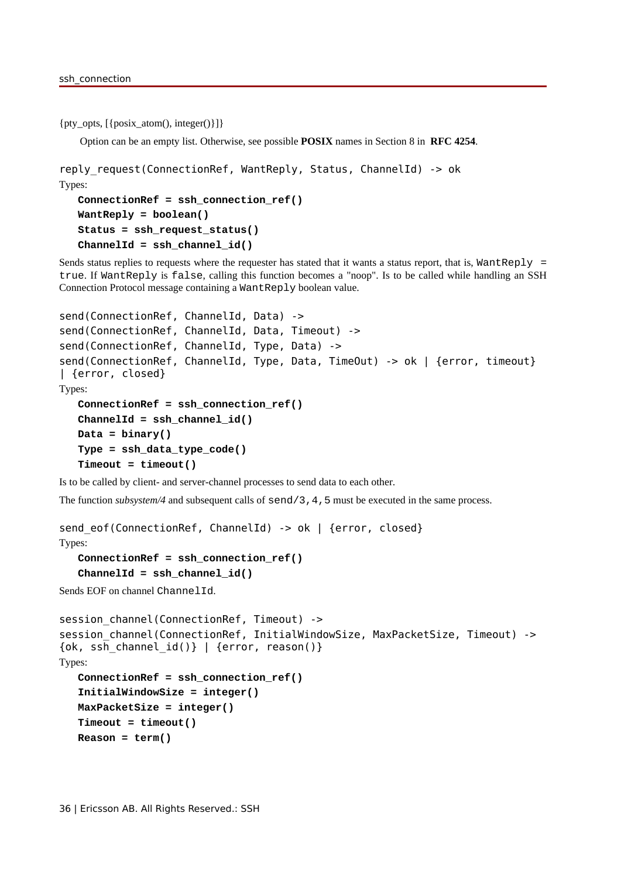{pty_opts, [{posix_atom(), integer()}]}

Option can be an empty list. Otherwise, see possible **POSIX** names in Section 8 in **RFC 4254**.

```
reply_request(ConnectionRef, WantReply, Status, ChannelId) -> ok
```

Types:

**ConnectionRef = ssh_connection_ref()**
**WantReply = boolean()**
**Status = ssh_request_status()**
**ChannelId = ssh_channel_id()**

Sends status replies to requests where the requester has stated that it wants a status report, that is, `WantReply = true`. If `WantReply` is `false`, calling this function becomes a "noop". Is to be called while handling an SSH Connection Protocol message containing a `WantReply` boolean value.

```
send(ConnectionRef, ChannelId, Data) ->
send(ConnectionRef, ChannelId, Data, Timeout) ->
send(ConnectionRef, ChannelId, Type, Data) ->
send(ConnectionRef, ChannelId, Type, Data, TimeOut) -> ok | {error, timeout}
| {error, closed}
```

Types:

**ConnectionRef = ssh_connection_ref()**
**ChannelId = ssh_channel_id()**
**Data = binary()**
**Type = ssh_data_type_code()**
**Timeout = timeout()**

Is to be called by client- and server-channel processes to send data to each other.

The function *subsystem/4* and subsequent calls of `send/3,4,5` must be executed in the same process.

```
send_eof(ConnectionRef, ChannelId) -> ok | {error, closed}
```

Types:

**ConnectionRef = ssh_connection_ref()**
**ChannelId = ssh_channel_id()**

Sends EOF on channel `ChannelId`.

```
session_channel(ConnectionRef, Timeout) ->
session_channel(ConnectionRef, InitialWindowSize, MaxPacketSize, Timeout) ->
{ok, ssh_channel_id()} | {error, reason()}
```

Types:

**ConnectionRef = ssh_connection_ref()**
**InitialWindowSize = integer()**
**MaxPacketSize = integer()**
**Timeout = timeout()**
**Reason = term()**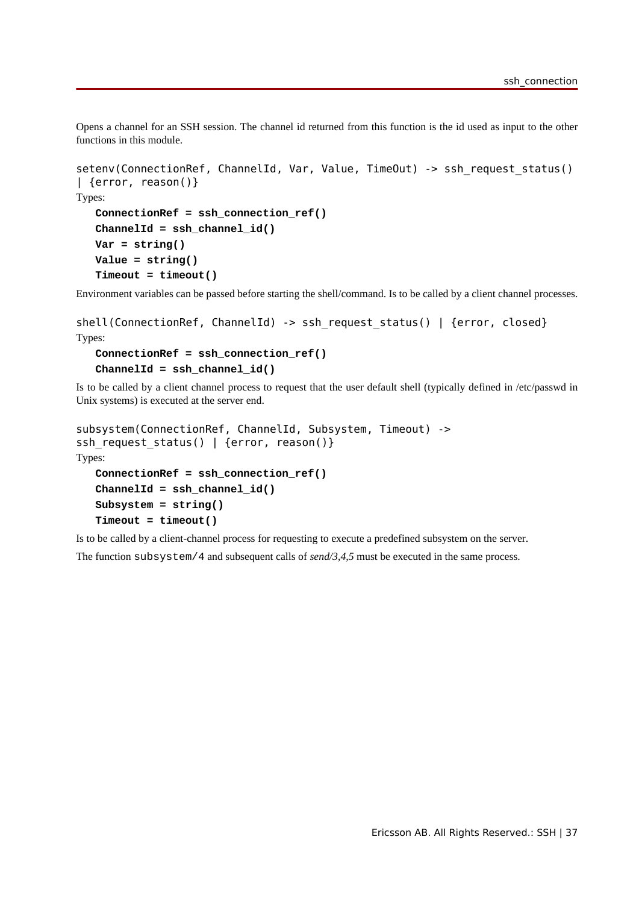Opens a channel for an SSH session. The channel id returned from this function is the id used as input to the other functions in this module.

```
setenv(ConnectionRef, ChannelId, Var, Value, TimeOut) -> ssh_request_status()
| {error, reason()}
```

Types:

**ConnectionRef = ssh_connection_ref()**
**ChannelId = ssh_channel_id()**
**Var = string()**
**Value = string()**
**Timeout = timeout()**

Environment variables can be passed before starting the shell/command. Is to be called by a client channel processes.

```
shell(ConnectionRef, ChannelId) -> ssh_request_status() | {error, closed}
```

Types:

**ConnectionRef = ssh_connection_ref()**
**ChannelId = ssh_channel_id()**

Is to be called by a client channel process to request that the user default shell (typically defined in /etc/passwd in Unix systems) is executed at the server end.

```
subsystem(ConnectionRef, ChannelId, Subsystem, Timeout) ->
ssh_request_status() | {error, reason()}
```

Types:

**ConnectionRef = ssh_connection_ref()**
**ChannelId = ssh_channel_id()**
**Subsystem = string()**
**Timeout = timeout()**

Is to be called by a client-channel process for requesting to execute a predefined subsystem on the server.

The function `subsystem/4` and subsequent calls of *send/3,4,5* must be executed in the same process.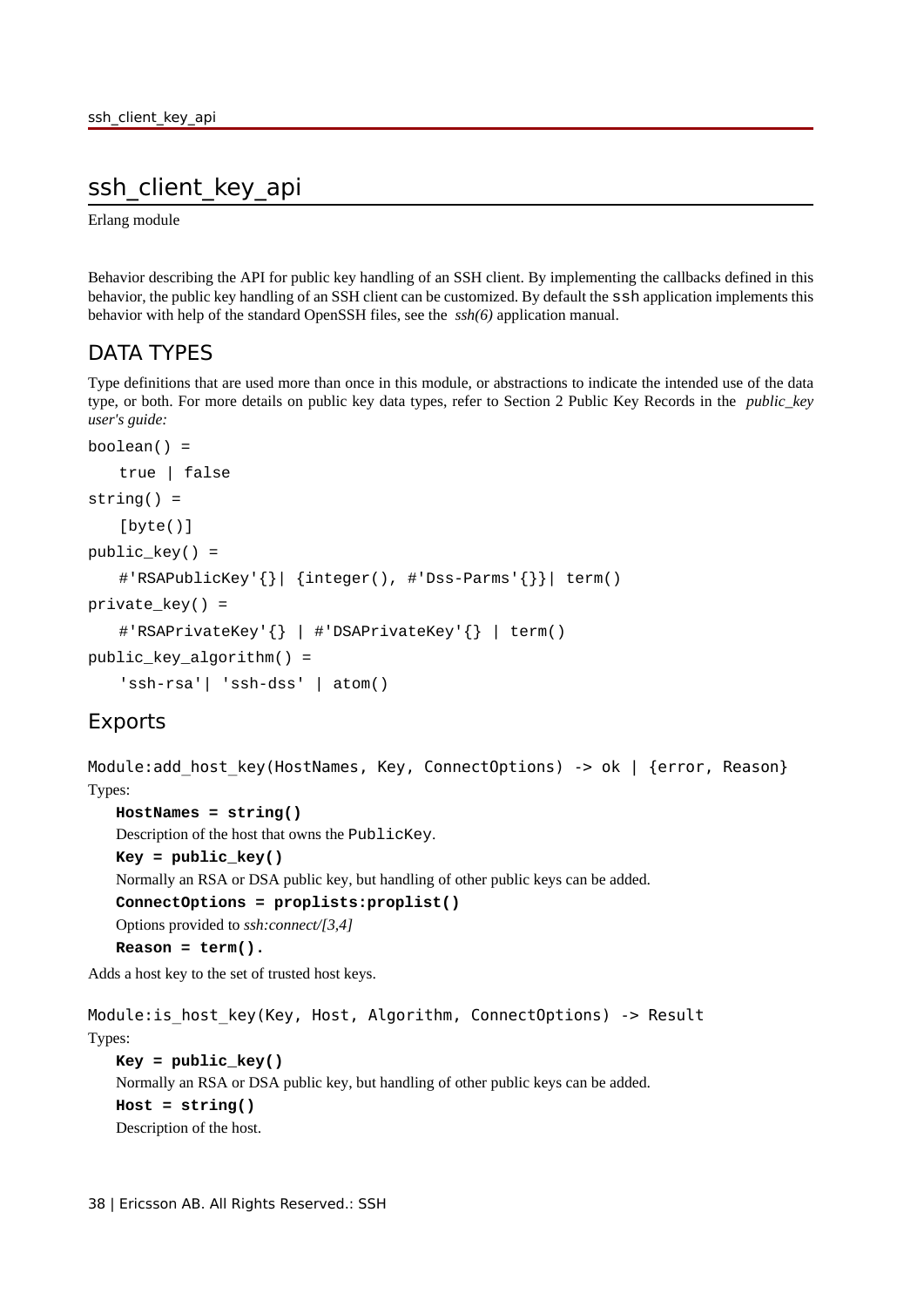# ssh_client_key_api

Erlang module

Behavior describing the API for public key handling of an SSH client. By implementing the callbacks defined in this behavior, the public key handling of an SSH client can be customized. By default the `ssh` application implements this behavior with help of the standard OpenSSH files, see the *ssh(6)* application manual.

## DATA TYPES

Type definitions that are used more than once in this module, or abstractions to indicate the intended use of the data type, or both. For more details on public key data types, refer to Section 2 Public Key Records in the *public_key user's guide:*

```
boolean() =
    true | false
string() =
    [byte()]
public_key() =
    #'RSAPublicKey'{}| {integer(), #'Dss-Parms'{}}| term()
private_key() =
    #'RSAPrivateKey'{} | #'DSAPrivateKey'{} | term()
public_key_algorithm() =
    'ssh-rsa'| 'ssh-dss' | atom()
```

## Exports

```
Module:add_host_key(HostNames, Key, ConnectOptions) -> ok | {error, Reason}
```

Types:

**HostNames = string()**

Description of the host that owns the `PublicKey`.

**Key = public_key()**

Normally an RSA or DSA public key, but handling of other public keys can be added.

**ConnectOptions = proplists:proplist()**

Options provided to *ssh:connect/[3,4]*

**Reason = term().**

Adds a host key to the set of trusted host keys.

```
Module:is_host_key(Key, Host, Algorithm, ConnectOptions) -> Result
```

Types:

**Key = public_key()**

Normally an RSA or DSA public key, but handling of other public keys can be added.

**Host = string()**

Description of the host.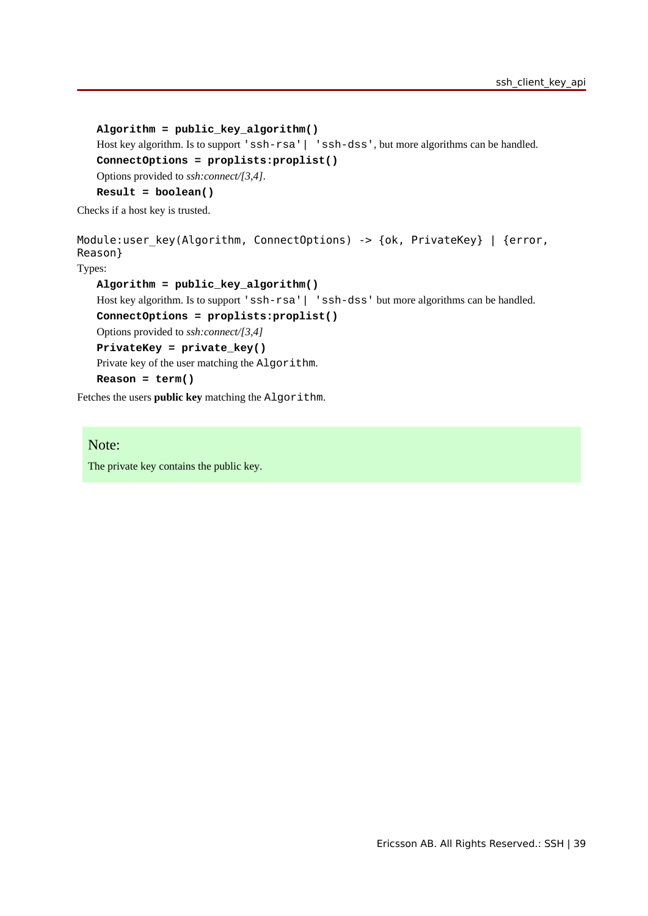**Algorithm = public_key_algorithm()**

Host key algorithm. Is to support `'ssh-rsa'| 'ssh-dss'`, but more algorithms can be handled.

**ConnectOptions = proplists:proplist()**

Options provided to *ssh:connect/[3,4]*.

**Result = boolean()**

Checks if a host key is trusted.

```
Module:user_key(Algorithm, ConnectOptions) -> {ok, PrivateKey} | {error, Reason}
```

Types:

**Algorithm = public_key_algorithm()**

Host key algorithm. Is to support `'ssh-rsa'| 'ssh-dss'` but more algorithms can be handled.

**ConnectOptions = proplists:proplist()**

Options provided to *ssh:connect/[3,4]*

**PrivateKey = private_key()**

Private key of the user matching the `Algorithm`.

**Reason = term()**

Fetches the users **public key** matching the `Algorithm`.

> Note:
>
> The private key contains the public key.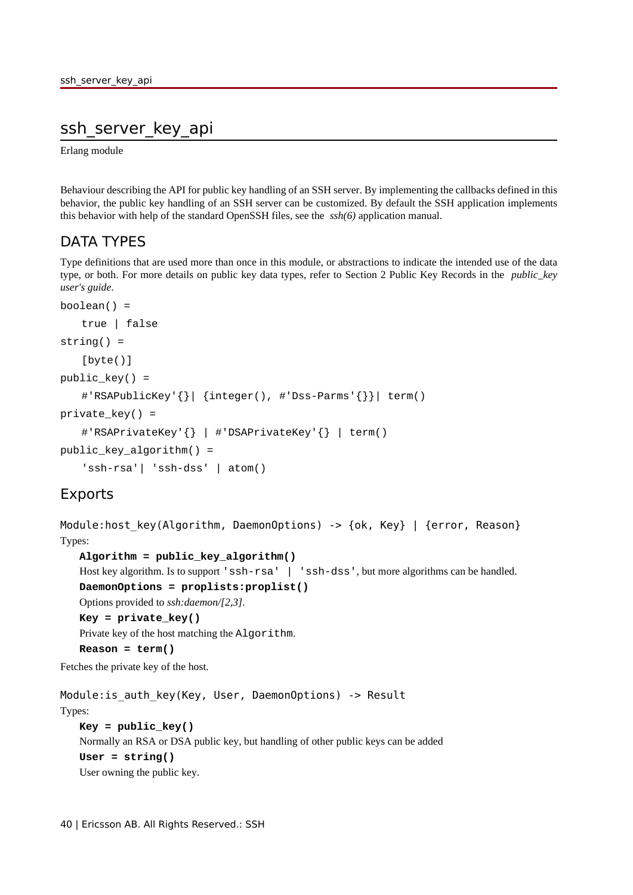# ssh_server_key_api

Erlang module

Behaviour describing the API for public key handling of an SSH server. By implementing the callbacks defined in this behavior, the public key handling of an SSH server can be customized. By default the SSH application implements this behavior with help of the standard OpenSSH files, see the *ssh(6)* application manual.

## DATA TYPES

Type definitions that are used more than once in this module, or abstractions to indicate the intended use of the data type, or both. For more details on public key data types, refer to Section 2 Public Key Records in the *public_key user's guide*.

```
boolean() =
    true | false
string() =
    [byte()]
public_key() =
    #'RSAPublicKey'{}| {integer(), #'Dss-Parms'{}}| term()
private_key() =
    #'RSAPrivateKey'{} | #'DSAPrivateKey'{} | term()
public_key_algorithm() =
    'ssh-rsa'| 'ssh-dss' | atom()
```

## Exports

```
Module:host_key(Algorithm, DaemonOptions) -> {ok, Key} | {error, Reason}
```

Types:

**`Algorithm = public_key_algorithm()`**

Host key algorithm. Is to support `'ssh-rsa' | 'ssh-dss'`, but more algorithms can be handled.

**`DaemonOptions = proplists:proplist()`**

Options provided to *ssh:daemon/[2,3]*.

**`Key = private_key()`**

Private key of the host matching the `Algorithm`.

**`Reason = term()`**

Fetches the private key of the host.

```
Module:is_auth_key(Key, User, DaemonOptions) -> Result
```

Types:

**`Key = public_key()`**

Normally an RSA or DSA public key, but handling of other public keys can be added

**`User = string()`**

User owning the public key.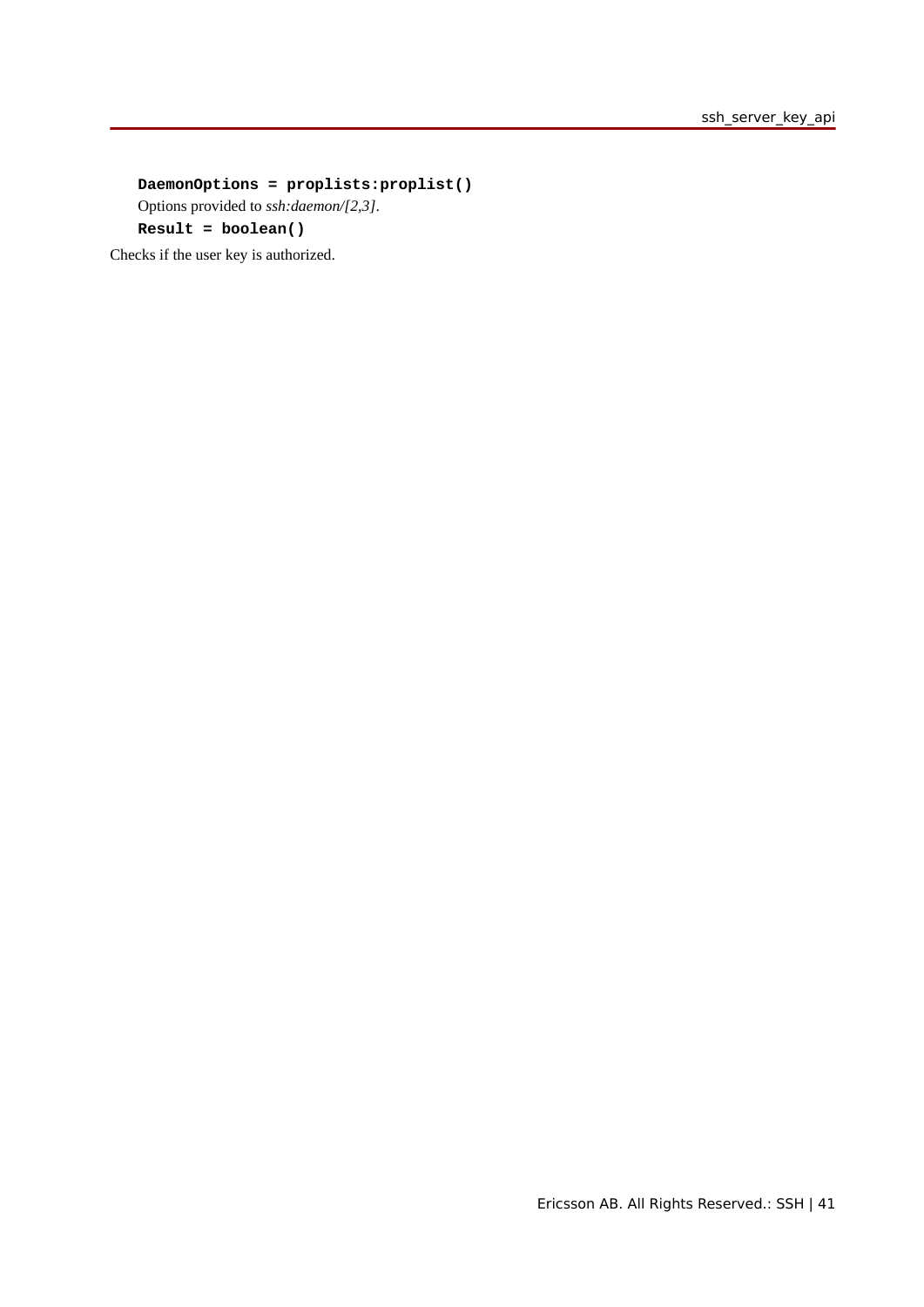**DaemonOptions = proplists:proplist()**

Options provided to *ssh:daemon/[2,3]*.

**Result = boolean()**

Checks if the user key is authorized.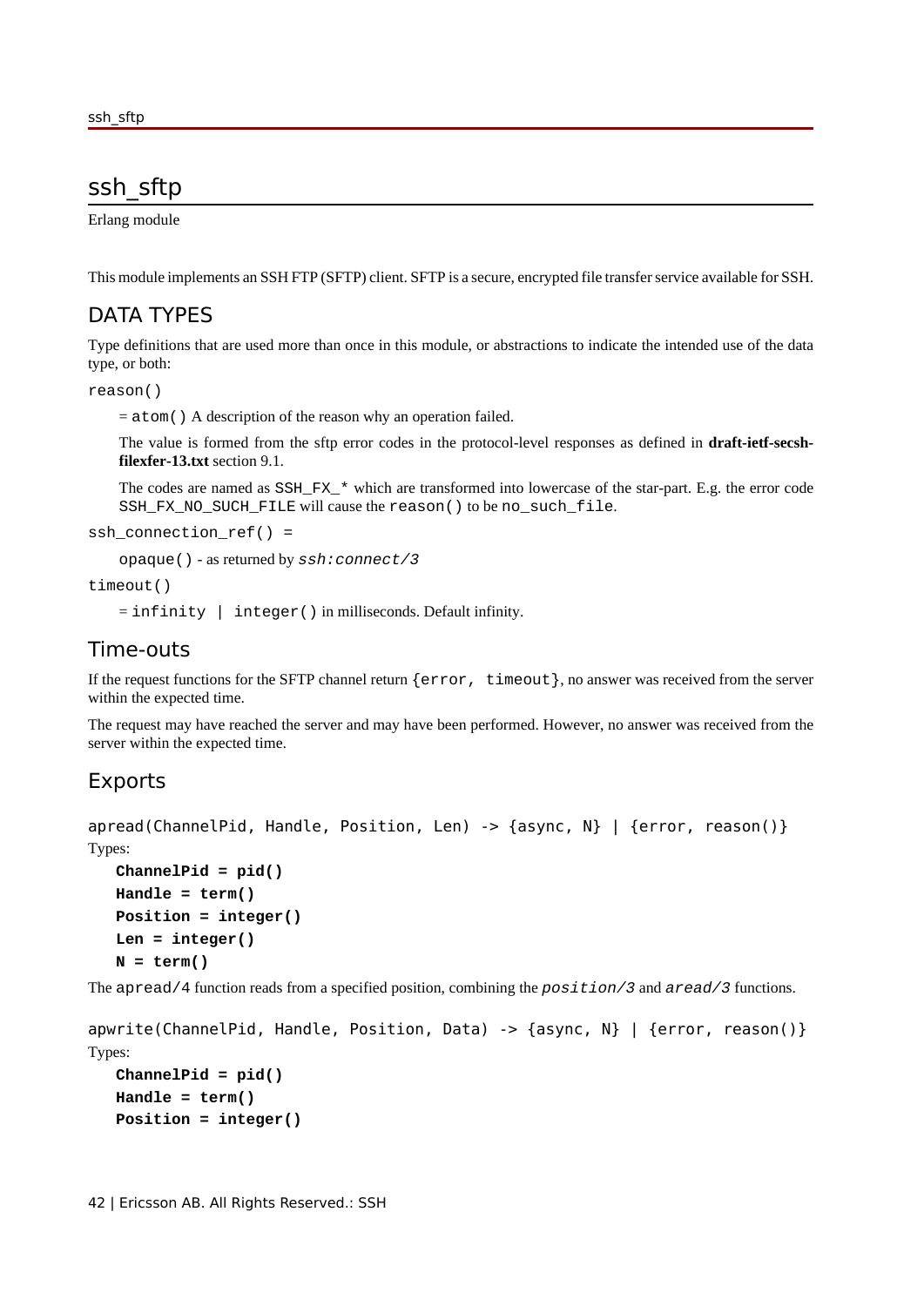# ssh_sftp

Erlang module

This module implements an SSH FTP (SFTP) client. SFTP is a secure, encrypted file transfer service available for SSH.

## DATA TYPES

Type definitions that are used more than once in this module, or abstractions to indicate the intended use of the data type, or both:

`reason()`

= `atom()` A description of the reason why an operation failed.

The value is formed from the sftp error codes in the protocol-level responses as defined in **draft-ietf-secsh-filexfer-13.txt** section 9.1.

The codes are named as `SSH_FX_*` which are transformed into lowercase of the star-part. E.g. the error code `SSH_FX_NO_SUCH_FILE` will cause the `reason()` to be `no_such_file`.

`ssh_connection_ref() =`

`opaque()` - as returned by *`ssh:connect/3`*

`timeout()`

= `infinity | integer()` in milliseconds. Default infinity.

## Time-outs

If the request functions for the SFTP channel return `{error, timeout}`, no answer was received from the server within the expected time.

The request may have reached the server and may have been performed. However, no answer was received from the server within the expected time.

## Exports

```
apread(ChannelPid, Handle, Position, Len) -> {async, N} | {error, reason()}
```

Types:

**`ChannelPid = pid()`**
**`Handle = term()`**
**`Position = integer()`**
**`Len = integer()`**
**`N = term()`**

The `apread/4` function reads from a specified position, combining the *`position/3`* and *`aread/3`* functions.

```
apwrite(ChannelPid, Handle, Position, Data) -> {async, N} | {error, reason()}
```

Types:

**`ChannelPid = pid()`**
**`Handle = term()`**
**`Position = integer()`**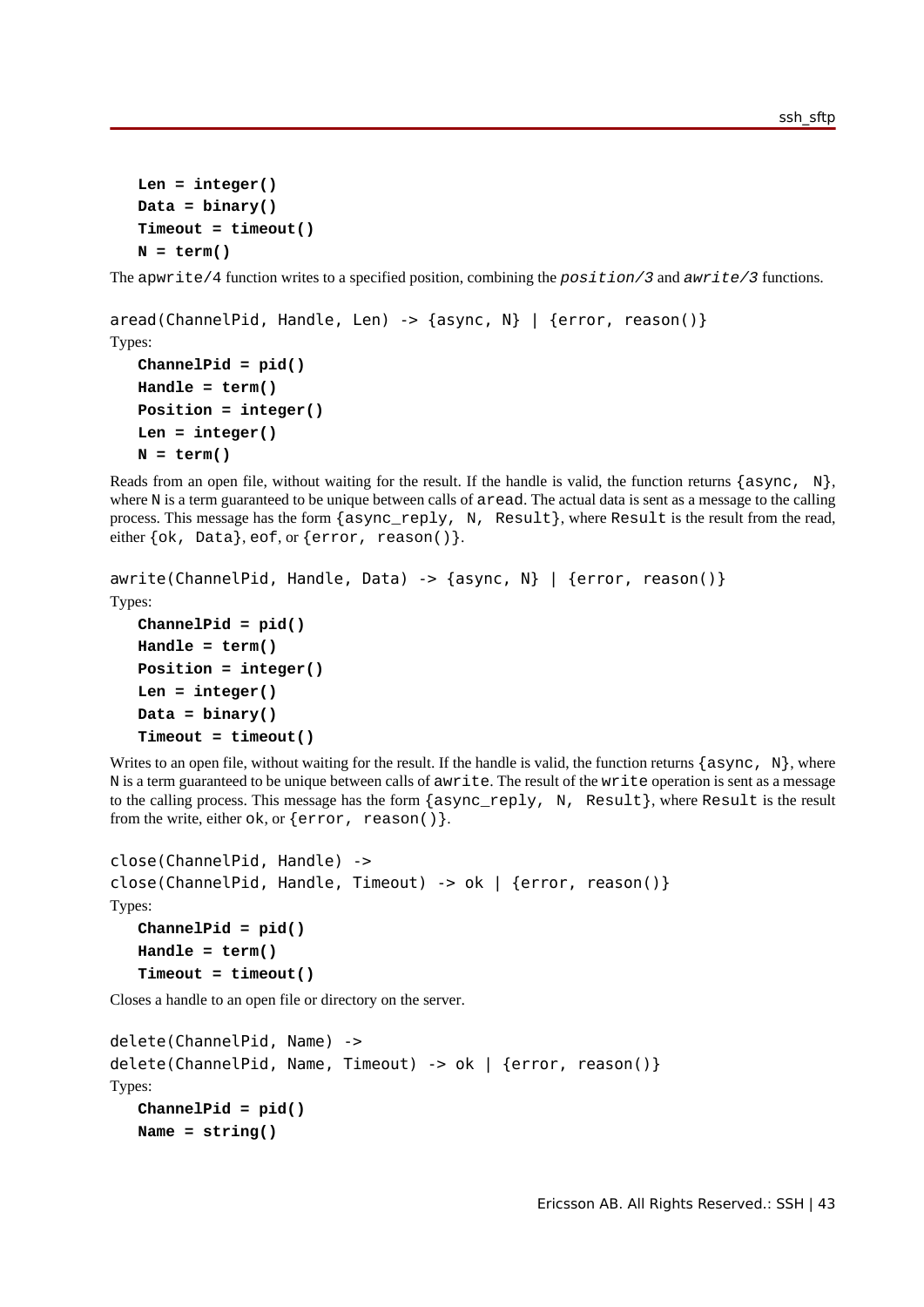**Len = integer()**

**Data = binary()**

**Timeout = timeout()**

**N = term()**

The `apwrite/4` function writes to a specified position, combining the *position/3* and *awrite/3* functions.

```
aread(ChannelPid, Handle, Len) -> {async, N} | {error, reason()}
```

Types:

**ChannelPid = pid()**

**Handle = term()**

**Position = integer()**

**Len = integer()**

**N = term()**

Reads from an open file, without waiting for the result. If the handle is valid, the function returns `{async, N}`, where `N` is a term guaranteed to be unique between calls of `aread`. The actual data is sent as a message to the calling process. This message has the form `{async_reply, N, Result}`, where `Result` is the result from the read, either `{ok, Data}`, `eof`, or `{error, reason()}`.

```
awrite(ChannelPid, Handle, Data) -> {async, N} | {error, reason()}
```

Types:

**ChannelPid = pid()**

**Handle = term()**

**Position = integer()**

**Len = integer()**

**Data = binary()**

**Timeout = timeout()**

Writes to an open file, without waiting for the result. If the handle is valid, the function returns `{async, N}`, where `N` is a term guaranteed to be unique between calls of `awrite`. The result of the `write` operation is sent as a message to the calling process. This message has the form `{async_reply, N, Result}`, where `Result` is the result from the write, either `ok`, or `{error, reason()}`.

```
close(ChannelPid, Handle) ->
close(ChannelPid, Handle, Timeout) -> ok | {error, reason()}
```

Types:

**ChannelPid = pid()**

**Handle = term()**

**Timeout = timeout()**

Closes a handle to an open file or directory on the server.

```
delete(ChannelPid, Name) ->
delete(ChannelPid, Name, Timeout) -> ok | {error, reason()}
```

Types:

**ChannelPid = pid()**

**Name = string()**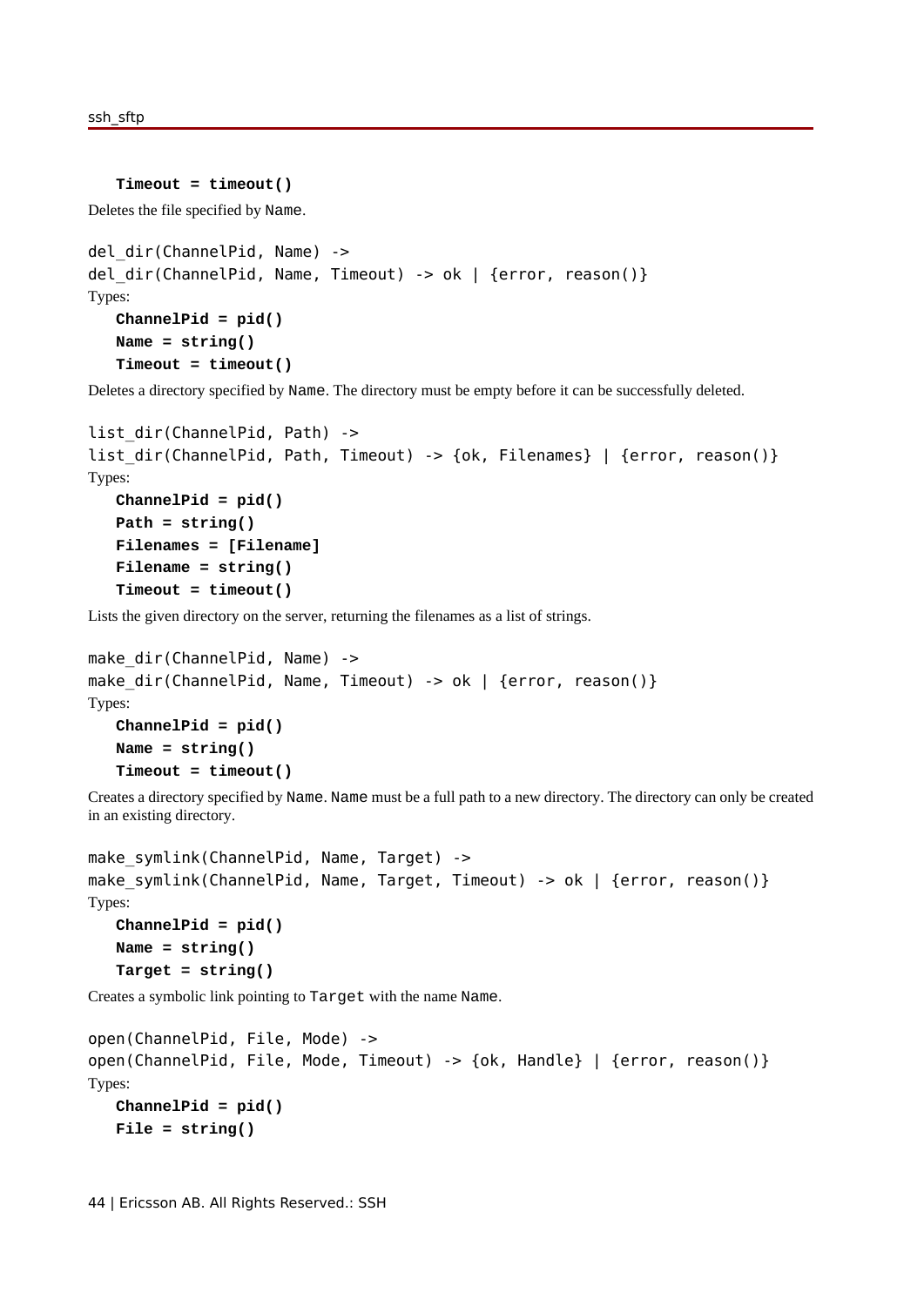**Timeout = timeout()**

Deletes the file specified by `Name`.

```
del_dir(ChannelPid, Name) ->
del_dir(ChannelPid, Name, Timeout) -> ok | {error, reason()}
```

Types:

**ChannelPid = pid()**
**Name = string()**
**Timeout = timeout()**

Deletes a directory specified by `Name`. The directory must be empty before it can be successfully deleted.

```
list_dir(ChannelPid, Path) ->
list_dir(ChannelPid, Path, Timeout) -> {ok, Filenames} | {error, reason()}
```

Types:

**ChannelPid = pid()**
**Path = string()**
**Filenames = [Filename]**
**Filename = string()**
**Timeout = timeout()**

Lists the given directory on the server, returning the filenames as a list of strings.

```
make_dir(ChannelPid, Name) ->
make_dir(ChannelPid, Name, Timeout) -> ok | {error, reason()}
```

Types:

**ChannelPid = pid()**
**Name = string()**
**Timeout = timeout()**

Creates a directory specified by `Name`. `Name` must be a full path to a new directory. The directory can only be created in an existing directory.

```
make_symlink(ChannelPid, Name, Target) ->
make_symlink(ChannelPid, Name, Target, Timeout) -> ok | {error, reason()}
```

Types:

**ChannelPid = pid()**
**Name = string()**
**Target = string()**

Creates a symbolic link pointing to `Target` with the name `Name`.

```
open(ChannelPid, File, Mode) ->
open(ChannelPid, File, Mode, Timeout) -> {ok, Handle} | {error, reason()}
```

Types:

**ChannelPid = pid()**
**File = string()**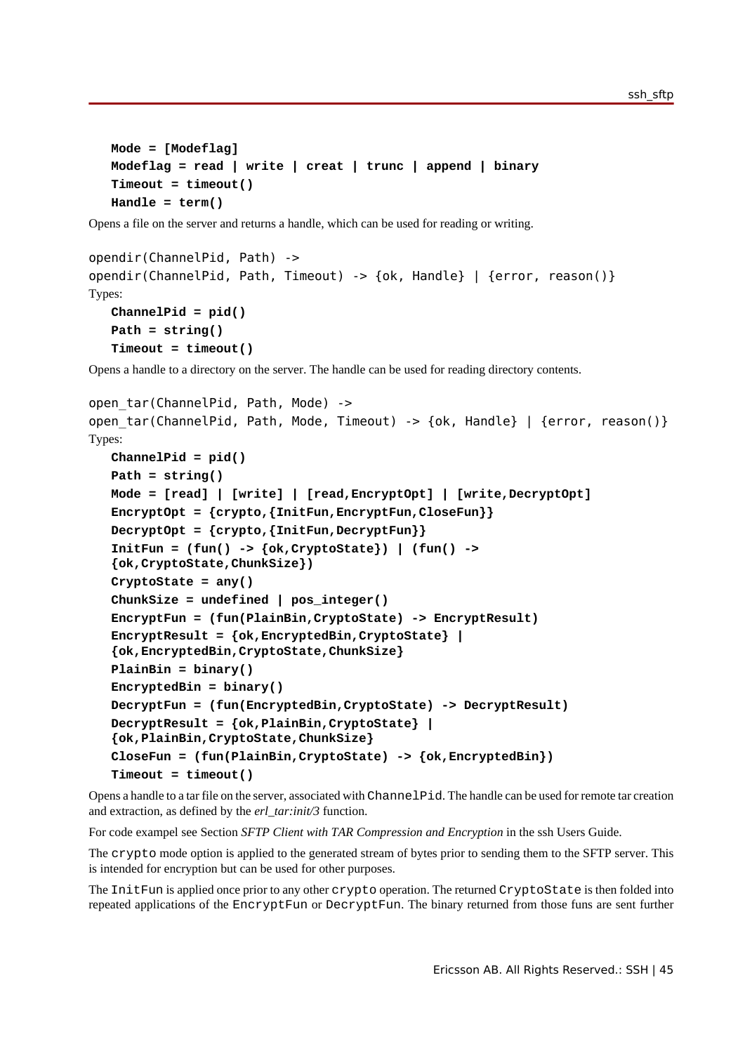**Mode = [Modeflag]**
**Modeflag = read | write | creat | trunc | append | binary**
**Timeout = timeout()**
**Handle = term()**

Opens a file on the server and returns a handle, which can be used for reading or writing.

```
opendir(ChannelPid, Path) ->
opendir(ChannelPid, Path, Timeout) -> {ok, Handle} | {error, reason()}
```

Types:

**ChannelPid = pid()**
**Path = string()**
**Timeout = timeout()**

Opens a handle to a directory on the server. The handle can be used for reading directory contents.

```
open_tar(ChannelPid, Path, Mode) ->
open_tar(ChannelPid, Path, Mode, Timeout) -> {ok, Handle} | {error, reason()}
```

Types:

**ChannelPid = pid()**
**Path = string()**
**Mode = [read] | [write] | [read,EncryptOpt] | [write,DecryptOpt]**
**EncryptOpt = {crypto,{InitFun,EncryptFun,CloseFun}}**
**DecryptOpt = {crypto,{InitFun,DecryptFun}}**
**InitFun = (fun() -> {ok,CryptoState}) | (fun() -> {ok,CryptoState,ChunkSize})**
**CryptoState = any()**
**ChunkSize = undefined | pos_integer()**
**EncryptFun = (fun(PlainBin,CryptoState) -> EncryptResult)**
**EncryptResult = {ok,EncryptedBin,CryptoState} | {ok,EncryptedBin,CryptoState,ChunkSize}**
**PlainBin = binary()**
**EncryptedBin = binary()**
**DecryptFun = (fun(EncryptedBin,CryptoState) -> DecryptResult)**
**DecryptResult = {ok,PlainBin,CryptoState} | {ok,PlainBin,CryptoState,ChunkSize}**
**CloseFun = (fun(PlainBin,CryptoState) -> {ok,EncryptedBin})**
**Timeout = timeout()**

Opens a handle to a tar file on the server, associated with `ChannelPid`. The handle can be used for remote tar creation and extraction, as defined by the *erl_tar:init/3* function.

For code exampel see Section *SFTP Client with TAR Compression and Encryption* in the ssh Users Guide.

The `crypto` mode option is applied to the generated stream of bytes prior to sending them to the SFTP server. This is intended for encryption but can be used for other purposes.

The `InitFun` is applied once prior to any other `crypto` operation. The returned `CryptoState` is then folded into repeated applications of the `EncryptFun` or `DecryptFun`. The binary returned from those funs are sent further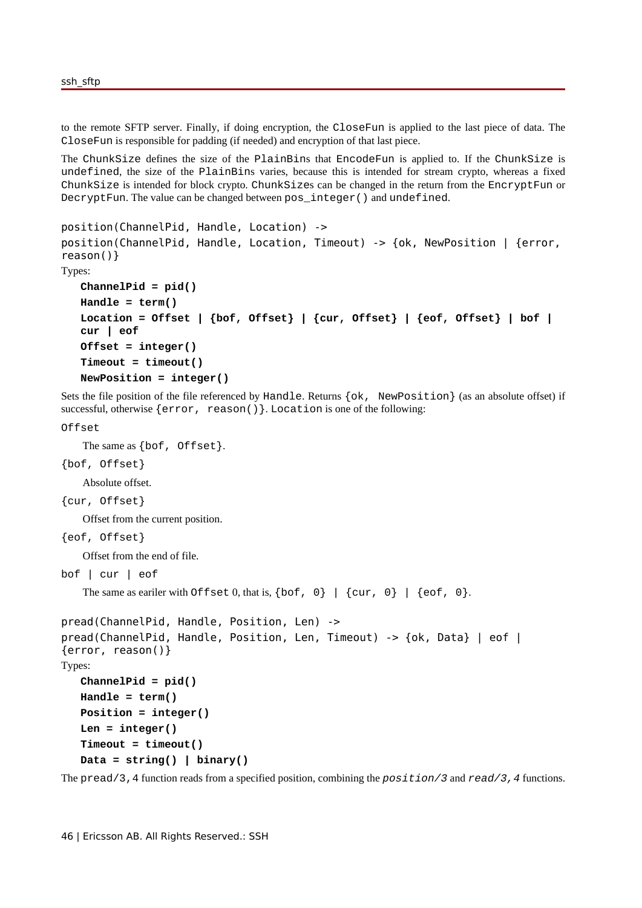to the remote SFTP server. Finally, if doing encryption, the `CloseFun` is applied to the last piece of data. The `CloseFun` is responsible for padding (if needed) and encryption of that last piece.

The `ChunkSize` defines the size of the `PlainBin`s that `EncodeFun` is applied to. If the `ChunkSize` is `undefined`, the size of the `PlainBin`s varies, because this is intended for stream crypto, whereas a fixed `ChunkSize` is intended for block crypto. `ChunkSize`s can be changed in the return from the `EncryptFun` or `DecryptFun`. The value can be changed between `pos_integer()` and `undefined`.

```
position(ChannelPid, Handle, Location) ->
position(ChannelPid, Handle, Location, Timeout) -> {ok, NewPosition | {error, reason()}
```

Types:

**`ChannelPid = pid()`**
**`Handle = term()`**
**`Location = Offset | {bof, Offset} | {cur, Offset} | {eof, Offset} | bof | cur | eof`**
**`Offset = integer()`**
**`Timeout = timeout()`**
**`NewPosition = integer()`**

Sets the file position of the file referenced by `Handle`. Returns `{ok, NewPosition}` (as an absolute offset) if successful, otherwise `{error, reason()}`. `Location` is one of the following:

`Offset`
: The same as `{bof, Offset}`.

`{bof, Offset}`
: Absolute offset.

`{cur, Offset}`
: Offset from the current position.

`{eof, Offset}`
: Offset from the end of file.

`bof | cur | eof`
: The same as eariler with `Offset` 0, that is, `{bof, 0} | {cur, 0} | {eof, 0}`.

```
pread(ChannelPid, Handle, Position, Len) ->
pread(ChannelPid, Handle, Position, Len, Timeout) -> {ok, Data} | eof | {error, reason()}
```

Types:

**`ChannelPid = pid()`**
**`Handle = term()`**
**`Position = integer()`**
**`Len = integer()`**
**`Timeout = timeout()`**
**`Data = string() | binary()`**

The `pread/3,4` function reads from a specified position, combining the *`position/3`* and *`read/3,4`* functions.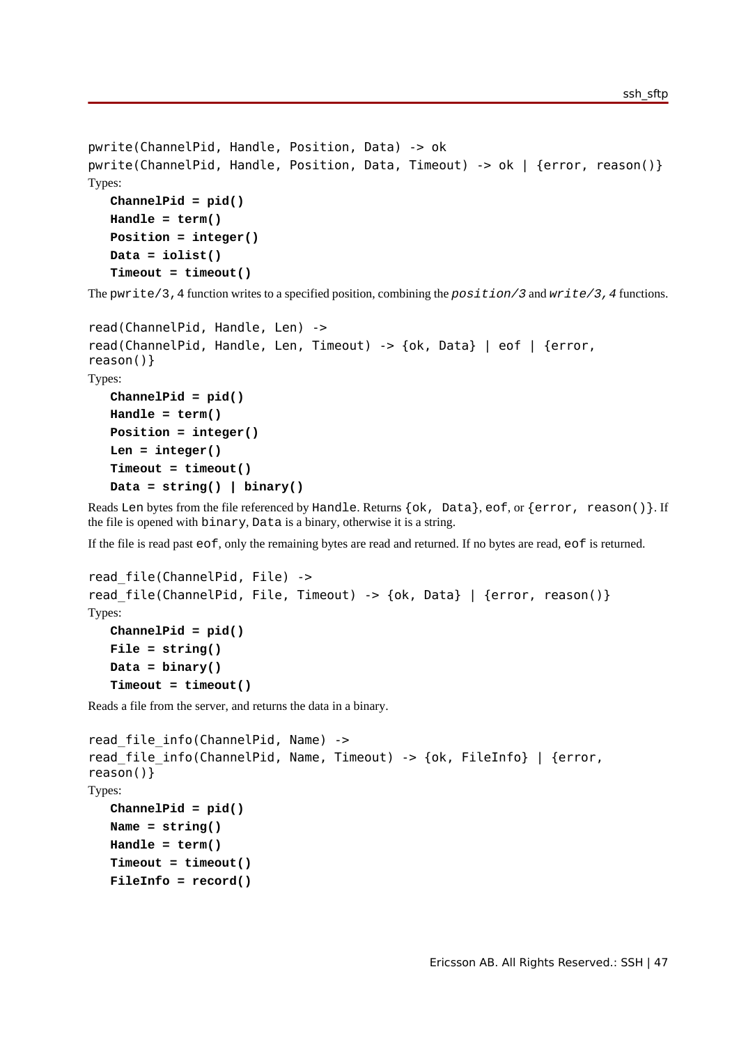```
pwrite(ChannelPid, Handle, Position, Data) -> ok
pwrite(ChannelPid, Handle, Position, Data, Timeout) -> ok | {error, reason()}
```

Types:

**ChannelPid = pid()**
**Handle = term()**
**Position = integer()**
**Data = iolist()**
**Timeout = timeout()**

The `pwrite/3,4` function writes to a specified position, combining the *position/3* and *write/3,4* functions.

```
read(ChannelPid, Handle, Len) ->
read(ChannelPid, Handle, Len, Timeout) -> {ok, Data} | eof | {error,
reason()}
```

Types:

**ChannelPid = pid()**
**Handle = term()**
**Position = integer()**
**Len = integer()**
**Timeout = timeout()**
**Data = string() | binary()**

Reads `Len` bytes from the file referenced by `Handle`. Returns `{ok, Data}`, `eof`, or `{error, reason()}`. If the file is opened with `binary`, `Data` is a binary, otherwise it is a string.

If the file is read past `eof`, only the remaining bytes are read and returned. If no bytes are read, `eof` is returned.

```
read_file(ChannelPid, File) ->
read_file(ChannelPid, File, Timeout) -> {ok, Data} | {error, reason()}
```

Types:

**ChannelPid = pid()**
**File = string()**
**Data = binary()**
**Timeout = timeout()**

Reads a file from the server, and returns the data in a binary.

```
read_file_info(ChannelPid, Name) ->
read_file_info(ChannelPid, Name, Timeout) -> {ok, FileInfo} | {error,
reason()}
```

Types:

**ChannelPid = pid()**
**Name = string()**
**Handle = term()**
**Timeout = timeout()**
**FileInfo = record()**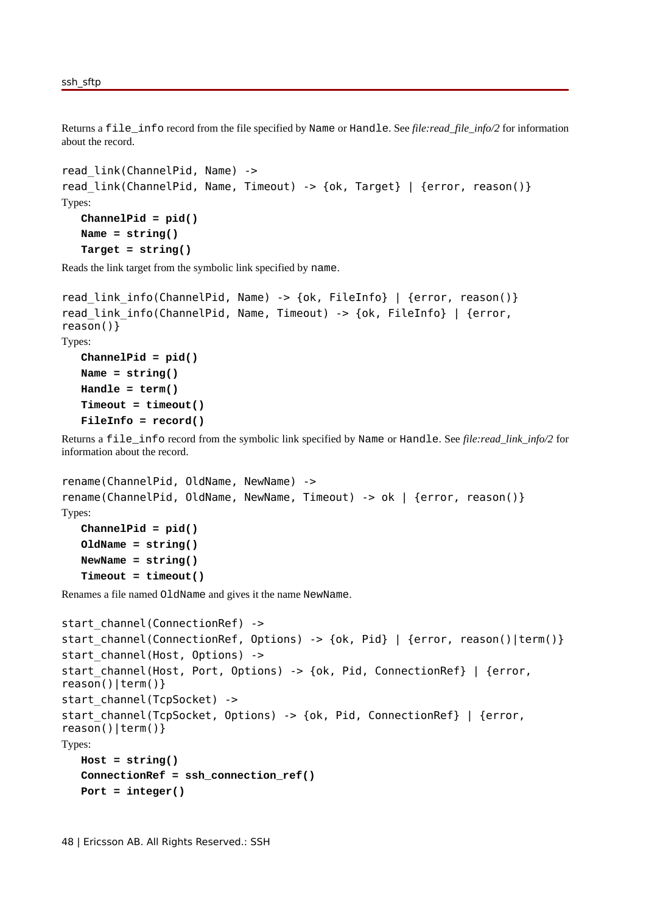Returns a `file_info` record from the file specified by `Name` or `Handle`. See *file:read_file_info/2* for information about the record.

```
read_link(ChannelPid, Name) ->
read_link(ChannelPid, Name, Timeout) -> {ok, Target} | {error, reason()}
```

Types:

**`ChannelPid = pid()`**
**`Name = string()`**
**`Target = string()`**

Reads the link target from the symbolic link specified by `name`.

```
read_link_info(ChannelPid, Name) -> {ok, FileInfo} | {error, reason()}
read_link_info(ChannelPid, Name, Timeout) -> {ok, FileInfo} | {error,
reason()}
```

Types:

**`ChannelPid = pid()`**
**`Name = string()`**
**`Handle = term()`**
**`Timeout = timeout()`**
**`FileInfo = record()`**

Returns a `file_info` record from the symbolic link specified by `Name` or `Handle`. See *file:read_link_info/2* for information about the record.

```
rename(ChannelPid, OldName, NewName) ->
rename(ChannelPid, OldName, NewName, Timeout) -> ok | {error, reason()}
```

Types:

**`ChannelPid = pid()`**
**`OldName = string()`**
**`NewName = string()`**
**`Timeout = timeout()`**

Renames a file named `OldName` and gives it the name `NewName`.

```
start_channel(ConnectionRef) ->
start_channel(ConnectionRef, Options) -> {ok, Pid} | {error, reason()|term()}
start_channel(Host, Options) ->
start_channel(Host, Port, Options) -> {ok, Pid, ConnectionRef} | {error,
reason()|term()}
start_channel(TcpSocket) ->
start_channel(TcpSocket, Options) -> {ok, Pid, ConnectionRef} | {error,
reason()|term()}
```

Types:

**`Host = string()`**
**`ConnectionRef = ssh_connection_ref()`**
**`Port = integer()`**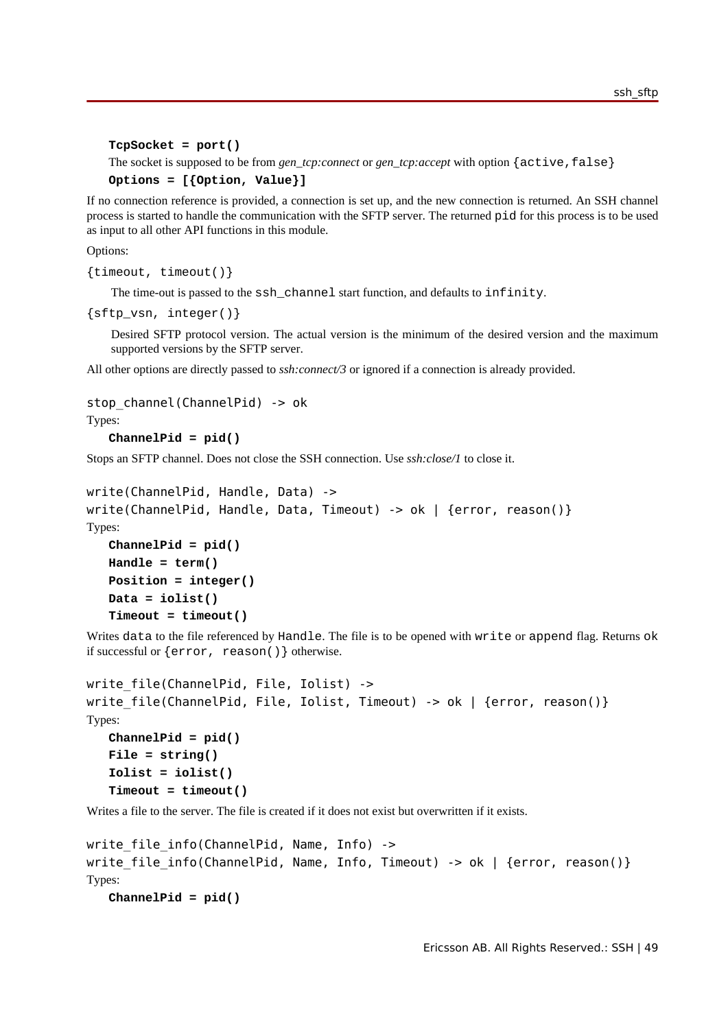**TcpSocket = port()**

The socket is supposed to be from *gen_tcp:connect* or *gen_tcp:accept* with option `{active,false}`

**Options = [{Option, Value}]**

If no connection reference is provided, a connection is set up, and the new connection is returned. An SSH channel process is started to handle the communication with the SFTP server. The returned `pid` for this process is to be used as input to all other API functions in this module.

Options:

`{timeout, timeout()}`

The time-out is passed to the `ssh_channel` start function, and defaults to `infinity`.

`{sftp_vsn, integer()}`

Desired SFTP protocol version. The actual version is the minimum of the desired version and the maximum supported versions by the SFTP server.

All other options are directly passed to *ssh:connect/3* or ignored if a connection is already provided.

```
stop_channel(ChannelPid) -> ok
```

Types:

**ChannelPid = pid()**

Stops an SFTP channel. Does not close the SSH connection. Use *ssh:close/1* to close it.

```
write(ChannelPid, Handle, Data) ->
write(ChannelPid, Handle, Data, Timeout) -> ok | {error, reason()}
```

Types:

**ChannelPid = pid()**
**Handle = term()**
**Position = integer()**
**Data = iolist()**
**Timeout = timeout()**

Writes `data` to the file referenced by `Handle`. The file is to be opened with `write` or `append` flag. Returns `ok` if successful or `{error, reason()}` otherwise.

```
write_file(ChannelPid, File, Iolist) ->
write_file(ChannelPid, File, Iolist, Timeout) -> ok | {error, reason()}
```

Types:

**ChannelPid = pid()**
**File = string()**
**Iolist = iolist()**
**Timeout = timeout()**

Writes a file to the server. The file is created if it does not exist but overwritten if it exists.

```
write_file_info(ChannelPid, Name, Info) ->
write_file_info(ChannelPid, Name, Info, Timeout) -> ok | {error, reason()}
```

Types:

**ChannelPid = pid()**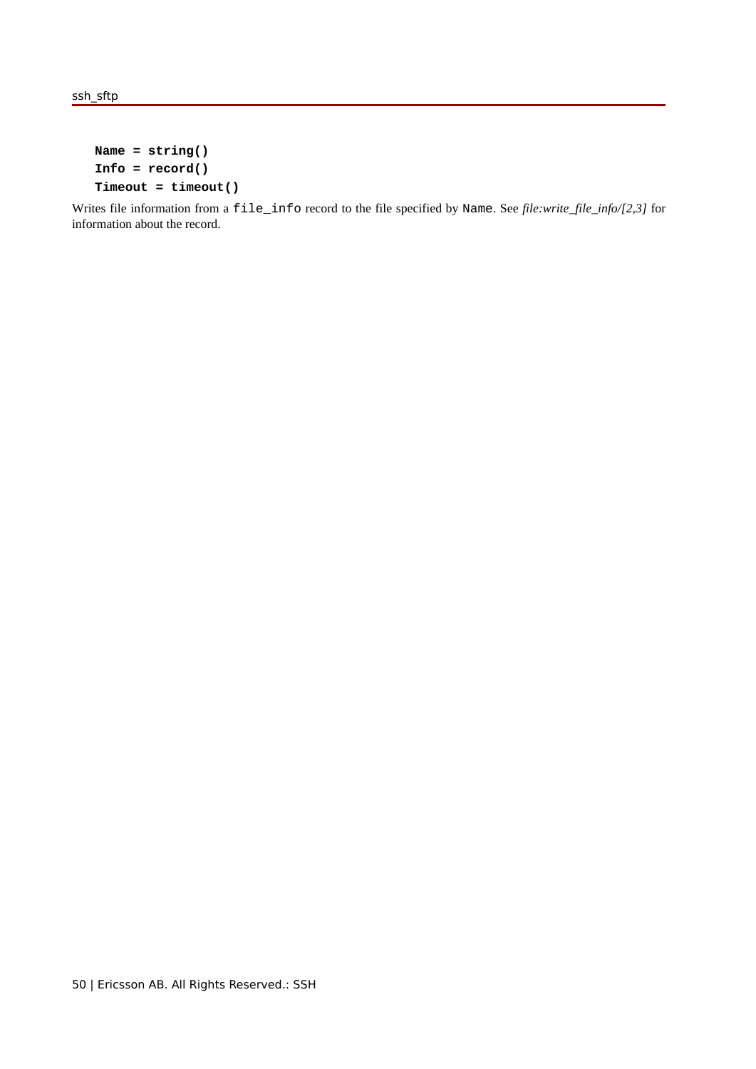**Name = string()**
**Info = record()**
**Timeout = timeout()**

Writes file information from a `file_info` record to the file specified by `Name`. See *file:write_file_info/[2,3]* for information about the record.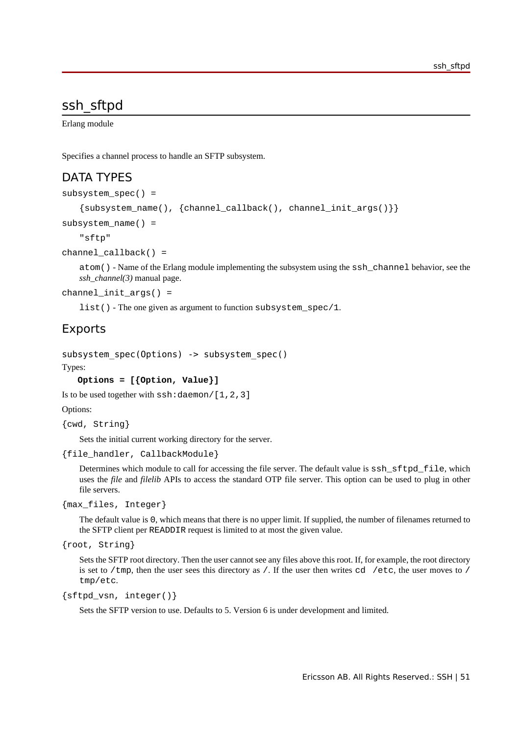# ssh_sftpd

Erlang module

Specifies a channel process to handle an SFTP subsystem.

## DATA TYPES

`subsystem_spec() =`

`{subsystem_name(), {channel_callback(), channel_init_args()}}`

`subsystem_name() =`

`"sftp"`

`channel_callback() =`

`atom()` - Name of the Erlang module implementing the subsystem using the `ssh_channel` behavior, see the *ssh_channel(3)* manual page.

`channel_init_args() =`

`list()` - The one given as argument to function `subsystem_spec/1`.

## Exports

`subsystem_spec(Options) -> subsystem_spec()`

Types:

**`Options = [{Option, Value}]`**

Is to be used together with `ssh:daemon/[1,2,3]`

Options:

`{cwd, String}`

Sets the initial current working directory for the server.

`{file_handler, CallbackModule}`

Determines which module to call for accessing the file server. The default value is `ssh_sftpd_file`, which uses the *file* and *filelib* APIs to access the standard OTP file server. This option can be used to plug in other file servers.

`{max_files, Integer}`

The default value is `0`, which means that there is no upper limit. If supplied, the number of filenames returned to the SFTP client per `READDIR` request is limited to at most the given value.

`{root, String}`

Sets the SFTP root directory. Then the user cannot see any files above this root. If, for example, the root directory is set to `/tmp`, then the user sees this directory as `/`. If the user then writes `cd /etc`, the user moves to `/tmp/etc`.

`{sftpd_vsn, integer()}`

Sets the SFTP version to use. Defaults to 5. Version 6 is under development and limited.